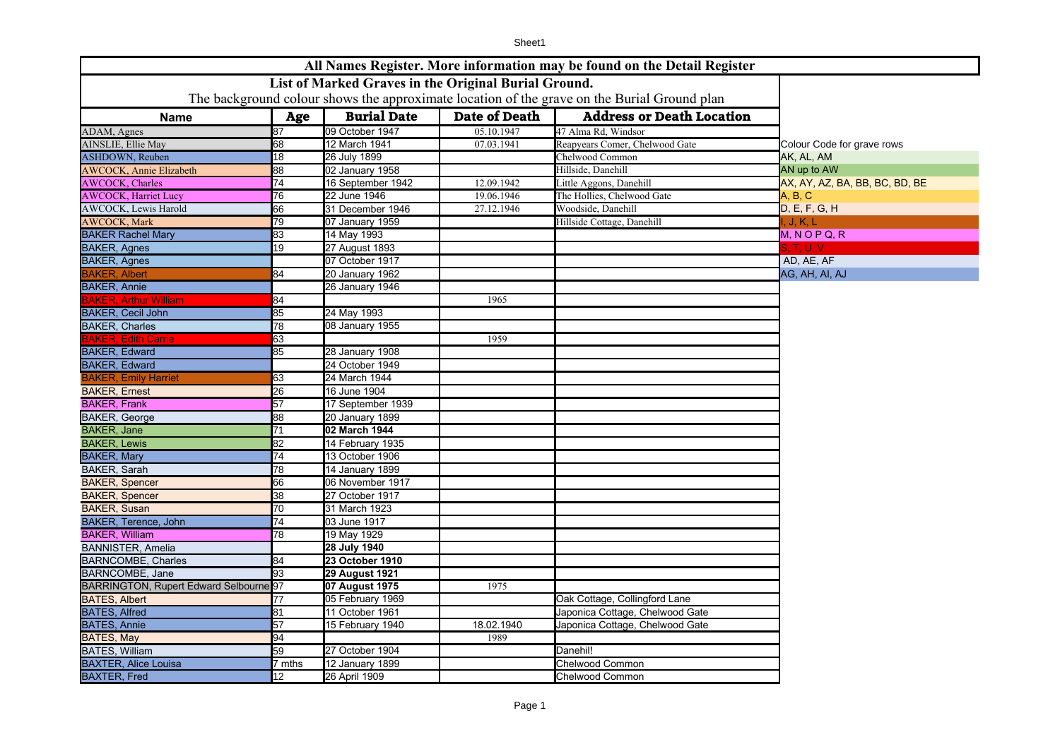# All Names Register. More information may be found on the Detail Register

## List of Marked Graves in the Original Burial Ground.

The background colour shows the approximate location of the grave on the Burial Ground plan

| Name | Age | Burial Date | Date of Death | Address or Death Location |
|---|---|---|---|---|
| ADAM, Agnes | 87 | 09 October 1947 | 05.10.1947 | 47 Alma Rd, Windsor |
| AINSLIE, Ellie May | 68 | 12 March 1941 | 07.03.1941 | Reapyears Comer, Chelwood Gate |
| ASHDOWN, Reuben | 18 | 26 July 1899 | | Chelwood Common |
| AWCOCK, Annie Elizabeth | 88 | 02 January 1958 | | Hillside, Danehill |
| AWCOCK, Charles | 74 | 16 September 1942 | 12.09.1942 | Little Aggons, Danehill |
| AWCOCK, Harriet Lucy | 76 | 22 June 1946 | 19.06.1946 | The Hollies, Chelwood Gate |
| AWCOCK, Lewis Harold | 66 | 31 December 1946 | 27.12.1946 | Woodside, Danehill |
| AWCOCK, Mark | 79 | 07 January 1959 | | Hillside Cottage, Danehill |
| BAKER Rachel Mary | 83 | 14 May 1993 | | |
| BAKER, Agnes | 19 | 27 August 1893 | | |
| BAKER, Agnes | | 07 October 1917 | | |
| BAKER, Albert | 84 | 20 January 1962 | | |
| BAKER, Annie | | 26 January 1946 | | |
| BAKER, Arthur William | 84 | | 1965 | |
| BAKER, Cecil John | 85 | 24 May 1993 | | |
| BAKER, Charles | 78 | 08 January 1955 | | |
| BAKER, Edith Carrie | 63 | | 1959 | |
| BAKER, Edward | 85 | 28 January 1908 | | |
| BAKER, Edward | | 24 October 1949 | | |
| BAKER, Emily Harriet | 63 | 24 March 1944 | | |
| BAKER, Ernest | 26 | 16 June 1904 | | |
| BAKER, Frank | 57 | 17 September 1939 | | |
| BAKER, George | 88 | 20 January 1899 | | |
| BAKER, Jane | 71 | **02 March 1944** | | |
| BAKER, Lewis | 82 | 14 February 1935 | | |
| BAKER, Mary | 74 | 13 October 1906 | | |
| BAKER, Sarah | 78 | 14 January 1899 | | |
| BAKER, Spencer | 66 | 06 November 1917 | | |
| BAKER, Spencer | 38 | 27 October 1917 | | |
| BAKER, Susan | 70 | 31 March 1923 | | |
| BAKER, Terence, John | 74 | 03 June 1917 | | |
| BAKER, William | 78 | 19 May 1929 | | |
| BANNISTER, Amelia | | **28 July 1940** | | |
| BARNCOMBE, Charles | 84 | **23 October 1910** | | |
| BARNCOMBE, Jane | 93 | **29 August 1921** | | |
| BARRINGTON, Rupert Edward Selbourne | 97 | **07 August 1975** | 1975 | |
| BATES, Albert | 77 | 05 February 1969 | | Oak Cottage, Collingford Lane |
| BATES, Alfred | 81 | 11 October 1961 | | Japonica Cottage, Chelwood Gate |
| BATES, Annie | 57 | 15 February 1940 | 18.02.1940 | Japonica Cottage, Chelwood Gate |
| BATES, May | 94 | | 1989 | |
| BATES, William | 59 | 27 October 1904 | | Danehil! |
| BAXTER, Alice Louisa | 7 mths | 12 January 1899 | | Chelwood Common |
| BAXTER, Fred | 12 | 26 April 1909 | | Chelwood Common |

| Colour Code for grave rows |
|---|
| AK, AL, AM |
| AN up to AW |
| AX, AY, AZ, BA, BB, BC, BD, BE |
| A, B, C |
| D, E, F, G, H |
| I, J, K, L |
| M, N O P Q, R |
| S, T, U, V |
| AD, AE, AF |
| AG, AH, AI, AJ |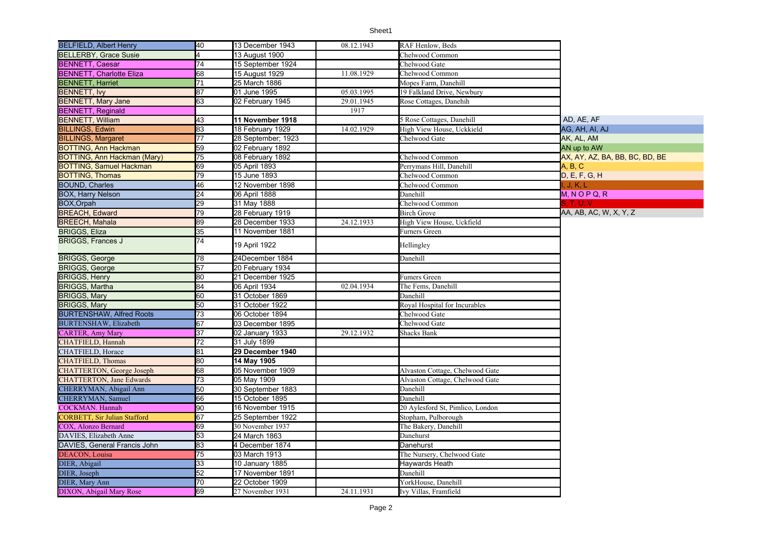| | | | | |
|---|---|---|---|---|
| BELFIELD, Albert Henry | 40 | 13 December 1943 | 08.12.1943 | RAF Henlow, Beds |
| BELLERBY, Grace Susie | 4 | 13 August 1900 | | Chelwood Common |
| BENNETT, Caesar | 74 | 15 September 1924 | | Chelwood Gate |
| BENNETT, Charlotte Eliza | 68 | 15 August 1929 | 11.08.1929 | Chelwood Common |
| BENNETT, Harriet | 71 | 25 March 1886 | | Mopes Farm, Danehill |
| BENNETT, Ivy | 87 | 01 June 1995 | 05.03.1995 | 19 Falkland Drive, Newbury |
| BENNETT, Mary Jane | 63 | 02 February 1945 | 29.01.1945 | Rose Cottages, Danehih |
| BENNETT, Reginald | | | 1917 | |
| BENNETT, William | 43 | **11 November 1918** | | 5 Rose Cottages, Danehill |
| BILLINGS, Edwin | 83 | 18 February 1929 | 14.02.1929 | High View House, Uckkield |
| BILLINGS, Margaret | 77 | 28 September; 1923 | | Chelwood Gate |
| BOTTING, Ann Hackman | 59 | 02 February 1892 | | |
| BOTTING, Ann Hackman (Mary) | 75 | 08 February 1892 | | Chelwood Common |
| BOTTING, Samuel Hackman | 69 | 05 April 1893 | | Perrymans Hill, Danehill |
| BOTTING, Thomas | 79 | 15 June 1893 | | Chelwood Common |
| BOUND, Charles | 46 | 12 November 1898 | | Chelwood Common |
| BOX, Harry Nelson | 24 | 06 April 1888 | | Danehill |
| BOX,Orpah | 29 | 31 May 1888 | | Chelwood Common |
| BREACH, Edward | 79 | 28 February 1919 | | Birch Grove |
| BREECH, Mahala | 89 | 28 December 1933 | 24.12.1933 | High View House, Uckfield |
| BRIGGS, Eliza | 35 | 11 November 1881 | | Furners Green |
| BRIGGS, Frances J | 74 | 19 April 1922 | | Hellingley |
| BRIGGS, George | 78 | 24December 1884 | | Danehill |
| BRIGGS, George | 57 | 20 February 1934 | | |
| BRIGGS, Henry | 80 | 21 December 1925 | | Fumers Green |
| BRIGGS, Martha | 84 | 06 April 1934 | 02.04.1934 | The Fems, Danehill |
| BRIGGS, Mary | 60 | 31 October 1869 | | Danehill |
| BRIGGS, Mary | 50 | 31 October 1922 | | Royal Hospital for Incurables |
| BURTENSHAW, Alfred Roots | 73 | 06 October 1894 | | Chelwood Gate |
| BURTENSHAW, Elizabeth | 67 | 03 December 1895 | | Chelwood Gate |
| CARTER, Amy Mary | 37 | 02 January 1933 | 29.12.1932 | Shacks Bank |
| CHATFIELD, Hannah | 72 | 31 July 1899 | | |
| CHATFIELD, Horace | 81 | **29 December 1940** | | |
| CHATFIELD, Thomas | 80 | **14 May 1905** | | |
| CHATTERTON, George Joseph | 68 | 05 November 1909 | | Alvaston Cottage, Chelwood Gate |
| CHATTERTON, Jane Edwards | 73 | 05 May 1909 | | Alvaston Cottage, Chelwood Gate |
| CHERRYMAN, Abigail Ann | 50 | 30 September 1883 | | Danehill |
| CHERRYMAN, Samuel | 66 | 15 October 1895 | | Danehill |
| COCKMAN. Hannah | 90 | 16 November 1915 | | 20 Aylesford St, Pimlico, London |
| CORBETT, Sir Julian Stafford | 67 | 25 September 1922 | | Stopham, Pulborough |
| COX, Alonzo Bernard | 69 | 30 November 1937 | | The Bakery, Danehill |
| DAVIES, Elizabeth Anne | 53 | 24 March 1863 | | Danehurst |
| DAVIES, General Francis John | 83 | 4 December 1874 | | Danehurst |
| DEACON, Louisa | 75 | 03 March 1913 | | The Nursery, Chelwood Gate |
| DIER, Abigail | 33 | 10 January 1885 | | Haywards Heath |
| DIER, Joseph | 52 | 17 November 1891 | | Danehill |
| DIER, Mary Ann | 70 | 22 October 1909 | | YorkHouse, Danehill |
| DIXON, Abigail Mary Rose | 69 | 27 November 1931 | 24.11.1931 | Ivy Villas, Framfield |

| Key |
|---|
| AD, AE, AF |
| AG, AH, AI, AJ |
| AK, AL, AM |
| AN up to AW |
| AX, AY, AZ, BA, BB, BC, BD, BE |
| A, B, C |
| D, E, F, G, H |
| I, J, K, L |
| M, N O P Q, R |
| S, T, U, V |
| AA, AB, AC, W, X, Y, Z |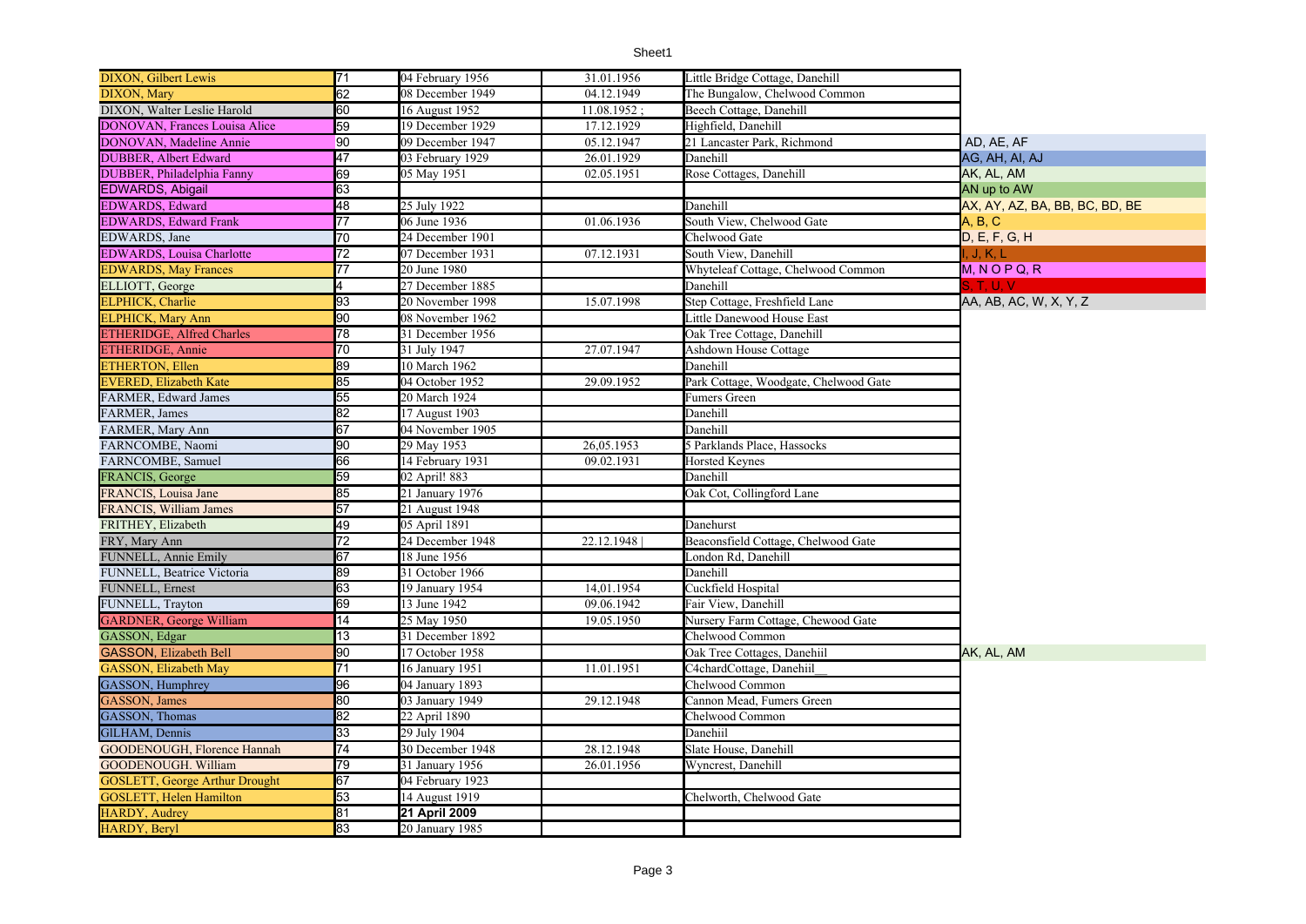Sheet1

| | | | | | |
|---|---|---|---|---|---|
| DIXON, Gilbert Lewis | 71 | 04 February 1956 | 31.01.1956 | Little Bridge Cottage, Danehill | |
| DIXON, Mary | 62 | 08 December 1949 | 04.12.1949 | The Bungalow, Chelwood Common | |
| DIXON, Walter Leslie Harold | 60 | 16 August 1952 | 11.08.1952 ; | Beech Cottage, Danehill | |
| DONOVAN, Frances Louisa Alice | 59 | 19 December 1929 | 17.12.1929 | Highfield, Danehill | |
| DONOVAN, Madeline Annie | 90 | 09 December 1947 | 05.12.1947 | 21 Lancaster Park, Richmond | AD, AE, AF |
| DUBBER, Albert Edward | 47 | 03 February 1929 | 26.01.1929 | Danehill | AG, AH, AI, AJ |
| DUBBER, Philadelphia Fanny | 69 | 05 May 1951 | 02.05.1951 | Rose Cottages, Danehill | AK, AL, AM |
| EDWARDS, Abigail | 63 | | | | AN up to AW |
| EDWARDS, Edward | 48 | 25 July 1922 | | Danehill | AX, AY, AZ, BA, BB, BC, BD, BE |
| EDWARDS, Edward Frank | 77 | 06 June 1936 | 01.06.1936 | South View, Chelwood Gate | A, B, C |
| EDWARDS, Jane | 70 | 24 December 1901 | | Chelwood Gate | D, E, F, G, H |
| EDWARDS, Louisa Charlotte | 72 | 07 December 1931 | 07.12.1931 | South View, Danehill | I, J, K, L |
| EDWARDS, May Frances | 77 | 20 June 1980 | | Whyteleaf Cottage, Chelwood Common | M, N O P Q, R |
| ELLIOTT, George | 4 | 27 December 1885 | | Danehill | S, T, U, V |
| ELPHICK, Charlie | 93 | 20 November 1998 | 15.07.1998 | Step Cottage, Freshfield Lane | AA, AB, AC, W, X, Y, Z |
| ELPHICK, Mary Ann | 90 | 08 November 1962 | | Little Danewood House East | |
| ETHERIDGE, Alfred Charles | 78 | 31 December 1956 | | Oak Tree Cottage, Danehill | |
| ETHERIDGE, Annie | 70 | 31 July 1947 | 27.07.1947 | Ashdown House Cottage | |
| ETHERTON, Ellen | 89 | 10 March 1962 | | Danehill | |
| EVERED, Elizabeth Kate | 85 | 04 October 1952 | 29.09.1952 | Park Cottage, Woodgate, Chelwood Gate | |
| FARMER, Edward James | 55 | 20 March 1924 | | Fumers Green | |
| FARMER, James | 82 | 17 August 1903 | | Danehill | |
| FARMER, Mary Ann | 67 | 04 November 1905 | | Danehill | |
| FARNCOMBE, Naomi | 90 | 29 May 1953 | 26,05.1953 | 5 Parklands Place, Hassocks | |
| FARNCOMBE, Samuel | 66 | 14 February 1931 | 09.02.1931 | Horsted Keynes | |
| FRANCIS, George | 59 | 02 April! 883 | | Danehill | |
| FRANCIS, Louisa Jane | 85 | 21 January 1976 | | Oak Cot, Collingford Lane | |
| FRANCIS, William James | 57 | 21 August 1948 | | | |
| FRITHEY, Elizabeth | 49 | 05 April 1891 | | Danehurst | |
| FRY, Mary Ann | 72 | 24 December 1948 | 22.12.1948 \| | Beaconsfield Cottage, Chelwood Gate | |
| FUNNELL, Annie Emily | 67 | 18 June 1956 | | London Rd, Danehill | |
| FUNNELL, Beatrice Victoria | 89 | 31 October 1966 | | Danehill | |
| FUNNELL, Ernest | 63 | 19 January 1954 | 14,01.1954 | Cuckfield Hospital | |
| FUNNELL, Trayton | 69 | 13 June 1942 | 09.06.1942 | Fair View, Danehill | |
| GARDNER, George William | 14 | 25 May 1950 | 19.05.1950 | Nursery Farm Cottage, Chewood Gate | |
| GASSON, Edgar | 13 | 31 December 1892 | | Chelwood Common | |
| GASSON, Elizabeth Bell | 90 | 17 October 1958 | | Oak Tree Cottages, Danehiil | AK, AL, AM |
| GASSON, Elizabeth May | 71 | 16 January 1951 | 11.01.1951 | C4chardCottage, Danehiil__ | |
| GASSON, Humphrey | 96 | 04 January 1893 | | Chelwood Common | |
| GASSON, James | 80 | 03 January 1949 | 29.12.1948 | Cannon Mead, Fumers Green | |
| GASSON, Thomas | 82 | 22 April 1890 | | Chelwood Common | |
| GlLHAM, Dennis | 33 | 29 July 1904 | | Danehiil | |
| GOODENOUGH, Florence Hannah | 74 | 30 December 1948 | 28.12.1948 | Slate House, Danehill | |
| GOODENOUGH. William | 79 | 31 January 1956 | 26.01.1956 | Wyncrest, Danehill | |
| GOSLETT, George Arthur Drought | 67 | 04 February 1923 | | | |
| GOSLETT, Helen Hamilton | 53 | 14 August 1919 | | Chelworth, Chelwood Gate | |
| HARDY, Audrey | 81 | **21 April 2009** | | | |
| HARDY, Beryl | 83 | 20 January 1985 | | | |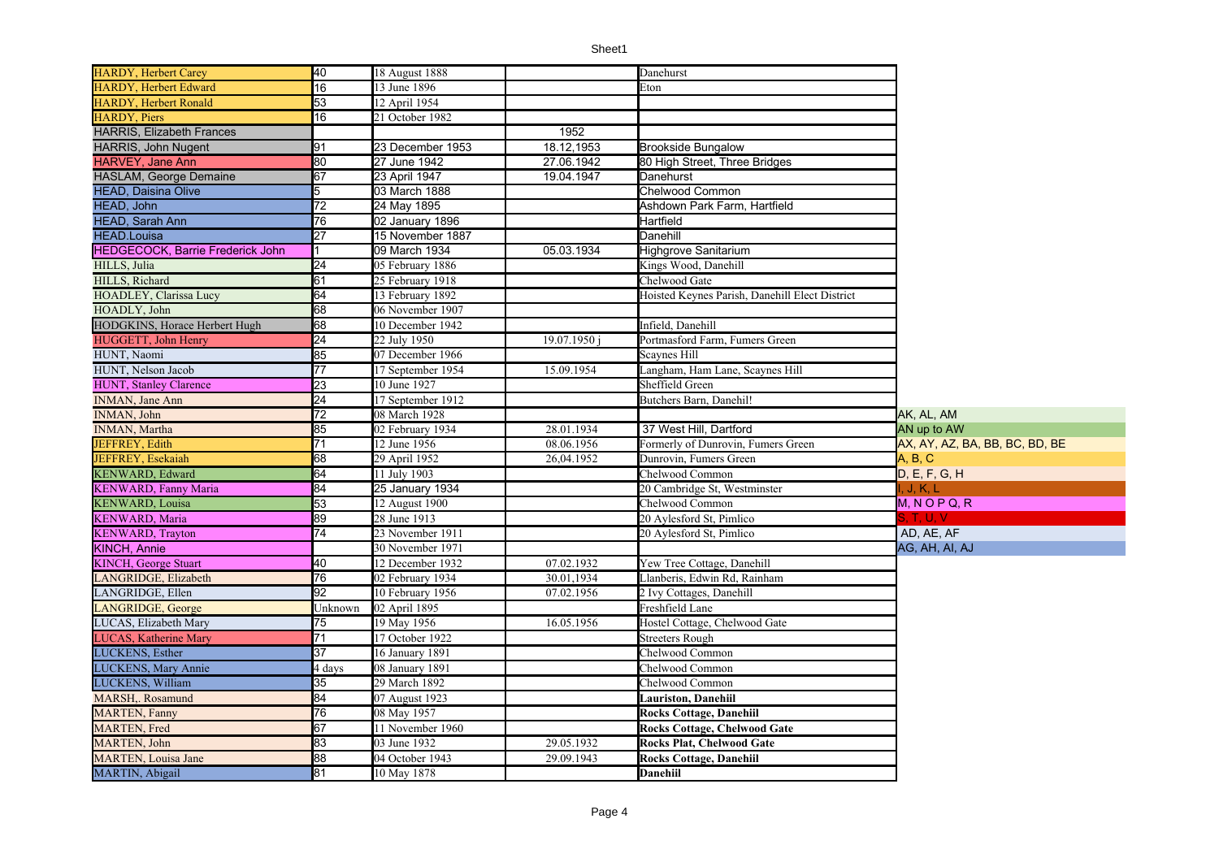| | | | | |
|---|---|---|---|---|
| HARDY, Herbert Carey | 40 | 18 August 1888 | | Danehurst |
| HARDY, Herbert Edward | 16 | 13 June 1896 | | Eton |
| HARDY, Herbert Ronald | 53 | 12 April 1954 | | |
| HARDY, Piers | 16 | 21 October 1982 | | |
| HARRIS, Elizabeth Frances | | | 1952 | |
| HARRIS, John Nugent | 91 | 23 December 1953 | 18.12,1953 | Brookside Bungalow |
| HARVEY, Jane Ann | 80 | 27 June 1942 | 27.06.1942 | 80 High Street, Three Bridges |
| HASLAM, George Demaine | 67 | 23 April 1947 | 19.04.1947 | Danehurst |
| HEAD, Daisina Olive | 5 | 03 March 1888 | | Chelwood Common |
| HEAD, John | 72 | 24 May 1895 | | Ashdown Park Farm, Hartfield |
| HEAD, Sarah Ann | 76 | 02 January 1896 | | Hartfield |
| HEAD.Louisa | 27 | 15 November 1887 | | Danehill |
| HEDGECOCK, Barrie Frederick John | 1 | 09 March 1934 | 05.03.1934 | Highgrove Sanitarium |
| HILLS, Julia | 24 | 05 February 1886 | | Kings Wood, Danehill |
| HILLS, Richard | 61 | 25 February 1918 | | Chelwood Gate |
| HOADLEY, Clarissa Lucy | 64 | 13 February 1892 | | Hoisted Keynes Parish, Danehill Elect District |
| HOADLY, John | 68 | 06 November 1907 | | |
| HODGKINS, Horace Herbert Hugh | 68 | 10 December 1942 | | Infield, Danehill |
| HUGGETT, John Henry | 24 | 22 July 1950 | 19.07.1950 j | Portmasford Farm, Fumers Green |
| HUNT, Naomi | 85 | 07 December 1966 | | Scaynes Hill |
| HUNT, Nelson Jacob | 77 | 17 September 1954 | 15.09.1954 | Langham, Ham Lane, Scaynes Hill |
| HUNT, Stanley Clarence | 23 | 10 June 1927 | | Sheffield Green |
| INMAN, Jane Ann | 24 | 17 September 1912 | | Butchers Barn, Danehil! |
| INMAN, John | 72 | 08 March 1928 | | |
| INMAN, Martha | 85 | 02 February 1934 | 28.01.1934 | 37 West Hill, Dartford |
| JEFFREY, Edith | 71 | 12 June 1956 | 08.06.1956 | Formerly of Dunrovin, Fumers Green |
| JEFFREY, Esekaiah | 68 | 29 April 1952 | 26,04.1952 | Dunrovin, Fumers Green |
| KENWARD, Edward | 64 | 11 July 1903 | | Chelwood Common |
| KENWARD, Fanny Maria | 84 | 25 January 1934 | | 20 Cambridge St, Westminster |
| KENWARD, Louisa | 53 | 12 August 1900 | | Chelwood Common |
| KENWARD, Maria | 89 | 28 June 1913 | | 20 Aylesford St, Pimlico |
| KENWARD, Trayton | 74 | 23 November 1911 | | 20 Aylesford St, Pimlico |
| KINCH, Annie | | 30 November 1971 | | |
| KINCH, George Stuart | 40 | 12 December 1932 | 07.02.1932 | Yew Tree Cottage, Danehill |
| LANGRIDGE, Elizabeth | 76 | 02 February 1934 | 30.01.1934 | Llanberis, Edwin Rd, Rainham |
| LANGRIDGE, Ellen | 92 | 10 February 1956 | 07.02.1956 | 2 Ivy Cottages, Danehill |
| LANGRIDGE, George | Unknown | 02 April 1895 | | Freshfield Lane |
| LUCAS, Elizabeth Mary | 75 | 19 May 1956 | 16.05.1956 | Hostel Cottage, Chelwood Gate |
| LUCAS, Katherine Mary | 71 | 17 October 1922 | | Streeters Rough |
| LUCKENS, Esther | 37 | 16 January 1891 | | Chelwood Common |
| LUCKENS, Mary Annie | 4 days | 08 January 1891 | | Chelwood Common |
| LUCKENS, William | 35 | 29 March 1892 | | Chelwood Common |
| MARSH,. Rosamund | 84 | 07 August 1923 | | **Lauriston, Danehiil** |
| MARTEN, Fanny | 76 | 08 May 1957 | | **Rocks Cottage, Danehiil** |
| MARTEN, Fred | 67 | 11 November 1960 | | **Rocks Cottage, Chelwood Gate** |
| MARTEN, John | 83 | 03 June 1932 | 29.05.1932 | **Rocks Plat, Chelwood Gate** |
| MARTEN, Louisa Jane | 88 | 04 October 1943 | 29.09.1943 | **Rocks Cottage, Danehiil** |
| MARTIN, Abigail | 81 | 10 May 1878 | | **Danehiil** |

| |
|---|
| AK, AL, AM |
| AN up to AW |
| AX, AY, AZ, BA, BB, BC, BD, BE |
| A, B, C |
| D, E, F, G, H |
| I, J, K, L |
| M, N O P Q, R |
| S, T, U, V |
| AD, AE, AF |
| AG, AH, AI, AJ |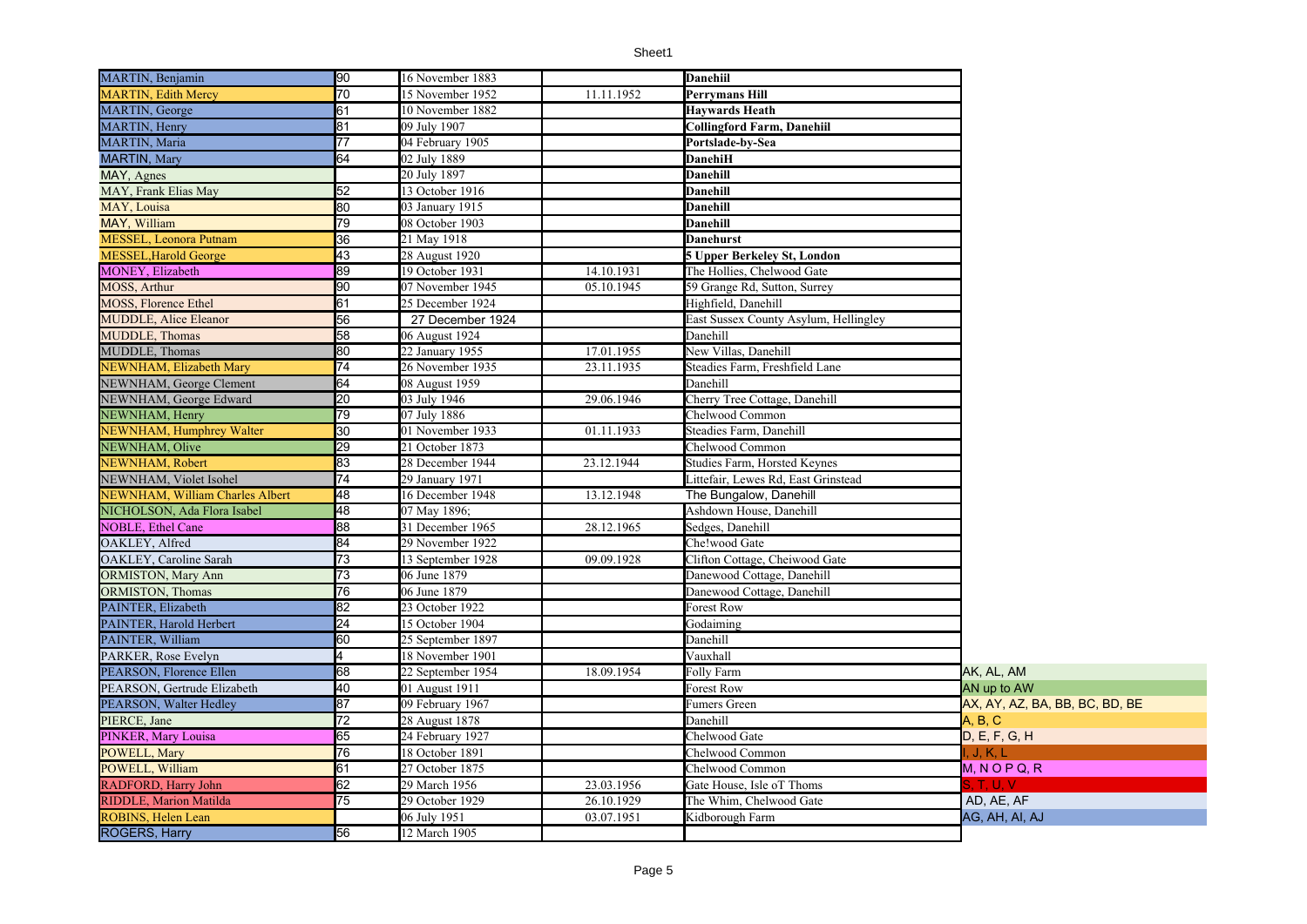| | | | | | |
|---|---|---|---|---|---|
| MARTIN, Benjamin | 90 | 16 November 1883 | | **Danehiil** | |
| MARTIN, Edith Mercy | 70 | 15 November 1952 | 11.11.1952 | **Perrymans Hill** | |
| MARTIN, George | 61 | 10 November 1882 | | **Haywards Heath** | |
| MARTIN, Henry | 81 | 09 July 1907 | | **Collingford Farm, Danehiil** | |
| MARTIN, Maria | 77 | 04 February 1905 | | **Portslade-by-Sea** | |
| MARTIN, Mary | 64 | 02 July 1889 | | **DanehiH** | |
| MAY, Agnes | | 20 July 1897 | | **Danehill** | |
| MAY, Frank Elias May | 52 | 13 October 1916 | | **Danehill** | |
| MAY, Louisa | 80 | 03 January 1915 | | **Danehill** | |
| MAY, William | 79 | 08 October 1903 | | **Danehill** | |
| MESSEL, Leonora Putnam | 36 | 21 May 1918 | | **Danehurst** | |
| MESSEL,Harold George | 43 | 28 August 1920 | | **5 Upper Berkeley St, London** | |
| MONEY, Elizabeth | 89 | 19 October 1931 | 14.10.1931 | The Hollies, Chelwood Gate | |
| MOSS, Arthur | 90 | 07 November 1945 | 05.10.1945 | 59 Grange Rd, Sutton, Surrey | |
| MOSS, Florence Ethel | 61 | 25 December 1924 | | Highfield, Danehill | |
| MUDDLE, Alice Eleanor | 56 | 27 December 1924 | | East Sussex County Asylum, Hellingley | |
| MUDDLE, Thomas | 58 | 06 August 1924 | | Danehill | |
| MUDDLE, Thomas | 80 | 22 January 1955 | 17.01.1955 | New Villas, Danehill | |
| NEWNHAM, Elizabeth Mary | 74 | 26 November 1935 | 23.11.1935 | Steadies Farm, Freshfield Lane | |
| NEWNHAM, George Clement | 64 | 08 August 1959 | | Danehill | |
| NEWNHAM, George Edward | 20 | 03 July 1946 | 29.06.1946 | Cherry Tree Cottage, Danehill | |
| NEWNHAM, Henry | 79 | 07 July 1886 | | Chelwood Common | |
| NEWNHAM, Humphrey Walter | 30 | 01 November 1933 | 01.11.1933 | Steadies Farm, Danehill | |
| NEWNHAM, Olive | 29 | 21 October 1873 | | Chelwood Common | |
| NEWNHAM, Robert | 83 | 28 December 1944 | 23.12.1944 | Studies Farm, Horsted Keynes | |
| NEWNHAM, Violet Isohel | 74 | 29 January 1971 | | Littefair, Lewes Rd, East Grinstead | |
| NEWNHAM, William Charles Albert | 48 | 16 December 1948 | 13.12.1948 | The Bungalow, Danehill | |
| NICHOLSON, Ada Flora Isabel | 48 | 07 May 1896; | | Ashdown House, Danehill | |
| NOBLE, Ethel Cane | 88 | 31 December 1965 | 28.12.1965 | Sedges, Danehill | |
| OAKLEY, Alfred | 84 | 29 November 1922 | | Che!wood Gate | |
| OAKLEY, Caroline Sarah | 73 | 13 September 1928 | 09.09.1928 | Clifton Cottage, Cheiwood Gate | |
| ORMISTON, Mary Ann | 73 | 06 June 1879 | | Danewood Cottage, Danehill | |
| ORMISTON, Thomas | 76 | 06 June 1879 | | Danewood Cottage, Danehill | |
| PAINTER, Elizabeth | 82 | 23 October 1922 | | Forest Row | |
| PAINTER, Harold Herbert | 24 | 15 October 1904 | | Godaiming | |
| PAINTER, William | 60 | 25 September 1897 | | Danehill | |
| PARKER, Rose Evelyn | 4 | 18 November 1901 | | Vauxhall | |
| PEARSON, Florence Ellen | 68 | 22 September 1954 | 18.09.1954 | Folly Farm | AK, AL, AM |
| PEARSON, Gertrude Elizabeth | 40 | 01 August 1911 | | Forest Row | AN up to AW |
| PEARSON, Walter Hedley | 87 | 09 February 1967 | | Fumers Green | AX, AY, AZ, BA, BB, BC, BD, BE |
| PIERCE, Jane | 72 | 28 August 1878 | | Danehill | A, B, C |
| PINKER, Mary Louisa | 65 | 24 February 1927 | | Chelwood Gate | D, E, F, G, H |
| POWELL, Mary | 76 | 18 October 1891 | | Chelwood Common | I, J, K, L |
| POWELL, William | 61 | 27 October 1875 | | Chelwood Common | M, N O P Q, R |
| RADFORD, Harry John | 62 | 29 March 1956 | 23.03.1956 | Gate House, Isle oT Thoms | S, T, U, V |
| RIDDLE, Marion Matilda | 75 | 29 October 1929 | 26.10.1929 | The Whim, Chelwood Gate | AD, AE, AF |
| ROBINS, Helen Lean | | 06 July 1951 | 03.07.1951 | Kidborough Farm | AG, AH, AI, AJ |
| ROGERS, Harry | 56 | 12 March 1905 | | | |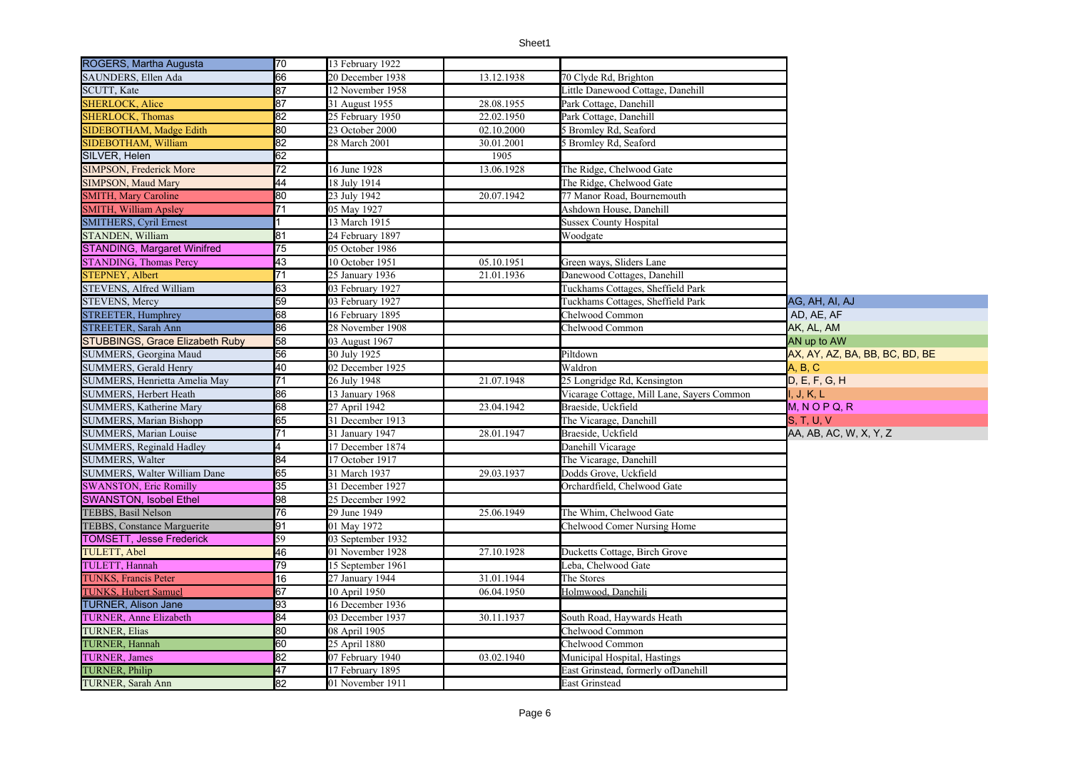| | | | | |
|---|---|---|---|---|
| ROGERS, Martha Augusta | 70 | 13 February 1922 | | |
| SAUNDERS, Ellen Ada | 66 | 20 December 1938 | 13.12.1938 | 70 Clyde Rd, Brighton |
| SCUTT, Kate | 87 | 12 November 1958 | | Little Danewood Cottage, Danehill |
| SHERLOCK, Alice | 87 | 31 August 1955 | 28.08.1955 | Park Cottage, Danehill |
| SHERLOCK, Thomas | 82 | 25 February 1950 | 22.02.1950 | Park Cottage, Danehill |
| SIDEBOTHAM, Madge Edith | 80 | 23 October 2000 | 02.10.2000 | 5 Bromley Rd, Seaford |
| SIDEBOTHAM, William | 82 | 28 March 2001 | 30.01.2001 | 5 Bromley Rd, Seaford |
| SILVER, Helen | 62 | | 1905 | |
| SIMPSON, Frederick More | 72 | 16 June 1928 | 13.06.1928 | The Ridge, Chelwood Gate |
| SIMPSON, Maud Mary | 44 | 18 July 1914 | | The Ridge, Chelwood Gate |
| SMITH, Mary Caroline | 80 | 23 July 1942 | 20.07.1942 | 77 Manor Road, Bournemouth |
| SMITH, William Apsley | 71 | 05 May 1927 | | Ashdown House, Danehill |
| SMITHERS, Cyril Ernest | 1 | 13 March 1915 | | Sussex County Hospital |
| STANDEN, William | 81 | 24 February 1897 | | Woodgate |
| STANDING, Margaret Winifred | 75 | 05 October 1986 | | |
| STANDING, Thomas Percy | 43 | 10 October 1951 | 05.10.1951 | Green ways, Sliders Lane |
| STEPNEY, Albert | 71 | 25 January 1936 | 21.01.1936 | Danewood Cottages, Danehill |
| STEVENS, Alfred William | 63 | 03 February 1927 | | Tuckhams Cottages, Sheffield Park |
| STEVENS, Mercy | 59 | 03 February 1927 | | Tuckhams Cottages, Sheffield Park |
| STREETER, Humphrey | 68 | 16 February 1895 | | Chelwood Common |
| STREETER, Sarah Ann | 86 | 28 November 1908 | | Chelwood Common |
| STUBBINGS, Grace Elizabeth Ruby | 58 | 03 August 1967 | | |
| SUMMERS, Georgina Maud | 56 | 30 July 1925 | | Piltdown |
| SUMMERS, Gerald Henry | 40 | 02 December 1925 | | Waldron |
| SUMMERS, Henrietta Amelia May | 71 | 26 July 1948 | 21.07.1948 | 25 Longridge Rd, Kensington |
| SUMMERS, Herbert Heath | 86 | 13 January 1968 | | Vicarage Cottage, Mill Lane, Sayers Common |
| SUMMERS, Katherine Mary | 68 | 27 April 1942 | 23.04.1942 | Braeside, Uckfield |
| SUMMERS, Marian Bishopp | 65 | 31 December 1913 | | The Vicarage, Danehill |
| SUMMERS, Marian Louise | 71 | 31 January 1947 | 28.01.1947 | Braeside, Uckfield |
| SUMMERS, Reginald Hadley | 4 | 17 December 1874 | | Danehill Vicarage |
| SUMMERS, Walter | 84 | 17 October 1917 | | The Vicarage, Danehill |
| SUMMERS, Walter William Dane | 65 | 31 March 1937 | 29.03.1937 | Dodds Grove, Uckfield |
| SWANSTON, Eric Romilly | 35 | 31 December 1927 | | Orchardfield, Chelwood Gate |
| SWANSTON, Isobel Ethel | 98 | 25 December 1992 | | |
| TEBBS, Basil Nelson | 76 | 29 June 1949 | 25.06.1949 | The Whim, Chelwood Gate |
| TEBBS, Constance Marguerite | 91 | 01 May 1972 | | Chelwood Comer Nursing Home |
| TOMSETT, Jesse Frederick | 59 | 03 September 1932 | | |
| TULETT, Abel | 46 | 01 November 1928 | 27.10.1928 | Ducketts Cottage, Birch Grove |
| TULETT, Hannah | 79 | 15 September 1961 | | Leba, Chelwood Gate |
| TUNKS, Francis Peter | 16 | 27 January 1944 | 31.01.1944 | The Stores |
| TUNKS, Hubert Samuel | 67 | 10 April 1950 | 06.04.1950 | Holmwood, Danehili |
| TURNER, Alison Jane | 93 | 16 December 1936 | | |
| TURNER, Anne Elizabeth | 84 | 03 December 1937 | 30.11.1937 | South Road, Haywards Heath |
| TURNER, Elias | 80 | 08 April 1905 | | Chelwood Common |
| TURNER, Hannah | 60 | 25 April 1880 | | Chelwood Common |
| TURNER, James | 82 | 07 February 1940 | 03.02.1940 | Municipal Hospital, Hastings |
| TURNER, Philip | 47 | 17 February 1895 | | East Grinstead, formerly ofDanehill |
| TURNER, Sarah Ann | 82 | 01 November 1911 | | East Grinstead |

| Key |
|---|
| AG, AH, AI, AJ |
| AD, AE, AF |
| AK, AL, AM |
| AN up to AW |
| AX, AY, AZ, BA, BB, BC, BD, BE |
| A, B, C |
| D, E, F, G, H |
| I, J, K, L |
| M, N O P Q, R |
| S, T, U, V |
| AA, AB, AC, W, X, Y, Z |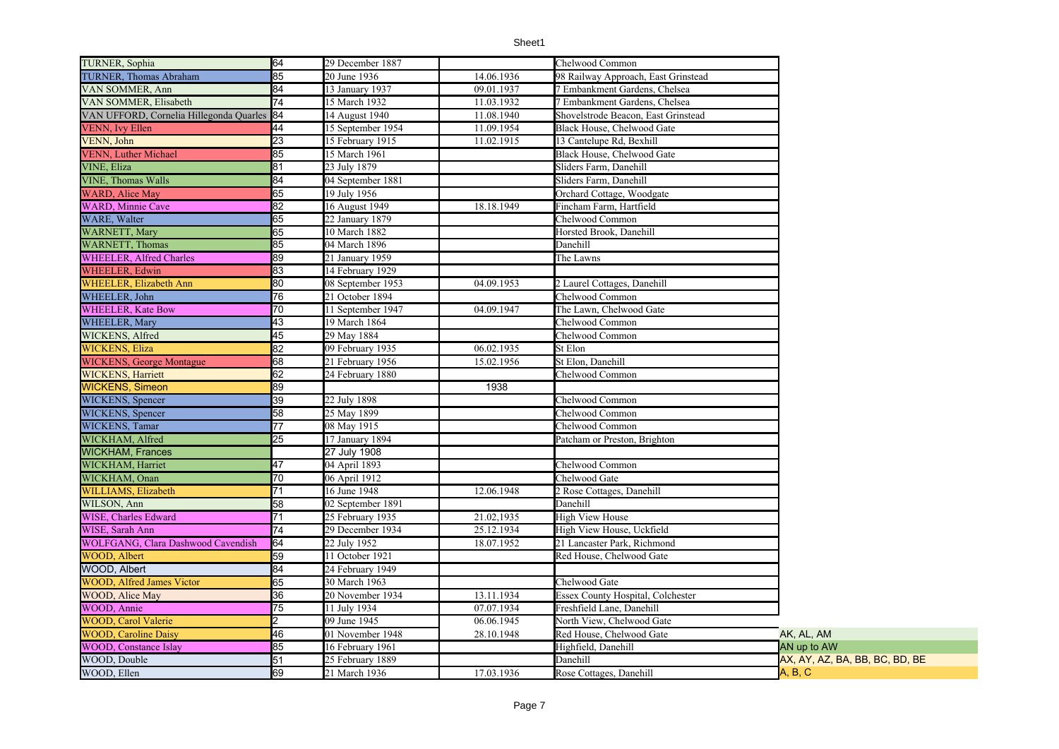| | | | | | |
|---|---|---|---|---|---|
| TURNER, Sophia | 64 | 29 December 1887 | | Chelwood Common | |
| TURNER, Thomas Abraham | 85 | 20 June 1936 | 14.06.1936 | 98 Railway Approach, East Grinstead | |
| VAN SOMMER, Ann | 84 | 13 January 1937 | 09.01.1937 | 7 Embankment Gardens, Chelsea | |
| VAN SOMMER, Elisabeth | 74 | 15 March 1932 | 11.03.1932 | 7 Embankment Gardens, Chelsea | |
| VAN UFFORD, Cornelia Hillegonda Quarles | 84 | 14 August 1940 | 11.08.1940 | Shovelstrode Beacon, East Grinstead | |
| VENN, Ivy Ellen | 44 | 15 September 1954 | 11.09.1954 | Black House, Chelwood Gate | |
| VENN, John | 23 | 15 February 1915 | 11.02.1915 | 13 Cantelupe Rd, Bexhill | |
| VENN, Luther Michael | 85 | 15 March 1961 | | Black House, Chelwood Gate | |
| VINE, Eliza | 81 | 23 July 1879 | | Sliders Farm, Danehill | |
| VINE, Thomas Walls | 84 | 04 September 1881 | | Sliders Farm, Danehill | |
| WARD, Alice May | 65 | 19 July 1956 | | Orchard Cottage, Woodgate | |
| WARD, Minnie Cave | 82 | 16 August 1949 | 18.18.1949 | Fincham Farm, Hartfield | |
| WARE, Walter | 65 | 22 January 1879 | | Chelwood Common | |
| WARNETT, Mary | 65 | 10 March 1882 | | Horsted Brook, Danehill | |
| WARNETT, Thomas | 85 | 04 March 1896 | | Danehill | |
| WHEELER, Alfred Charles | 89 | 21 January 1959 | | The Lawns | |
| WHEELER, Edwin | 83 | 14 February 1929 | | | |
| WHEELER, Elizabeth Ann | 80 | 08 September 1953 | 04.09.1953 | 2 Laurel Cottages, Danehill | |
| WHEELER, John | 76 | 21 October 1894 | | Chelwood Common | |
| WHEELER, Kate Bow | 70 | 11 September 1947 | 04.09.1947 | The Lawn, Chelwood Gate | |
| WHEELER, Mary | 43 | 19 March 1864 | | Chelwood Common | |
| WICKENS, Alfred | 45 | 29 May 1884 | | Chelwood Common | |
| WICKENS, Eliza | 82 | 09 February 1935 | 06.02.1935 | St Elon | |
| WICKENS, George Montague | 68 | 21 February 1956 | 15.02.1956 | St Elon, Danehill | |
| WICKENS, Harriett | 62 | 24 February 1880 | | Chelwood Common | |
| WICKENS, Simeon | 89 | | 1938 | | |
| WICKENS, Spencer | 39 | 22 July 1898 | | Chelwood Common | |
| WICKENS, Spencer | 58 | 25 May 1899 | | Chelwood Common | |
| WICKENS, Tamar | 77 | 08 May 1915 | | Chelwood Common | |
| WICKHAM, Alfred | 25 | 17 January 1894 | | Patcham or Preston, Brighton | |
| WICKHAM, Frances | | 27 July 1908 | | | |
| WICKHAM, Harriet | 47 | 04 April 1893 | | Chelwood Common | |
| WICKHAM, Onan | 70 | 06 April 1912 | | Chelwood Gate | |
| WILLIAMS, Elizabeth | 71 | 16 June 1948 | 12.06.1948 | 2 Rose Cottages, Danehill | |
| WILSON, Ann | 58 | 02 September 1891 | | Danehill | |
| WISE, Charles Edward | 71 | 25 February 1935 | 21.02,1935 | High View House | |
| WISE, Sarah Ann | 74 | 29 December 1934 | 25.12.1934 | High View House, Uckfield | |
| WOLFGANG, Clara Dashwood Cavendish | 64 | 22 July 1952 | 18.07.1952 | 21 Lancaster Park, Richmond | |
| WOOD, Albert | 59 | 11 October 1921 | | Red House, Chelwood Gate | |
| WOOD, Albert | 84 | 24 February 1949 | | | |
| WOOD, Alfred James Victor | 65 | 30 March 1963 | | Chelwood Gate | |
| WOOD, Alice May | 36 | 20 November 1934 | 13.11.1934 | Essex County Hospital, Colchester | |
| WOOD, Annie | 75 | 11 July 1934 | 07.07.1934 | Freshfield Lane, Danehill | |
| WOOD, Carol Valerie | 2 | 09 June 1945 | 06.06.1945 | North View, Chelwood Gate | |
| WOOD, Caroline Daisy | 46 | 01 November 1948 | 28.10.1948 | Red House, Chelwood Gate | AK, AL, AM |
| WOOD, Constance Islay | 85 | 16 February 1961 | | Highfield, Danehill | AN up to AW |
| WOOD, Double | 51 | 25 February 1889 | | Danehill | AX, AY, AZ, BA, BB, BC, BD, BE |
| WOOD, Ellen | 69 | 21 March 1936 | 17.03.1936 | Rose Cottages, Danehill | A, B, C |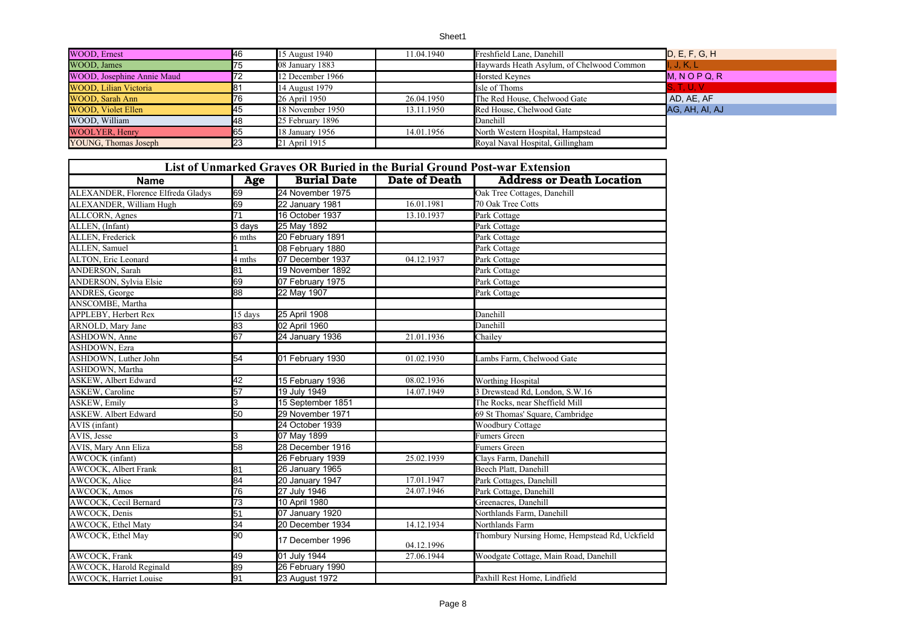| | | | | |
|---|---|---|---|---|
| WOOD, Ernest | 46 | 15 August 1940 | 11.04.1940 | Freshfield Lane, Danehill |
| WOOD, James | 75 | 08 January 1883 | | Haywards Heath Asylum, of Chelwood Common |
| WOOD, Josephine Annie Maud | 72 | 12 December 1966 | | Horsted Keynes |
| WOOD, Lilian Victoria | 81 | 14 August 1979 | | Isle of Thoms |
| WOOD, Sarah Ann | 76 | 26 April 1950 | 26.04.1950 | The Red House, Chelwood Gate |
| WOOD, Violet Ellen | 45 | 18 November 1950 | 13.11.1950 | Red House, Chelwood Gate |
| WOOD, William | 48 | 25 February 1896 | | Danehill |
| WOOLYER, Henry | 65 | 18 January 1956 | 14.01.1956 | North Western Hospital, Hampstead |
| YOUNG, Thomas Joseph | 23 | 21 April 1915 | | Royal Naval Hospital, Gillingham |

D, E, F, G, H
I, J, K, L
M, N O P Q, R
S, T, U, V
AD, AE, AF
AG, AH, AI, AJ

## List of Unmarked Graves OR Buried in the Burial Ground Post-war Extension

| Name | Age | Burial Date | Date of Death | Address or Death Location |
|---|---|---|---|---|
| ALEXANDER, Florence Elfreda Gladys | 69 | 24 November 1975 | | Oak Tree Cottages, Danehill |
| ALEXANDER, William Hugh | 69 | 22 January 1981 | 16.01.1981 | 70 Oak Tree Cotts |
| ALLCORN, Agnes | 71 | 16 October 1937 | 13.10.1937 | Park Cottage |
| ALLEN, (Infant) | 3 days | 25 May 1892 | | Park Cottage |
| ALLEN, Frederick | 6 mths | 20 February 1891 | | Park Cottage |
| ALLEN, Samuel | 1 | 08 February 1880 | | Park Cottage |
| ALTON, Eric Leonard | 4 mths | 07 December 1937 | 04.12.1937 | Park Cottage |
| ANDERSON, Sarah | 81 | 19 November 1892 | | Park Cottage |
| ANDERSON, Sylvia Elsie | 69 | 07 February 1975 | | Park Cottage |
| ANDRES, George | 88 | 22 May 1907 | | Park Cottage |
| ANSCOMBE, Martha | | | | |
| APPLEBY, Herbert Rex | 15 days | 25 April 1908 | | Danehill |
| ARNOLD, Mary Jane | 83 | 02 April 1960 | | Danehill |
| ASHDOWN, Anne | 67 | 24 January 1936 | 21.01.1936 | Chailey |
| ASHDOWN, Ezra | | | | |
| ASHDOWN, Luther John | 54 | 01 February 1930 | 01.02.1930 | Lambs Farm, Chelwood Gate |
| ASHDOWN, Martha | | | | |
| ASKEW, Albert Edward | 42 | 15 February 1936 | 08.02.1936 | Worthing Hospital |
| ASKEW, Caroline | 57 | 19 July 1949 | 14.07.1949 | 3 Drewstead Rd, London, S.W.16 |
| ASKEW, Emily | 3 | 15 September 1851 | | The Rocks, near Sheffield Mill |
| ASKEW. Albert Edward | 50 | 29 November 1971 | | 69 St Thomas' Square, Cambridge |
| AVIS (infant) | | 24 October 1939 | | Woodbury Cottage |
| AVIS, Jesse | 3 | 07 May 1899 | | Fumers Green |
| AVIS, Mary Ann Eliza | 58 | 28 December 1916 | | Fumers Green |
| AWCOCK (infant) | | 26 February 1939 | 25.02.1939 | Clays Farm, Danehill |
| AWCOCK, Albert Frank | 81 | 26 January 1965 | | Beech Platt, Danehill |
| AWCOCK, Alice | 84 | 20 January 1947 | 17.01.1947 | Park Cottages, Danehill |
| AWCOCK, Amos | 76 | 27 July 1946 | 24.07.1946 | Park Cottage, Danehill |
| AWCOCK, Cecil Bernard | 73 | 10 April 1980 | | Greenacres, Danehill |
| AWCOCK, Denis | 51 | 07 January 1920 | | Northlands Farm, Danehill |
| AWCOCK, Ethel Maty | 34 | 20 December 1934 | 14.12.1934 | Northlands Farm |
| AWCOCK, Ethel May | 90 | 17 December 1996 | 04.12.1996 | Thombury Nursing Home, Hempstead Rd, Uckfield |
| AWCOCK, Frank | 49 | 01 July 1944 | 27.06.1944 | Woodgate Cottage, Main Road, Danehill |
| AWCOCK, Harold Reginald | 89 | 26 February 1990 | | |
| AWCOCK, Harriet Louise | 91 | 23 August 1972 | | Paxhill Rest Home, Lindfield |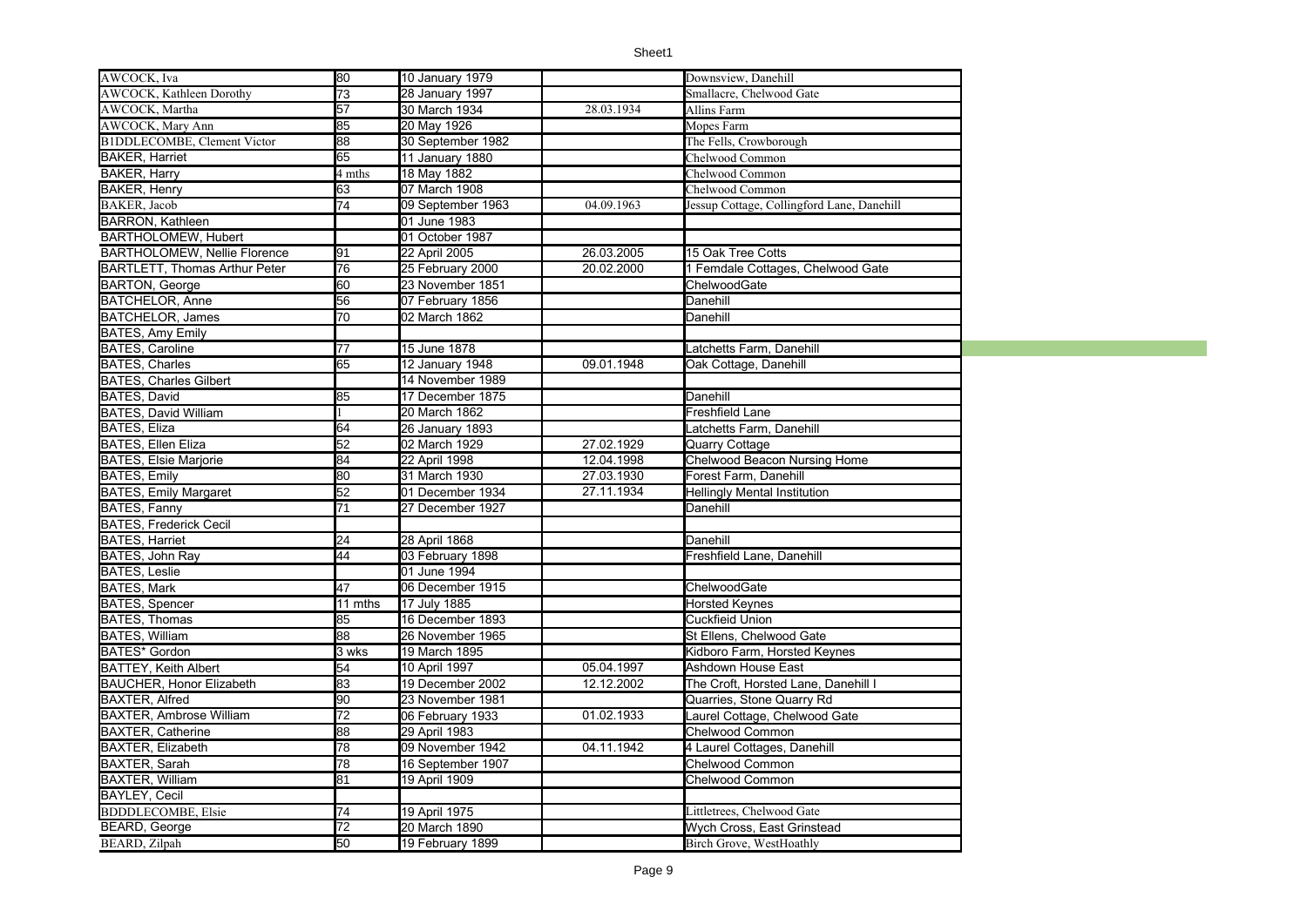| | | | | |
|---|---|---|---|---|
| AWCOCK, Iva | 80 | 10 January 1979 | | Downsview, Danehill |
| AWCOCK, Kathleen Dorothy | 73 | 28 January 1997 | | Smallacre, Chelwood Gate |
| AWCOCK, Martha | 57 | 30 March 1934 | 28.03.1934 | Allins Farm |
| AWCOCK, Mary Ann | 85 | 20 May 1926 | | Mopes Farm |
| B1DDLECOMBE, Clement Victor | 88 | 30 September 1982 | | The Fells, Crowborough |
| BAKER, Harriet | 65 | 11 January 1880 | | Chelwood Common |
| BAKER, Harry | 4 mths | 18 May 1882 | | Chelwood Common |
| BAKER, Henry | 63 | 07 March 1908 | | Chelwood Common |
| BAKER, Jacob | 74 | 09 September 1963 | 04.09.1963 | Jessup Cottage, Collingford Lane, Danehill |
| BARRON, Kathleen | | 01 June 1983 | | |
| BARTHOLOMEW, Hubert | | 01 October 1987 | | |
| BARTHOLOMEW, Nellie Florence | 91 | 22 April 2005 | 26.03.2005 | 15 Oak Tree Cotts |
| BARTLETT, Thomas Arthur Peter | 76 | 25 February 2000 | 20.02.2000 | 1 Femdale Cottages, Chelwood Gate |
| BARTON, George | 60 | 23 November 1851 | | ChelwoodGate |
| BATCHELOR, Anne | 56 | 07 February 1856 | | Danehill |
| BATCHELOR, James | 70 | 02 March 1862 | | Danehill |
| BATES, Amy Emily | | | | |
| BATES, Caroline | 77 | 15 June 1878 | | Latchetts Farm, Danehill |
| BATES, Charles | 65 | 12 January 1948 | 09.01.1948 | Oak Cottage, Danehill |
| BATES, Charles Gilbert | | 14 November 1989 | | |
| BATES, David | 85 | 17 December 1875 | | Danehill |
| BATES, David William | 1 | 20 March 1862 | | Freshfield Lane |
| BATES, Eliza | 64 | 26 January 1893 | | Latchetts Farm, Danehill |
| BATES, Ellen Eliza | 52 | 02 March 1929 | 27.02.1929 | Quarry Cottage |
| BATES, Elsie Marjorie | 84 | 22 April 1998 | 12.04.1998 | Chelwood Beacon Nursing Home |
| BATES, Emily | 80 | 31 March 1930 | 27.03.1930 | Forest Farm, Danehill |
| BATES, Emily Margaret | 52 | 01 December 1934 | 27.11.1934 | Hellingly Mental Institution |
| BATES, Fanny | 71 | 27 December 1927 | | Danehill |
| BATES, Frederick Cecil | | | | |
| BATES, Harriet | 24 | 28 April 1868 | | Danehill |
| BATES, John Ray | 44 | 03 February 1898 | | Freshfield Lane, Danehill |
| BATES, Leslie | | 01 June 1994 | | |
| BATES, Mark | 47 | 06 December 1915 | | ChelwoodGate |
| BATES, Spencer | 11 mths | 17 July 1885 | | Horsted Keynes |
| BATES, Thomas | 85 | 16 December 1893 | | Cuckfieid Union |
| BATES, William | 88 | 26 November 1965 | | St Ellens, Chelwood Gate |
| BATES* Gordon | 3 wks | 19 March 1895 | | Kidboro Farm, Horsted Keynes |
| BATTEY, Keith Albert | 54 | 10 April 1997 | 05.04.1997 | Ashdown House East |
| BAUCHER, Honor Elizabeth | 83 | 19 December 2002 | 12.12.2002 | The Croft, Horsted Lane, Danehill I |
| BAXTER, Alfred | 90 | 23 November 1981 | | Quarries, Stone Quarry Rd |
| BAXTER, Ambrose William | 72 | 06 February 1933 | 01.02.1933 | Laurel Cottage, Chelwood Gate |
| BAXTER, Catherine | 88 | 29 April 1983 | | Chelwood Common |
| BAXTER, Elizabeth | 78 | 09 November 1942 | 04.11.1942 | 4 Laurel Cottages, Danehill |
| BAXTER, Sarah | 78 | 16 September 1907 | | Chelwood Common |
| BAXTER, William | 81 | 19 April 1909 | | Chelwood Common |
| BAYLEY, Cecil | | | | |
| BDDDLECOMBE, Elsie | 74 | 19 April 1975 | | Littletrees, Chelwood Gate |
| BEARD, George | 72 | 20 March 1890 | | Wych Cross, East Grinstead |
| BEARD, Zilpah | 50 | 19 February 1899 | | Birch Grove, WestHoathly |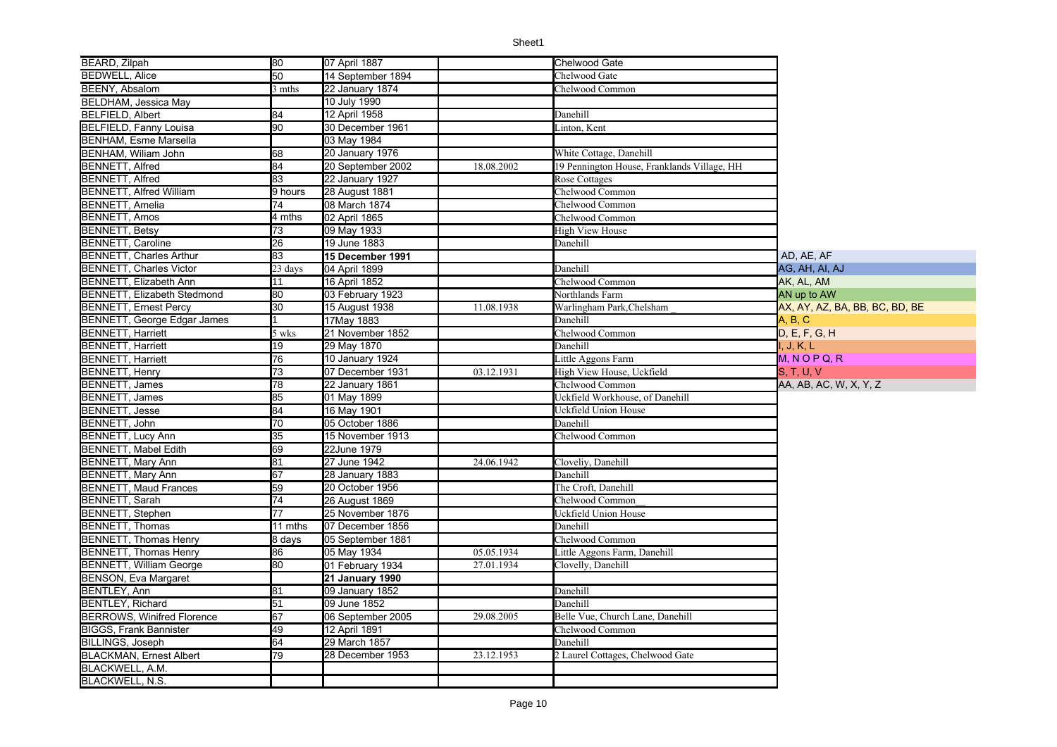| | | | | | |
|---|---|---|---|---|---|
| BEARD, Zilpah | 80 | 07 April 1887 | | Chelwood Gate | |
| BEDWELL, Alice | 50 | 14 September 1894 | | Chelwood Gate | |
| BEENY, Absalom | 3 mths | 22 January 1874 | | Chelwood Common | |
| BELDHAM, Jessica May | | 10 July 1990 | | | |
| BELFIELD, Albert | 84 | 12 April 1958 | | Danehill | |
| BELFIELD, Fanny Louisa | 90 | 30 December 1961 | | Linton, Kent | |
| BENHAM, Esme Marsella | | 03 May 1984 | | | |
| BENHAM, Wiliam John | 68 | 20 January 1976 | | White Cottage, Danehill | |
| BENNETT, Alfred | 84 | 20 September 2002 | 18.08.2002 | 19 Pennington House, Franklands Village, HH | |
| BENNETT, Alfred | 83 | 22 January 1927 | | Rose Cottages | |
| BENNETT, Alfred William | 9 hours | 28 August 1881 | | Chelwood Common | |
| BENNETT, Amelia | 74 | 08 March 1874 | | Chelwood Common | |
| BENNETT, Amos | 4 mths | 02 April 1865 | | Chelwood Common | |
| BENNETT, Betsy | 73 | 09 May 1933 | | High View House | |
| BENNETT, Caroline | 26 | 19 June 1883 | | Danehill | |
| BENNETT, Charles Arthur | 83 | **15 December 1991** | | | AD, AE, AF |
| BENNETT, Charles Victor | 23 days | 04 April 1899 | | Danehill | AG, AH, AI, AJ |
| BENNETT, Elizabeth Ann | 11 | 16 April 1852 | | Chelwood Common | AK, AL, AM |
| BENNETT, Elizabeth Stedmond | 80 | 03 February 1923 | | Northlands Farm | AN up to AW |
| BENNETT, Ernest Percy | 30 | 15 August 1938 | 11.08.1938 | Warlingham Park,Chelsham _ | AX, AY, AZ, BA, BB, BC, BD, BE |
| BENNETT, George Edgar James | 1 | 17May 1883 | | Danehill | A, B, C |
| BENNETT, Harriett | 5 wks | 21 November 1852 | | Chelwood Common | D, E, F, G, H |
| BENNETT, Harriett | 19 | 29 May 1870 | | Danehill | I, J, K, L |
| BENNETT, Harriett | 76 | 10 January 1924 | | Little Aggons Farm | M, N O P Q, R |
| BENNETT, Henry | 73 | 07 December 1931 | 03.12.1931 | High View House, Uckfield | S, T, U, V |
| BENNETT, James | 78 | 22 January 1861 | | Chelwood Common | AA, AB, AC, W, X, Y, Z |
| BENNETT, James | 85 | 01 May 1899 | | Uckfield Workhouse, of Danehill | |
| BENNETT, Jesse | 84 | 16 May 1901 | | Uckfield Union House | |
| BENNETT, John | 70 | 05 October 1886 | | Danehill | |
| BENNETT, Lucy Ann | 35 | 15 November 1913 | | Chelwood Common | |
| BENNETT, Mabel Edith | 69 | 22June 1979 | | | |
| BENNETT, Mary Ann | 81 | 27 June 1942 | 24.06.1942 | Cloveliy, Danehill | |
| BENNETT, Mary Ann | 67 | 28 January 1883 | | Danehill | |
| BENNETT, Maud Frances | 59 | 20 October 1956 | | The Croft, Danehill | |
| BENNETT, Sarah | 74 | 26 August 1869 | | Chelwood Common__ | |
| BENNETT, Stephen | 77 | 25 November 1876 | | Uckfield Union House | |
| BENNETT, Thomas | 11 mths | 07 December 1856 | | Danehill | |
| BENNETT, Thomas Henry | 8 days | 05 September 1881 | | Chelwood Common | |
| BENNETT, Thomas Henry | 86 | 05 May 1934 | 05.05.1934 | Little Aggons Farm, Danehill | |
| BENNETT, William George | 80 | 01 February 1934 | 27.01.1934 | Clovelly, Danehill | |
| BENSON, Eva Margaret | | **21 January 1990** | | | |
| BENTLEY, Ann | 81 | 09 January 1852 | | Danehill | |
| BENTLEY, Richard | 51 | 09 June 1852 | | Danehill | |
| BERROWS, Winifred Florence | 67 | 06 September 2005 | 29.08.2005 | Belle Vue, Church Lane, Danehill | |
| BIGGS, Frank Bannister | 49 | 12 April 1891 | | Chelwood Common | |
| BILLINGS, Joseph | 64 | 29 March 1857 | | Danehill | |
| BLACKMAN, Ernest Albert | 79 | 28 December 1953 | 23.12.1953 | 2 Laurel Cottages, Chelwood Gate | |
| BLACKWELL, A.M. | | | | | |
| BLACKWELL, N.S. | | | | | |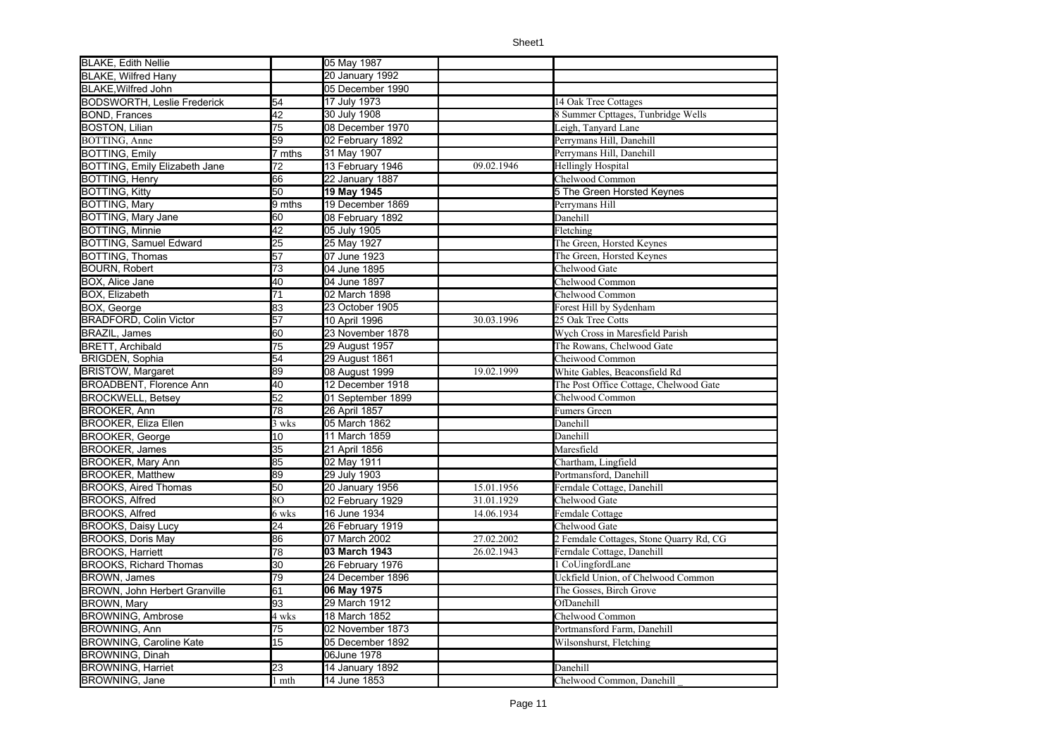| | | | | |
|---|---|---|---|---|
| BLAKE, Edith Nellie | | 05 May 1987 | | |
| BLAKE, Wilfred Hany | | 20 January 1992 | | |
| BLAKE,Wilfred John | | 05 December 1990 | | |
| BODSWORTH, Leslie Frederick | 54 | 17 July 1973 | | 14 Oak Tree Cottages |
| BOND, Frances | 42 | 30 July 1908 | | 8 Summer Cpttages, Tunbridge Wells |
| BOSTON, Lilian | 75 | 08 December 1970 | | Leigh, Tanyard Lane |
| BOTTING, Anne | 59 | 02 February 1892 | | Perrymans Hill, Danehill |
| BOTTING, Emily | 7 mths | 31 May 1907 | | Perrymans Hill, Danehill |
| BOTTING, Emily Elizabeth Jane | 72 | 13 February 1946 | 09.02.1946 | Hellingly Hospital |
| BOTTING, Henry | 66 | 22 January 1887 | | Chelwood Common |
| BOTTING, Kitty | 50 | **19 May 1945** | | 5 The Green Horsted Keynes |
| BOTTING, Mary | 9 mths | 19 December 1869 | | Perrymans Hill |
| BOTTING, Mary Jane | 60 | 08 February 1892 | | Danehill |
| BOTTING, Minnie | 42 | 05 July 1905 | | Fletching |
| BOTTING, Samuel Edward | 25 | 25 May 1927 | | The Green, Horsted Keynes |
| BOTTING, Thomas | 57 | 07 June 1923 | | The Green, Horsted Keynes |
| BOURN, Robert | 73 | 04 June 1895 | | Chelwood Gate |
| BOX, Alice Jane | 40 | 04 June 1897 | | Chelwood Common |
| BOX, Elizabeth | 71 | 02 March 1898 | | Chelwood Common |
| BOX, George | 83 | 23 October 1905 | | Forest Hill by Sydenham |
| BRADFORD, Colin Victor | 57 | 10 April 1996 | 30.03.1996 | 25 Oak Tree Cotts |
| BRAZIL, James | 60 | 23 November 1878 | | Wych Cross in Maresfield Parish |
| BRETT, Archibald | 75 | 29 August 1957 | | The Rowans, Chelwood Gate |
| BRIGDEN, Sophia | 54 | 29 August 1861 | | Cheiwood Common |
| BRISTOW, Margaret | 89 | 08 August 1999 | 19.02.1999 | White Gables, Beaconsfield Rd |
| BROADBENT, Florence Ann | 40 | 12 December 1918 | | The Post Office Cottage, Chelwood Gate |
| BROCKWELL, Betsey | 52 | 01 September 1899 | | Chelwood Common |
| BROOKER, Ann | 78 | 26 April 1857 | | Fumers Green |
| BROOKER, Eliza Ellen | 3 wks | 05 March 1862 | | Danehill |
| BROOKER, George | 10 | 11 March 1859 | | Danehill |
| BROOKER, James | 35 | 21 April 1856 | | Maresfield |
| BROOKER, Mary Ann | 85 | 02 May 1911 | | Chartham, Lingfield |
| BROOKER, Matthew | 89 | 29 July 1903 | | Portmansford, Danehill |
| BROOKS, Aired Thomas | 50 | 20 January 1956 | 15.01.1956 | Ferndale Cottage, Danehill |
| BROOKS, Alfred | 8O | 02 February 1929 | 31.01.1929 | Chelwood Gate |
| BROOKS, Alfred | 6 wks | 16 June 1934 | 14.06.1934 | Femdale Cottage |
| BROOKS, Daisy Lucy | 24 | 26 February 1919 | | Chelwood Gate |
| BROOKS, Doris May | 86 | 07 March 2002 | 27.02.2002 | 2 Femdale Cottages, Stone Quarry Rd, CG |
| BROOKS, Harriett | 78 | **03 March 1943** | 26.02.1943 | Ferndale Cottage, Danehill |
| BROOKS, Richard Thomas | 30 | 26 February 1976 | | 1 CoUingfordLane |
| BROWN, James | 79 | 24 December 1896 | | Uckfield Union, of Chelwood Common |
| BROWN, John Herbert Granville | 61 | **06 May 1975** | | The Gosses, Birch Grove |
| BROWN, Mary | 93 | 29 March 1912 | | OfDanehill |
| BROWNING, Ambrose | 4 wks | 18 March 1852 | | Chelwood Common |
| BROWNING, Ann | 75 | 02 November 1873 | | Portmansford Farm, Danehill |
| BROWNING, Caroline Kate | 15 | 05 December 1892 | | Wilsonshurst, Fletching |
| BROWNING, Dinah | | 06June 1978 | | |
| BROWNING, Harriet | 23 | 14 January 1892 | | Danehill |
| BROWNING, Jane | 1 mth | 14 June 1853 | | Chelwood Common, Danehill _ |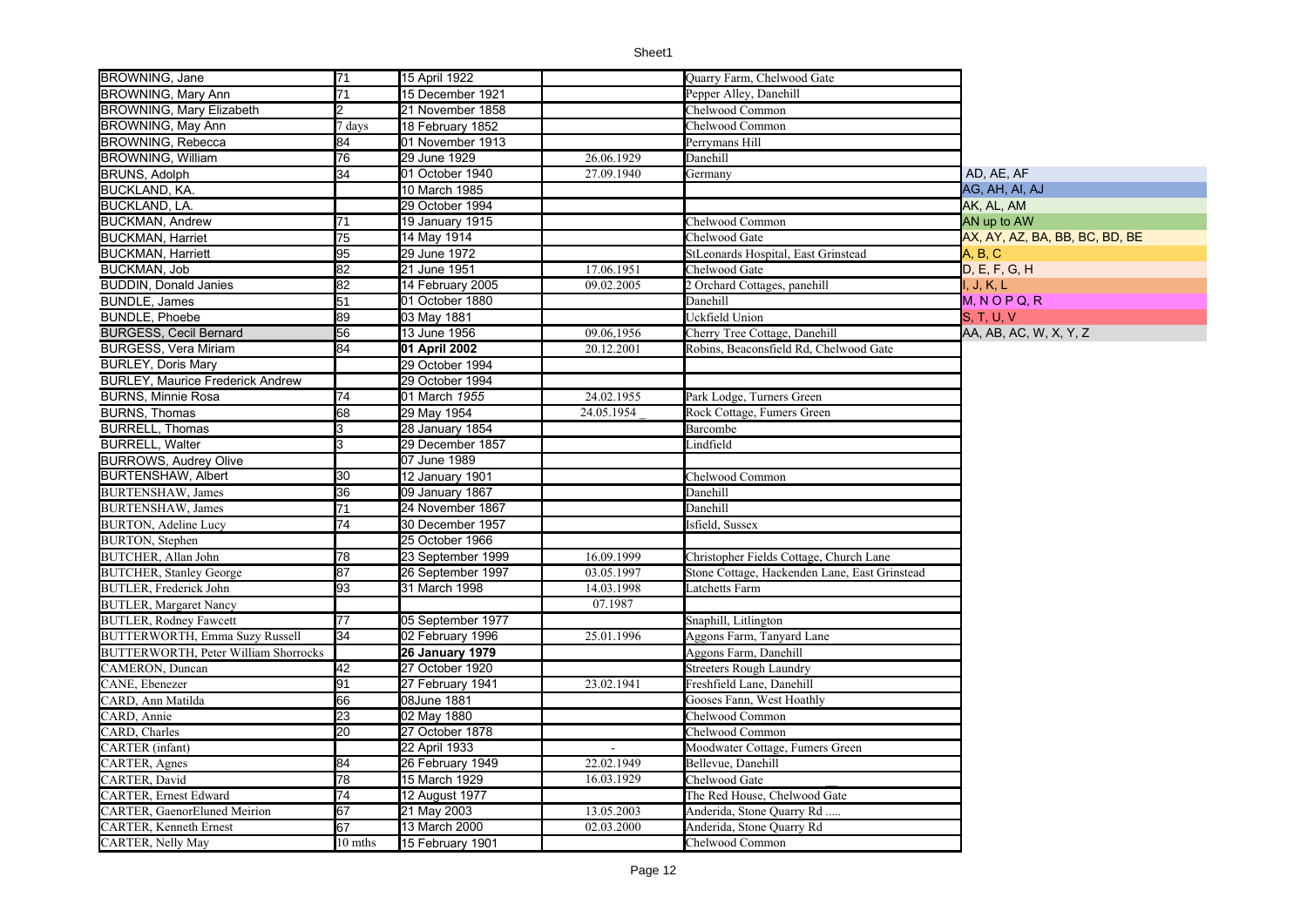| | | | | | |
|---|---|---|---|---|---|
| BROWNING, Jane | 71 | 15 April 1922 | | Quarry Farm, Chelwood Gate | |
| BROWNING, Mary Ann | 71 | 15 December 1921 | | Pepper Alley, Danehill | |
| BROWNING, Mary Elizabeth | 2 | 21 November 1858 | | Chelwood Common | |
| BROWNING, May Ann | 7 days | 18 February 1852 | | Chelwood Common | |
| BROWNING, Rebecca | 84 | 01 November 1913 | | Perrymans Hill | |
| BROWNING, William | 76 | 29 June 1929 | 26.06.1929 | Danehill | |
| BRUNS, Adolph | 34 | 01 October 1940 | 27.09.1940 | Germany | AD, AE, AF |
| BUCKLAND, KA. | | 10 March 1985 | | | AG, AH, AI, AJ |
| BUCKLAND, LA. | | 29 October 1994 | | | AK, AL, AM |
| BUCKMAN, Andrew | 71 | 19 January 1915 | | Chelwood Common | AN up to AW |
| BUCKMAN, Harriet | 75 | 14 May 1914 | | Chelwood Gate | AX, AY, AZ, BA, BB, BC, BD, BE |
| BUCKMAN, Harriett | 95 | 29 June 1972 | | StLeonards Hospital, East Grinstead | A, B, C |
| BUCKMAN, Job | 82 | 21 June 1951 | 17.06.1951 | Chelwood Gate | D, E, F, G, H |
| BUDDIN, Donald Janies | 82 | 14 February 2005 | 09.02.2005 | 2 Orchard Cottages, panehill | I, J, K, L |
| BUNDLE, James | 51 | 01 October 1880 | | Danehill | M, N O P Q, R |
| BUNDLE, Phoebe | 89 | 03 May 1881 | | Uckfield Union | S, T, U, V |
| BURGESS, Cecil Bernard | 56 | 13 June 1956 | 09.06,1956 | Cherry Tree Cottage, Danehill | AA, AB, AC, W, X, Y, Z |
| BURGESS, Vera Miriam | 84 | **01 April 2002** | 20.12.2001 | Robins, Beaconsfield Rd, Chelwood Gate | |
| BURLEY, Doris Mary | | 29 October 1994 | | | |
| BURLEY, Maurice Frederick Andrew | | 29 October 1994 | | | |
| BURNS, Minnie Rosa | 74 | 01 March *1955* | 24.02.1955 | Park Lodge, Turners Green | |
| BURNS, Thomas | 68 | 29 May 1954 | 24.05.1954_ | Rock Cottage, Fumers Green | |
| BURRELL, Thomas | 3 | 28 January 1854 | | Barcombe | |
| BURRELL, Walter | 3 | 29 December 1857 | | Lindfield | |
| BURROWS, Audrey Olive | | 07 June 1989 | | | |
| BURTENSHAW, Albert | 30 | 12 January 1901 | | Chelwood Common | |
| BURTENSHAW, James | 36 | 09 January 1867 | | Danehill | |
| BURTENSHAW, James | 71 | 24 November 1867 | | Danehill | |
| BURTON, Adeline Lucy | 74 | 30 December 1957 | | Isfield, Sussex | |
| BURTON, Stephen | | 25 October 1966 | | | |
| BUTCHER, Allan John | 78 | 23 September 1999 | 16.09.1999 | Christopher Fields Cottage, Church Lane | |
| BUTCHER, Stanley George | 87 | 26 September 1997 | 03.05.1997 | Stone Cottage, Hackenden Lane, East Grinstead | |
| BUTLER, Frederick John | 93 | 31 March 1998 | 14.03.1998 | Latchetts Farm | |
| BUTLER, Margaret Nancy | | | 07.1987 | | |
| BUTLER, Rodney Fawcett | 77 | 05 September 1977 | | Snaphill, Litlington | |
| BUTTERWORTH, Emma Suzy Russell | 34 | 02 February 1996 | 25.01.1996 | Aggons Farm, Tanyard Lane | |
| BUTTERWORTH, Peter William Shorrocks | | **26 January 1979** | | Aggons Farm, Danehill | |
| CAMERON, Duncan | 42 | 27 October 1920 | | Streeters Rough Laundry | |
| CANE, Ebenezer | 91 | 27 February 1941 | 23.02.1941 | Freshfield Lane, Danehill | |
| CARD, Ann Matilda | 66 | 08June 1881 | | Gooses Fann, West Hoathly | |
| CARD, Annie | 23 | 02 May 1880 | | Chelwood Common | |
| CARD, Charles | 20 | 27 October 1878 | | Chelwood Common | |
| CARTER (infant) | | 22 April 1933 | - | Moodwater Cottage, Fumers Green | |
| CARTER, Agnes | 84 | 26 February 1949 | 22.02.1949 | Bellevue, Danehill | |
| CARTER, David | 78 | 15 March 1929 | 16.03.1929 | Chelwood Gate | |
| CARTER, Ernest Edward | 74 | 12 August 1977 | | The Red House, Chelwood Gate | |
| CARTER, GaenorEluned Meirion | 67 | 21 May 2003 | 13.05.2003 | Anderida, Stone Quarry Rd ..... | |
| CARTER, Kenneth Ernest | 67 | 13 March 2000 | 02.03.2000 | Anderida, Stone Quarry Rd | |
| CARTER, Nelly May | 10 mths | 15 February 1901 | | Chelwood Common | |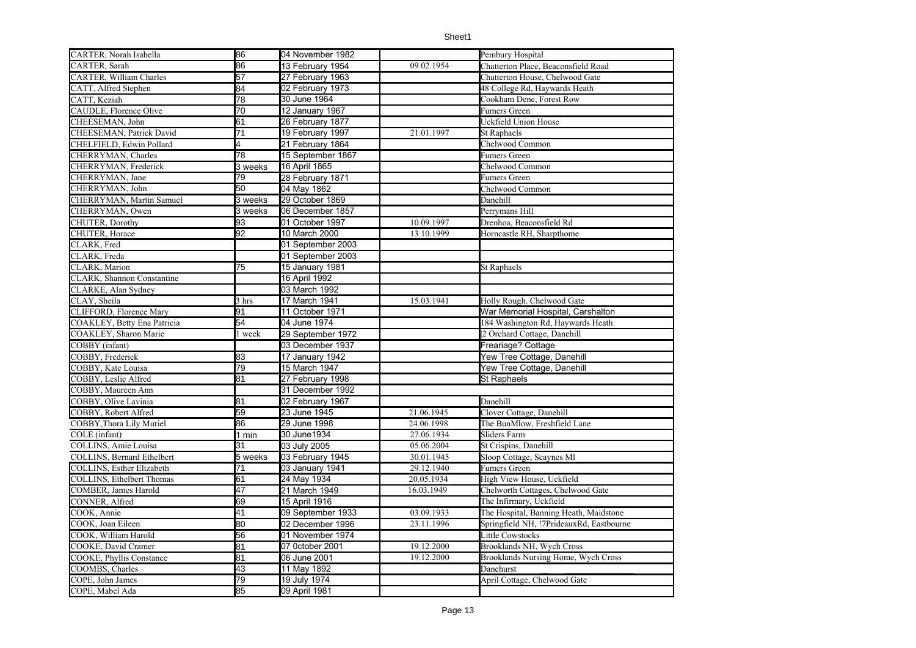| CARTER, Norah Isabella | 86 | 04 November 1982 | | Pembury Hospital |
|---|---|---|---|---|
| CARTER, Sarah | 86 | 13 February 1954 | 09.02.1954 | Chatterton Place, Beaconsfield Road |
| CARTER, William Charles | 57 | 27 February 1963 | | Chatterton House, Chelwood Gate |
| CATT, Alfred Stephen | 84 | 02 February 1973 | | 48 College Rd, Haywards Heath |
| CATT, Keziah | 78 | 30 June 1964 | | Cookham Dene, Forest Row |
| CAUDLE, Florence Olive | 70 | 12 January 1967 | | Fumers Green |
| CHEESEMAN, John | 61 | 26 February 1877 | | Uckfield Union House |
| CHEESEMAN, Patrick David | 71 | 19 February 1997 | 21.01.1997 | St Raphaels |
| CHELFIELD, Edwin Pollard | 4 | 21 February 1864 | | Chelwood Common |
| CHERRYMAN, Charles | 78 | 15 September 1867 | | Fumers Green |
| CHERRYMAN, Frederick | 3 weeks | 16 April 1865 | | Chelwood Common |
| CHERRYMAN, Jane | 79 | 28 February 1871 | | Fumers Green |
| CHERRYMAN, John | 50 | 04 May 1862 | | Chelwood Common |
| CHERRYMAN, Martin Samuel | 3 weeks | 29 October 1869 | | Danehill |
| CHERRYMAN, Owen | 3 weeks | 06 December 1857 | | Perrymans Hill |
| CHUTER, Dorothy | 93 | 01 October 1997 | 10.09.1997 | Drenhoa, Beaconsfield Rd |
| CHUTER, Horace | 92 | 10 March 2000 | 13.10.1999 | Horncastle RH, Sharpthome |
| CLARK, Fred | | 01 September 2003 | | |
| CLARK, Freda | | 01 September 2003 | | |
| CLARK, Marion | 75 | 15 January 1981 | | St Raphaels |
| CLARK, Shannon Constantine | | 16 April 1992 | | |
| CLARKE, Alan Sydney | | 03 March 1992 | | |
| CLAY, Sheila | 3 hrs | 17 March 1941 | 15.03.1941 | Holly Rough. Chelwood Gate |
| CLIFFORD, Florence Mary | 91 | 11 October 1971 | | War Memorial Hospital, Carshalton |
| COAKLEY, Betty Ena Patricia | 54 | 04 June 1974 | | 184 Washington Rd, Haywards Heath |
| COAKLEY, Sharon Marie | 1 week | 29 September 1972 | | 2 Orchard Cottage, Danehill |
| COBBY (infant) | | 03 December 1937 | | Freariage? Cottage |
| COBBY, Frederick | 83 | 17 January 1942 | | Yew Tree Cottage, Danehill |
| COBBY, Kate Louisa | 79 | 15 March 1947 | | Yew Tree Cottage, Danehill |
| COBBY, Leslie Alfred | 81 | 27 February 1998 | | St Raphaels |
| COBBY, Maureen Ann | | 31 December 1992 | | |
| COBBY, Olive Lavinia | 81 | 02 February 1967 | | Danehill |
| COBBY, Robert Alfred | 59 | 23 June 1945 | 21.06.1945 | Clover Cottage, Danehill |
| COBBY,Thora Lily Muriel | 86 | 29 June 1998 | 24.06.1998 | The BunMlow, Freshfield Lane |
| COLE (infant) | 1 min | 30 June1934 | 27.06.1934 | Sliders Farm |
| COLLINS, Amie Louisa | 31 | 03 July 2005 | 05.06.2004 | St Crispins, Danehill |
| COLLINS, Bernard Ethelbcrt | 5 weeks | 03 February 1945 | 30.01.1945 | Sloop Cottage, Scaynes Ml |
| COLLINS, Esther Elizabeth | 71 | 03 January 1941 | 29.12.1940 | Fumers Green |
| COLLINS, Ethelbert Thomas | 61 | 24 May 1934 | 20.05.1934 | High View House, Uckfield |
| COMBER, James Harold | 47 | 21 March 1949 | 16.03.1949 | Chelworth Cottages, Chelwood Gate |
| CONNER, Alfred | 69 | 15 April 1916 | | The Infirmary, Uckfield |
| COOK, Annie | 41 | 09 September 1933 | 03.09.1933 | The Hospital, Banning Heath, Maidstone |
| COOK, Joan Eileen | 80 | 02 December 1996 | 23.11.1996 | Springfield NH, !7PrideauxRd, Eastbourne |
| COOK, William Harold | 56 | 01 November 1974 | | Little Cowstocks |
| COOKE, David Cramer | 81 | 07 0ctober 2001 | 19.12.2000 | Brooklands NH, Wych Cross |
| COOKE, Phyllis Constance | 81 | 06 June 2001 | 19.12.2000 | Brooklands Nursing Home, Wych Cross |
| COOMBS, Charles | 43 | 11 May 1892 | | Danehurst |
| COPE, John James | 79 | 19 July 1974 | | April Cottage, Chelwood Gate |
| COPE, Mabel Ada | 85 | 09 April 1981 | | |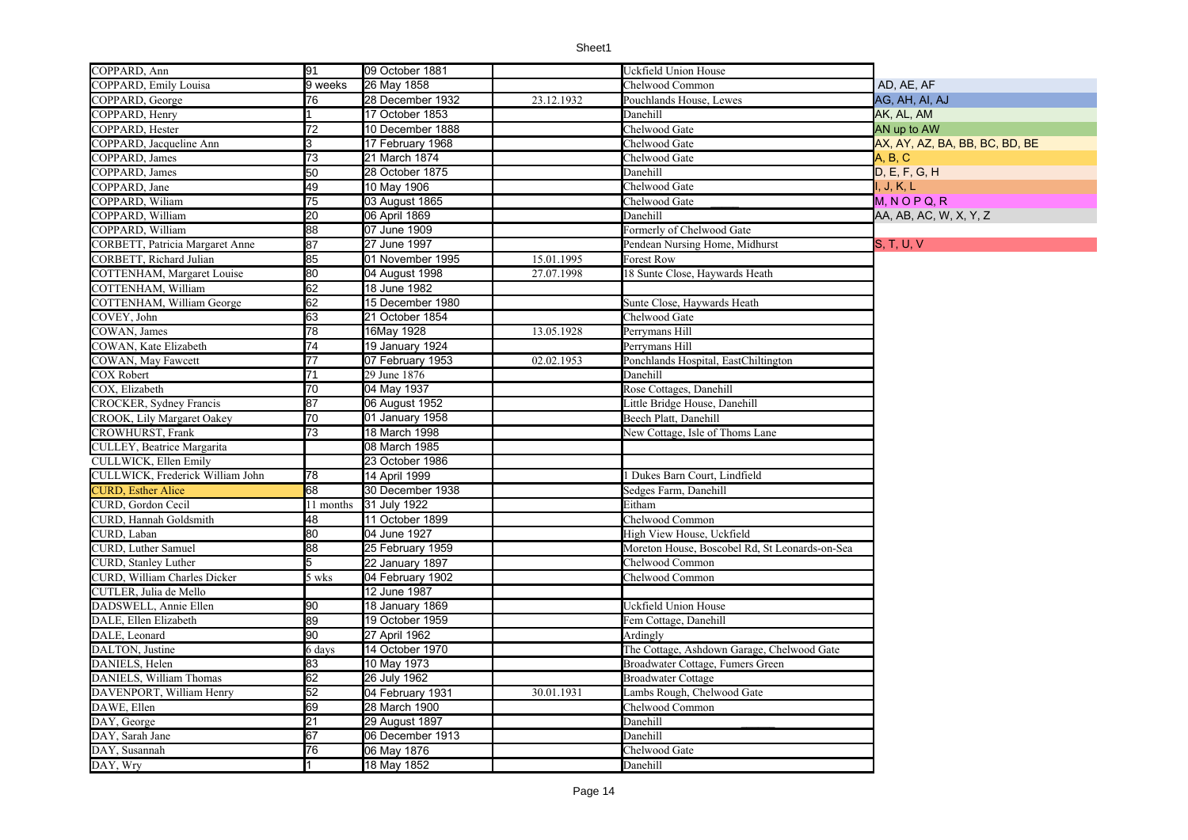| | | | | | |
|---|---|---|---|---|---|
| COPPARD, Ann | 91 | 09 October 1881 | | Uckfield Union House | |
| COPPARD, Emily Louisa | 9 weeks | 26 May 1858 | | Chelwood Common | AD, AE, AF |
| COPPARD, George | 76 | 28 December 1932 | 23.12.1932 | Pouchlands House, Lewes | AG, AH, AI, AJ |
| COPPARD, Henry | 1 | 17 October 1853 | | Danehill | AK, AL, AM |
| COPPARD, Hester | 72 | 10 December 1888 | | Chelwood Gate | AN up to AW |
| COPPARD, Jacqueline Ann | 3 | 17 February 1968 | | Chelwood Gate | AX, AY, AZ, BA, BB, BC, BD, BE |
| COPPARD, James | 73 | 21 March 1874 | | Chelwood Gate | A, B, C |
| COPPARD, James | 50 | 28 October 1875 | | Danehill | D, E, F, G, H |
| COPPARD, Jane | 49 | 10 May 1906 | | Chelwood Gate | I, J, K, L |
| COPPARD, Wiliam | 75 | 03 August 1865 | | Chelwood Gate | M, N O P Q, R |
| COPPARD, William | 20 | 06 April 1869 | | Danehill | AA, AB, AC, W, X, Y, Z |
| COPPARD, William | 88 | 07 June 1909 | | Formerly of Chelwood Gate | |
| CORBETT, Patricia Margaret Anne | 87 | 27 June 1997 | | Pendean Nursing Home, Midhurst | S, T, U, V |
| CORBETT, Richard Julian | 85 | 01 November 1995 | 15.01.1995 | Forest Row | |
| COTTENHAM, Margaret Louise | 80 | 04 August 1998 | 27.07.1998 | 18 Sunte Close, Haywards Heath | |
| COTTENHAM, William | 62 | 18 June 1982 | | | |
| COTTENHAM, William George | 62 | 15 December 1980 | | Sunte Close, Haywards Heath | |
| COVEY, John | 63 | 21 October 1854 | | Chelwood Gate | |
| COWAN, James | 78 | 16May 1928 | 13.05.1928 | Perrymans Hill | |
| COWAN, Kate Elizabeth | 74 | 19 January 1924 | | Perrymans Hill | |
| COWAN, May Fawcett | 77 | 07 February 1953 | 02.02.1953 | Ponchlands Hospital, EastChiltington | |
| COX Robert | 71 | 29 June 1876 | | Danehill | |
| COX, Elizabeth | 70 | 04 May 1937 | | Rose Cottages, Danehill | |
| CROCKER, Sydney Francis | 87 | 06 August 1952 | | Little Bridge House, Danehill | |
| CROOK, Lily Margaret Oakey | 70 | 01 January 1958 | | Beech Platt, Danehill | |
| CROWHURST, Frank | 73 | 18 March 1998 | | New Cottage, Isle of Thoms Lane | |
| CULLEY, Beatrice Margarita | | 08 March 1985 | | | |
| CULLWICK, Ellen Emily | | 23 October 1986 | | | |
| CULLWICK, Frederick William John | 78 | 14 April 1999 | | 1 Dukes Barn Court, Lindfield | |
| CURD, Esther Alice | 68 | 30 December 1938 | | Sedges Farm, Danehill | |
| CURD, Gordon Cecil | 11 months | 31 July 1922 | | Eitham | |
| CURD, Hannah Goldsmith | 48 | 11 October 1899 | | Chelwood Common | |
| CURD, Laban | 80 | 04 June 1927 | | High View House, Uckfield | |
| CURD, Luther Samuel | 88 | 25 February 1959 | | Moreton House, Boscobel Rd, St Leonards-on-Sea | |
| CURD, Stanley Luther | 5 | 22 January 1897 | | Chelwood Common | |
| CURD, William Charles Dicker | 5 wks | 04 February 1902 | | Chelwood Common | |
| CUTLER, Julia de Mello | | 12 June 1987 | | | |
| DADSWELL, Annie Ellen | 90 | 18 January 1869 | | Uckfield Union House | |
| DALE, Ellen Elizabeth | 89 | 19 October 1959 | | Fem Cottage, Danehill | |
| DALE, Leonard | 90 | 27 April 1962 | | Ardingly | |
| DALTON, Justine | 6 days | 14 October 1970 | | The Cottage, Ashdown Garage, Chelwood Gate | |
| DANIELS, Helen | 83 | 10 May 1973 | | Broadwater Cottage, Fumers Green | |
| DANIELS, William Thomas | 62 | 26 July 1962 | | Broadwater Cottage | |
| DAVENPORT, William Henry | 52 | 04 February 1931 | 30.01.1931 | Lambs Rough, Chelwood Gate | |
| DAWE, Ellen | 69 | 28 March 1900 | | Chelwood Common | |
| DAY, George | 21 | 29 August 1897 | | Danehill | |
| DAY, Sarah Jane | 67 | 06 December 1913 | | Danehill | |
| DAY, Susannah | 76 | 06 May 1876 | | Chelwood Gate | |
| DAY, Wry | 1 | 18 May 1852 | | Danehill | |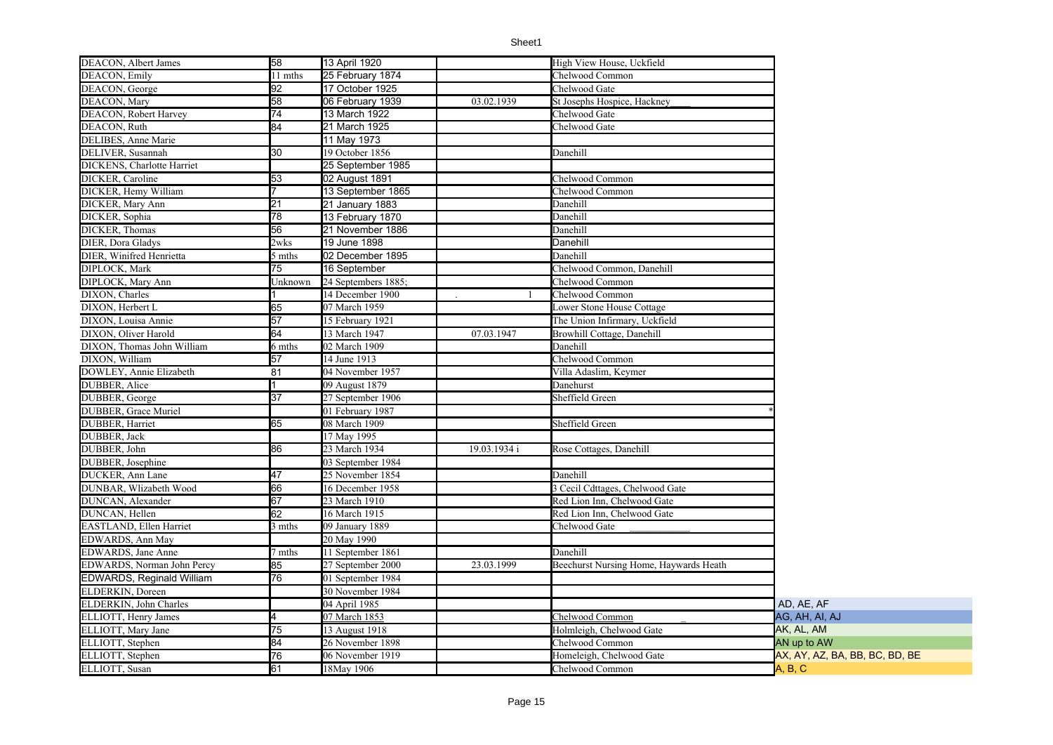| | | | | | |
|---|---|---|---|---|---|
| DEACON, Albert James | 58 | 13 April 1920 | | High View House, Uckfield | |
| DEACON, Emily | 11 mths | 25 February 1874 | | Chelwood Common | |
| DEACON, George | 92 | 17 October 1925 | | Chelwood Gate | |
| DEACON, Mary | 58 | 06 February 1939 | 03.02.1939 | St Josephs Hospice, Hackney___ | |
| DEACON, Robert Harvey | 74 | 13 March 1922 | | Chelwood Gate | |
| DEACON, Ruth | 84 | 21 March 1925 | | Chelwood Gate | |
| DELIBES, Anne Marie | | 11 May 1973 | | | |
| DELIVER, Susannah | 30 | 19 October 1856 | | Danehill | |
| DICKENS, Charlotte Harriet | | 25 September 1985 | | | |
| DICKER, Caroline | 53 | 02 August 1891 | | Chelwood Common | |
| DICKER, Hemy William | 7 | 13 September 1865 | | Chelwood Common | |
| DICKER, Mary Ann | 21 | 21 January 1883 | | Danehill | |
| DICKER, Sophia | 78 | 13 February 1870 | | Danehill | |
| DICKER, Thomas | 56 | 21 November 1886 | | Danehill | |
| DIER, Dora Gladys | 2wks | 19 June 1898 | | Danehill | |
| DIER, Winifred Henrietta | 5 mths | 02 December 1895 | | Danehill | |
| DIPLOCK, Mark | 75 | 16 September | | Chelwood Common, Danehill | |
| DIPLOCK, Mary Ann | Unknown | 24 Septembers 1885; | | Chelwood Common | |
| DIXON, Charles | 1 | 14 December 1900 | . 1 | Chelwood Common | |
| DIXON, Herbert L | 65 | 07 March 1959 | | Lower Stone House Cottage | |
| DIXON, Louisa Annie | 57 | 15 February 1921 | | The Union Infirmary, Uckfield | |
| DIXON, Oliver Harold | 64 | 13 March 1947 | 07.03.1947 | Browhill Cottage, Danehill | |
| DIXON, Thomas John William | 6 mths | 02 March 1909 | | Danehill | |
| DIXON, William | 57 | 14 June 1913 | | Chelwood Common | |
| DOWLEY, Annie Elizabeth | 81 | 04 November 1957 | | Villa Adaslim, Keymer | |
| DUBBER, Alice | 1 | 09 August 1879 | | Danehurst | |
| DUBBER, George | 37 | 27 September 1906 | | Sheffield Green | |
| DUBBER, Grace Muriel | | 01 February 1987 | | * | |
| DUBBER, Harriet | 65 | 08 March 1909 | | Sheffield Green | |
| DUBBER, Jack | | 17 May 1995 | | | |
| DUBBER, John | 86 | 23 March 1934 | 19.03.1934 i | Rose Cottages, Danehill | |
| DUBBER, Josephine | | 03 September 1984 | | | |
| DUCKER, Ann Lane | 47 | 25 November 1854 | | Danehill | |
| DUNBAR, Wlizabeth Wood | 66 | 16 December 1958 | | 3 Cecil Cdttages, Chelwood Gate | |
| DUNCAN, Alexander | 67 | 23 March 1910 | | Red Lion Inn, Chelwood Gate | |
| DUNCAN, Hellen | 62 | 16 March 1915 | | Red Lion Inn, Chelwood Gate | |
| EASTLAND, Ellen Harriet | 3 mths | 09 January 1889 | | Chelwood Gate ___________ | |
| EDWARDS, Ann May | | 20 May 1990 | | | |
| EDWARDS, Jane Anne | 7 mths | 11 September 1861 | | Danehill | |
| EDWARDS, Norman John Percy | 85 | 27 September 2000 | 23.03.1999 | Beechurst Nursing Home, Haywards Heath | |
| EDWARDS, Reginald William | 76 | 01 September 1984 | | | |
| ELDERKIN, Doreen | | 30 November 1984 | | | |
| ELDERKIN, John Charles | | 04 April 1985 | | | AD, AE, AF |
| ELLIOTT, Henry James | 4 | 07 March 1853 | | Chelwood Common _ | AG, AH, AI, AJ |
| ELLIOTT, Mary Jane | 75 | 13 August 1918 | | Holmleigh, Chelwood Gate | AK, AL, AM |
| ELLIOTT, Stephen | 84 | 26 November 1898 | | Chelwood Common | AN up to AW |
| ELLIOTT, Stephen | 76 | 06 November 1919 | | Homeleigh, Chelwood Gate | AX, AY, AZ, BA, BB, BC, BD, BE |
| ELLIOTT, Susan | 61 | 18May 1906 | | Chelwood Common | A, B, C |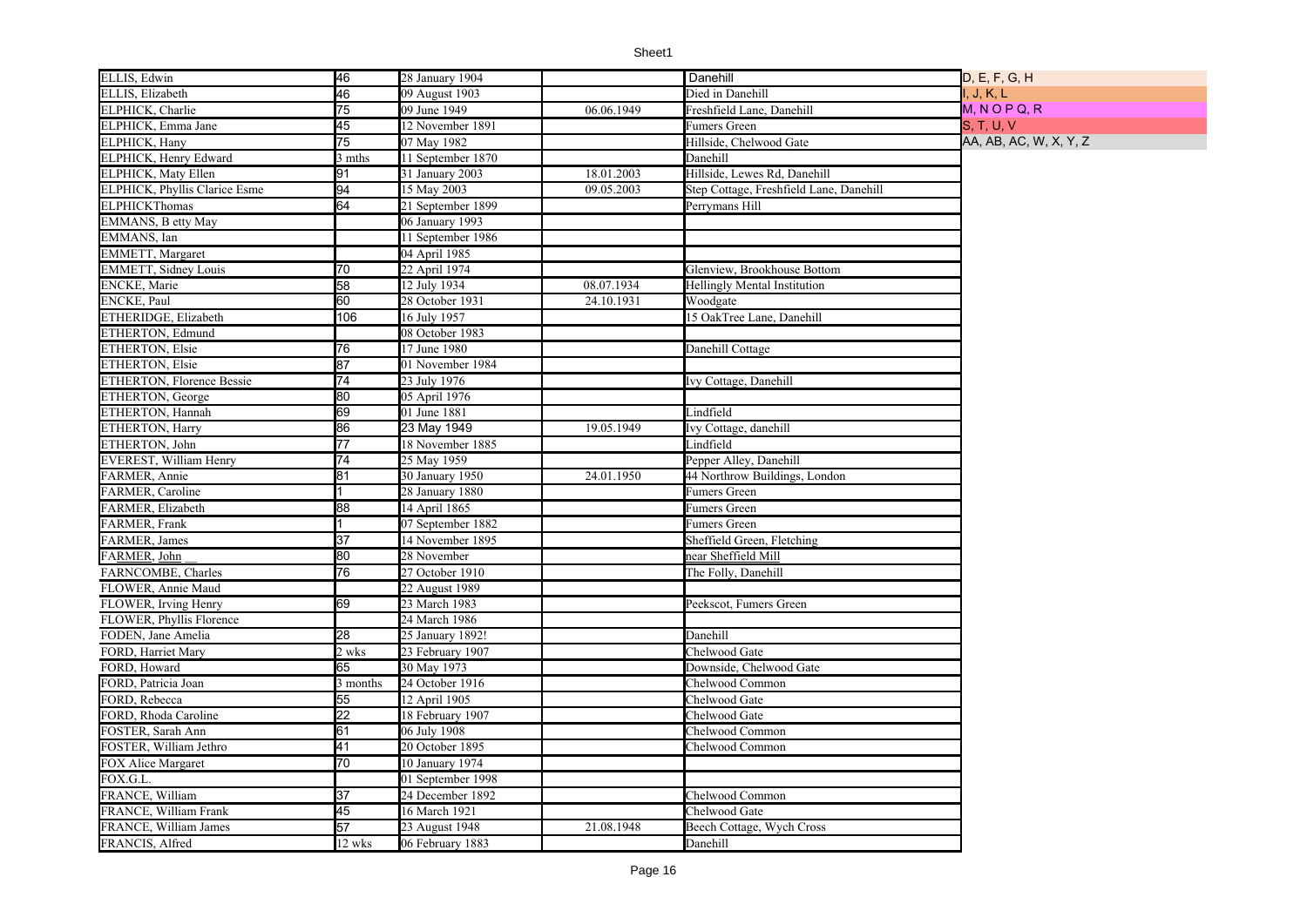Sheet1

| | | | | | |
|---|---|---|---|---|---|
| ELLIS, Edwin | 46 | 28 January 1904 | | Danehill | D, E, F, G, H |
| ELLIS, Elizabeth | 46 | 09 August 1903 | | Died in Danehill | I, J, K, L |
| ELPHICK, Charlie | 75 | 09 June 1949 | 06.06.1949 | Freshfield Lane, Danehill | M, N O P Q, R |
| ELPHICK, Emma Jane | 45 | 12 November 1891 | | Fumers Green | S, T, U, V |
| ELPHICK, Hany | 75 | 07 May 1982 | | Hillside, Chelwood Gate | AA, AB, AC, W, X, Y, Z |
| ELPHICK, Henry Edward | 3 mths | 11 September 1870 | | Danehill | |
| ELPHICK, Maty Ellen | 91 | 31 January 2003 | 18.01.2003 | Hillside, Lewes Rd, Danehill | |
| ELPHICK, Phyllis Clarice Esme | 94 | 15 May 2003 | 09.05.2003 | Step Cottage, Freshfield Lane, Danehill | |
| ELPHICKThomas | 64 | 21 September 1899 | | Perrymans Hill | |
| EMMANS, B etty May | | 06 January 1993 | | | |
| EMMANS, Ian | | 11 September 1986 | | | |
| EMMETT, Margaret | | 04 April 1985 | | | |
| EMMETT, Sidney Louis | 70 | 22 April 1974 | | Glenview, Brookhouse Bottom | |
| ENCKE, Marie | 58 | 12 July 1934 | 08.07.1934 | Hellingly Mental Institution | |
| ENCKE, Paul | 60 | 28 October 1931 | 24.10.1931 | Woodgate | |
| ETHERIDGE, Elizabeth | 106 | 16 July 1957 | | 15 OakTree Lane, Danehill | |
| ETHERTON, Edmund | | 08 October 1983 | | | |
| ETHERTON, Elsie | 76 | 17 June 1980 | | Danehill Cottage | |
| ETHERTON, Elsie | 87 | 01 November 1984 | | | |
| ETHERTON, Florence Bessie | 74 | 23 July 1976 | | Ivy Cottage, Danehill | |
| ETHERTON, George | 80 | 05 April 1976 | | | |
| ETHERTON, Hannah | 69 | 01 June 1881 | | Lindfield | |
| ETHERTON, Harry | 86 | 23 May 1949 | 19.05.1949 | Ivy Cottage, danehill | |
| ETHERTON, John | 77 | 18 November 1885 | | Lindfield | |
| EVEREST, William Henry | 74 | 25 May 1959 | | Pepper Alley, Danehill | |
| FARMER, Annie | 81 | 30 January 1950 | 24.01.1950 | 44 Northrow Buildings, London | |
| FARMER, Caroline | 1 | 28 January 1880 | | Fumers Green | |
| FARMER, Elizabeth | 88 | 14 April 1865 | | Fumers Green | |
| FARMER, Frank | 1 | 07 September 1882 | | Fumers Green | |
| FARMER, James | 37 | 14 November 1895 | | Sheffield Green, Fletching | |
| FARMER, John | 80 | 28 November | | near Sheffield Mill | |
| FARNCOMBE, Charles | 76 | 27 October 1910 | | The Folly, Danehill | |
| FLOWER, Annie Maud | | 22 August 1989 | | | |
| FLOWER, Irving Henry | 69 | 23 March 1983 | | Peekscot, Fumers Green | |
| FLOWER, Phyllis Florence | | 24 March 1986 | | | |
| FODEN, Jane Amelia | 28 | 25 January 1892! | | Danehill | |
| FORD, Harriet Mary | 2 wks | 23 February 1907 | | Chelwood Gate | |
| FORD, Howard | 65 | 30 May 1973 | | Downside, Chelwood Gate | |
| FORD, Patricia Joan | 3 months | 24 October 1916 | | Chelwood Common | |
| FORD, Rebecca | 55 | 12 April 1905 | | Chelwood Gate | |
| FORD, Rhoda Caroline | 22 | 18 February 1907 | | Chelwood Gate | |
| FOSTER, Sarah Ann | 61 | 06 July 1908 | | Chelwood Common | |
| FOSTER, William Jethro | 41 | 20 October 1895 | | Chelwood Common | |
| FOX Alice Margaret | 70 | 10 January 1974 | | | |
| FOX.G.L. | | 01 September 1998 | | | |
| FRANCE, William | 37 | 24 December 1892 | | Chelwood Common | |
| FRANCE, William Frank | 45 | 16 March 1921 | | Chelwood Gate | |
| FRANCE, William James | 57 | 23 August 1948 | 21.08.1948 | Beech Cottage, Wych Cross | |
| FRANCIS, Alfred | 12 wks | 06 February 1883 | | Danehill | |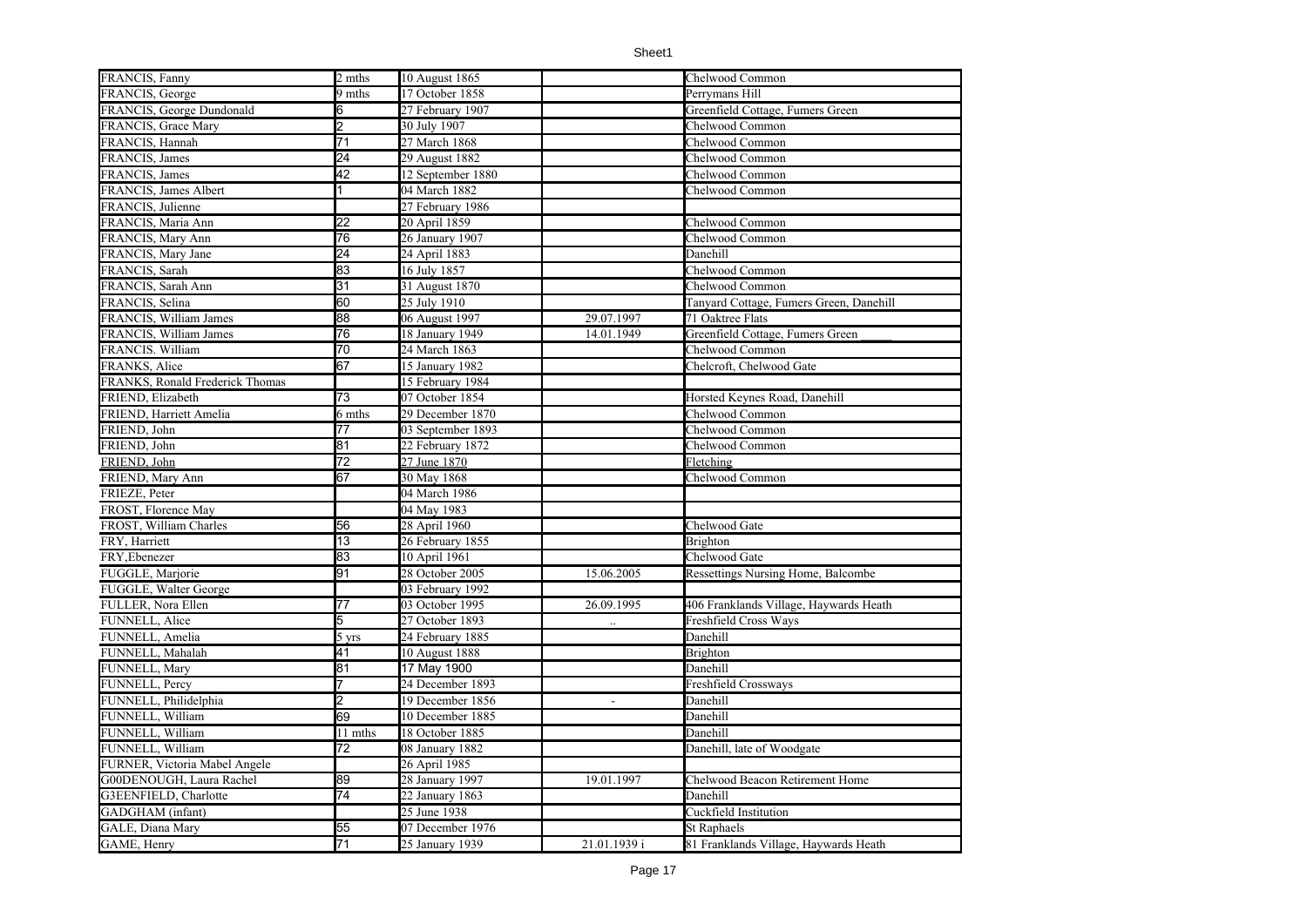| FRANCIS, Fanny | 2 mths | 10 August 1865 | | Chelwood Common |
|---|---|---|---|---|
| FRANCIS, George | 9 mths | 17 October 1858 | | Perrymans Hill |
| FRANCIS, George Dundonald | 6 | 27 February 1907 | | Greenfield Cottage, Fumers Green |
| FRANCIS, Grace Mary | 2 | 30 July 1907 | | Chelwood Common |
| FRANCIS, Hannah | 71 | 27 March 1868 | | Chelwood Common |
| FRANCIS, James | 24 | 29 August 1882 | | Chelwood Common |
| FRANCIS, James | 42 | 12 September 1880 | | Chelwood Common |
| FRANCIS, James Albert | 1 | 04 March 1882 | | Chelwood Common |
| FRANCIS, Julienne | | 27 February 1986 | | |
| FRANCIS, Maria Ann | 22 | 20 April 1859 | | Chelwood Common |
| FRANCIS, Mary Ann | 76 | 26 January 1907 | | Chelwood Common |
| FRANCIS, Mary Jane | 24 | 24 April 1883 | | Danehill |
| FRANCIS, Sarah | 83 | 16 July 1857 | | Chelwood Common |
| FRANCIS, Sarah Ann | 31 | 31 August 1870 | | Chelwood Common |
| FRANCIS, Selina | 60 | 25 July 1910 | | Tanyard Cottage, Fumers Green, Danehill |
| FRANCIS, William James | 88 | 06 August 1997 | 29.07.1997 | 71 Oaktree Flats |
| FRANCIS, William James | 76 | 18 January 1949 | 14.01.1949 | Greenfield Cottage, Fumers Green |
| FRANCIS. William | 70 | 24 March 1863 | | Chelwood Common |
| FRANKS, Alice | 67 | 15 January 1982 | | Chelcroft, Chelwood Gate |
| FRANKS, Ronald Frederick Thomas | | 15 February 1984 | | |
| FRIEND, Elizabeth | 73 | 07 October 1854 | | Horsted Keynes Road, Danehill |
| FRIEND, Harriett Amelia | 6 mths | 29 December 1870 | | Chelwood Common |
| FRIEND, John | 77 | 03 September 1893 | | Chelwood Common |
| FRIEND, John | 81 | 22 February 1872 | | Chelwood Common |
| FRIEND, John | 72 | 27 June 1870 | | Fletching |
| FRIEND, Mary Ann | 67 | 30 May 1868 | | Chelwood Common |
| FRIEZE, Peter | | 04 March 1986 | | |
| FROST, Florence May | | 04 May 1983 | | |
| FROST, William Charles | 56 | 28 April 1960 | | Chelwood Gate |
| FRY, Harriett | 13 | 26 February 1855 | | Brighton |
| FRY,Ebenezer | 83 | 10 April 1961 | | Chelwood Gate |
| FUGGLE, Marjorie | 91 | 28 October 2005 | 15.06.2005 | Ressettings Nursing Home, Balcombe |
| FUGGLE, Walter George | | 03 February 1992 | | |
| FULLER, Nora Ellen | 77 | 03 October 1995 | 26.09.1995 | 406 Franklands Village, Haywards Heath |
| FUNNELL, Alice | 5 | 27 October 1893 | .. | Freshfield Cross Ways |
| FUNNELL, Amelia | 5 yrs | 24 February 1885 | | Danehill |
| FUNNELL, Mahalah | 41 | 10 August 1888 | | Brighton |
| FUNNELL, Mary | 81 | 17 May 1900 | | Danehill |
| FUNNELL, Percy | 7 | 24 December 1893 | | Freshfield Crossways |
| FUNNELL, Philidelphia | 2 | 19 December 1856 | - | Danehill |
| FUNNELL, William | 69 | 10 December 1885 | | Danehill |
| FUNNELL, William | 11 mths | 18 October 1885 | | Danehill |
| FUNNELL, William | 72 | 08 January 1882 | | Danehill, late of Woodgate |
| FURNER, Victoria Mabel Angele | | 26 April 1985 | | |
| G00DENOUGH, Laura Rachel | 89 | 28 January 1997 | 19.01.1997 | Chelwood Beacon Retirement Home |
| G3EENFIELD, Charlotte | 74 | 22 January 1863 | | Danehill |
| GADGHAM (infant) | | 25 June 1938 | | Cuckfield Institution |
| GALE, Diana Mary | 55 | 07 December 1976 | | St Raphaels |
| GAME, Henry | 71 | 25 January 1939 | 21.01.1939 i | 81 Franklands Village, Haywards Heath |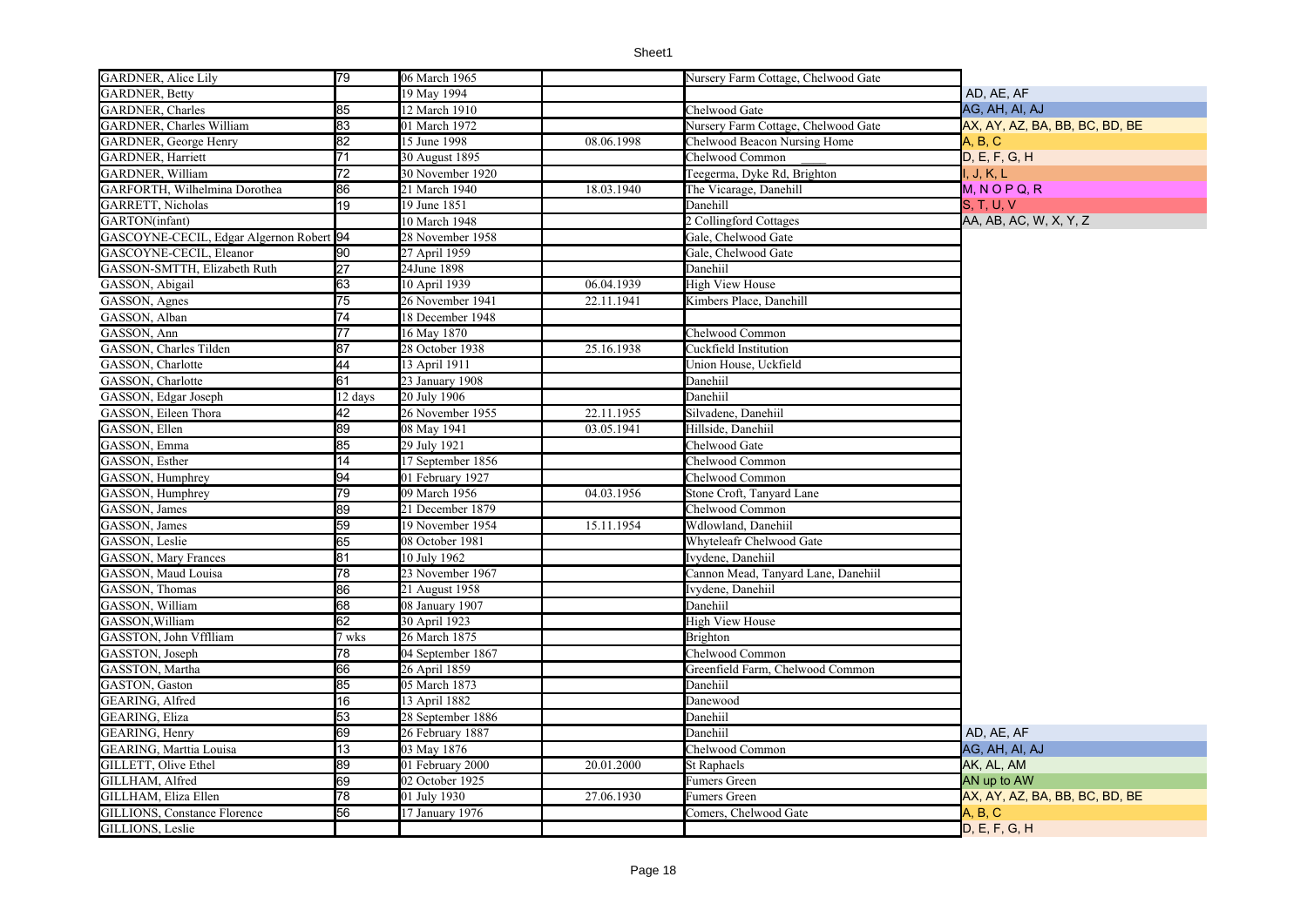| | | | | | |
|---|---|---|---|---|---|
| GARDNER, Alice Lily | 79 | 06 March 1965 | | Nursery Farm Cottage, Chelwood Gate | |
| GARDNER, Betty | | 19 May 1994 | | | AD, AE, AF |
| GARDNER, Charles | 85 | 12 March 1910 | | Chelwood Gate | AG, AH, AI, AJ |
| GARDNER, Charles William | 83 | 01 March 1972 | | Nursery Farm Cottage, Chelwood Gate | AX, AY, AZ, BA, BB, BC, BD, BE |
| GARDNER, George Henry | 82 | 15 June 1998 | 08.06.1998 | Chelwood Beacon Nursing Home | A, B, C |
| GARDNER, Harriett | 71 | 30 August 1895 | | Chelwood Common ____ | D, E, F, G, H |
| GARDNER, William | 72 | 30 November 1920 | | Teegerma, Dyke Rd, Brighton | I, J, K, L |
| GARFORTH, Wilhelmina Dorothea | 86 | 21 March 1940 | 18.03.1940 | The Vicarage, Danehill | M, N O P Q, R |
| GARRETT, Nicholas | 19 | 19 June 1851 | | Danehill | S, T, U, V |
| GARTON(infant) | | 10 March 1948 | | 2 Collingford Cottages | AA, AB, AC, W, X, Y, Z |
| GASCOYNE-CECIL, Edgar Algernon Robert | 94 | 28 November 1958 | | Gale, Chelwood Gate | |
| GASCOYNE-CECIL, Eleanor | 90 | 27 April 1959 | | Gale, Chelwood Gate | |
| GASSON-SMTTH, Elizabeth Ruth | 27 | 24June 1898 | | Danehiil | |
| GASSON, Abigail | 63 | 10 April 1939 | 06.04.1939 | High View House | |
| GASSON, Agnes | 75 | 26 November 1941 | 22.11.1941 | Kimbers Place, Danehill | |
| GASSON, Alban | 74 | 18 December 1948 | | | |
| GASSON, Ann | 77 | 16 May 1870 | | Chelwood Common | |
| GASSON, Charles Tilden | 87 | 28 October 1938 | 25.16.1938 | Cuckfield Institution | |
| GASSON, Charlotte | 44 | 13 April 1911 | | Union House, Uckfield | |
| GASSON, Charlotte | 61 | 23 January 1908 | | Danehiil | |
| GASSON, Edgar Joseph | 12 days | 20 July 1906 | | Danehiil | |
| GASSON, Eileen Thora | 42 | 26 November 1955 | 22.11.1955 | Silvadene, Danehiil | |
| GASSON, Ellen | 89 | 08 May 1941 | 03.05.1941 | Hillside, Danehiil | |
| GASSON, Emma | 85 | 29 July 1921 | | Chelwood Gate | |
| GASSON, Esther | 14 | 17 September 1856 | | Chelwood Common | |
| GASSON, Humphrey | 94 | 01 February 1927 | | Chelwood Common | |
| GASSON, Humphrey | 79 | 09 March 1956 | 04.03.1956 | Stone Croft, Tanyard Lane | |
| GASSON, James | 89 | 21 December 1879 | | Chelwood Common | |
| GASSON, James | 59 | 19 November 1954 | 15.11.1954 | Wdlowland, Danehiil | |
| GASSON, Leslie | 65 | 08 October 1981 | | Whyteleafr Chelwood Gate | |
| GASSON, Mary Frances | 81 | 10 July 1962 | | Ivydene, Danehiil | |
| GASSON, Maud Louisa | 78 | 23 November 1967 | | Cannon Mead, Tanyard Lane, Danehiil | |
| GASSON, Thomas | 86 | 21 August 1958 | | Ivydene, Danehiil | |
| GASSON, William | 68 | 08 January 1907 | | Danehiil | |
| GASSON,William | 62 | 30 April 1923 | | High View House | |
| GASSTON, John Vfflliam | 7 wks | 26 March 1875 | | Brighton | |
| GASSTON, Joseph | 78 | 04 September 1867 | | Chelwood Common | |
| GASSTON, Martha | 66 | 26 April 1859 | | Greenfield Farm, Chelwood Common | |
| GASTON, Gaston | 85 | 05 March 1873 | | Danehiil | |
| GEARING, Alfred | 16 | 13 April 1882 | | Danewood | |
| GEARING, Eliza | 53 | 28 September 1886 | | Danehiil | |
| GEARING, Henry | 69 | 26 February 1887 | | Danehiil | AD, AE, AF |
| GEARING, Marttia Louisa | 13 | 03 May 1876 | | Chelwood Common | AG, AH, AI, AJ |
| GILLETT, Olive Ethel | 89 | 01 February 2000 | 20.01.2000 | St Raphaels | AK, AL, AM |
| GILLHAM, Alfred | 69 | 02 October 1925 | | Fumers Green | AN up to AW |
| GILLHAM, Eliza Ellen | 78 | 01 July 1930 | 27.06.1930 | Fumers Green | AX, AY, AZ, BA, BB, BC, BD, BE |
| GILLIONS, Constance Florence | 56 | 17 January 1976 | | Comers, Chelwood Gate | A, B, C |
| GILLIONS, Leslie | | | | | D, E, F, G, H |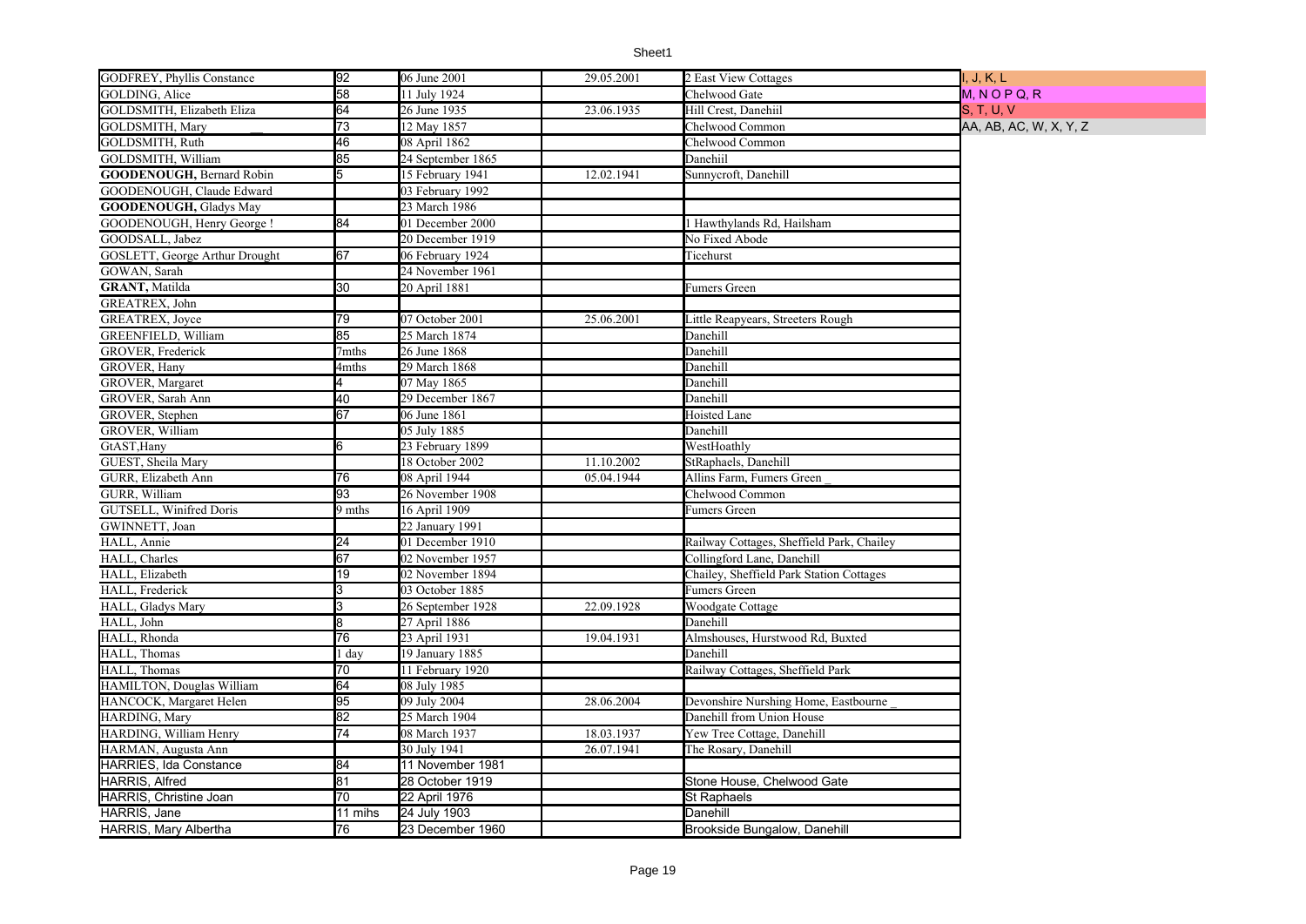| | | | | | |
|---|---|---|---|---|---|
| GODFREY, Phyllis Constance | 92 | 06 June 2001 | 29.05.2001 | 2 East View Cottages | I, J, K, L |
| GOLDING, Alice | 58 | 11 July 1924 | | Chelwood Gate | M, N O P Q, R |
| GOLDSMITH, Elizabeth Eliza | 64 | 26 June 1935 | 23.06.1935 | Hill Crest, Danehiil | S, T, U, V |
| GOLDSMITH, Mary ___ | 73 | 12 May 1857 | | Chelwood Common | AA, AB, AC, W, X, Y, Z |
| GOLDSMITH, Ruth | 46 | 08 April 1862 | | Chelwood Common | |
| GOLDSMITH, William | 85 | 24 September 1865 | | Danehiil | |
| **GOODENOUGH,** Bernard Robin | 5 | 15 February 1941 | 12.02.1941 | Sunnycroft, Danehill | |
| GOODENOUGH, Claude Edward | | 03 February 1992 | | | |
| **GOODENOUGH,** Gladys May | | 23 March 1986 | | | |
| GOODENOUGH, Henry George ! | 84 | 01 December 2000 | | 1 Hawthylands Rd, Hailsham | |
| GOODSALL, Jabez | | 20 December 1919 | | No Fixed Abode | |
| GOSLETT, George Arthur Drought | 67 | 06 February 1924 | | Ticehurst | |
| GOWAN, Sarah | | 24 November 1961 | | | |
| **GRANT,** Matilda | 30 | 20 April 1881 | | Fumers Green | |
| GREATREX, John | | | | | |
| GREATREX, Joyce | 79 | 07 October 2001 | 25.06.2001 | Little Reapyears, Streeters Rough | |
| GREENFIELD, William | 85 | 25 March 1874 | | Danehill | |
| GROVER, Frederick | 7mths | 26 June 1868 | | Danehill | |
| GROVER, Hany | 4mths | 29 March 1868 | | Danehill | |
| GROVER, Margaret | 4 | 07 May 1865 | | Danehill | |
| GROVER, Sarah Ann | 40 | 29 December 1867 | | Danehill | |
| GROVER, Stephen | 67 | 06 June 1861 | | Hoisted Lane | |
| GROVER, William | | 05 July 1885 | | Danehill | |
| GtAST,Hany | 6 | 23 February 1899 | | WestHoathly | |
| GUEST, Sheila Mary | | 18 October 2002 | 11.10.2002 | StRaphaels, Danehill | |
| GURR, Elizabeth Ann | 76 | 08 April 1944 | 05.04.1944 | Allins Farm, Fumers Green _ | |
| GURR, William | 93 | 26 November 1908 | | Chelwood Common | |
| GUTSELL, Winifred Doris | 9 mths | 16 April 1909 | | Fumers Green | |
| GWINNETT, Joan | | 22 January 1991 | | | |
| HALL, Annie | 24 | 01 December 1910 | | Railway Cottages, Sheffield Park, Chailey | |
| HALL, Charles | 67 | 02 November 1957 | | Collingford Lane, Danehill | |
| HALL, Elizabeth | 19 | 02 November 1894 | | Chailey, Sheffield Park Station Cottages | |
| HALL, Frederick | 3 | 03 October 1885 | | Fumers Green | |
| HALL, Gladys Mary | 3 | 26 September 1928 | 22.09.1928 | Woodgate Cottage | |
| HALL, John | 8 | 27 April 1886 | | Danehill | |
| HALL, Rhonda | 76 | 23 April 1931 | 19.04.1931 | Almshouses, Hurstwood Rd, Buxted | |
| HALL, Thomas | 1 day | 19 January 1885 | | Danehill | |
| HALL, Thomas | 70 | 11 February 1920 | | Railway Cottages, Sheffield Park | |
| HAMILTON, Douglas William | 64 | 08 July 1985 | | | |
| HANCOCK, Margaret Helen | 95 | 09 July 2004 | 28.06.2004 | Devonshire Nurshing Home, Eastbourne _ | |
| HARDING, Mary | 82 | 25 March 1904 | | Danehill from Union House | |
| HARDING, William Henry | 74 | 08 March 1937 | 18.03.1937 | Yew Tree Cottage, Danehill | |
| HARMAN, Augusta Ann | | 30 July 1941 | 26.07.1941 | The Rosary, Danehill | |
| HARRIES, Ida Constance | 84 | 11 November 1981 | | | |
| HARRIS, Alfred | 81 | 28 October 1919 | | Stone House, Chelwood Gate | |
| HARRIS, Christine Joan | 70 | 22 April 1976 | | St Raphaels | |
| HARRIS, Jane | 11 mihs | 24 July 1903 | | Danehill | |
| HARRIS, Mary Albertha | 76 | 23 December 1960 | | Brookside Bungalow, Danehill | |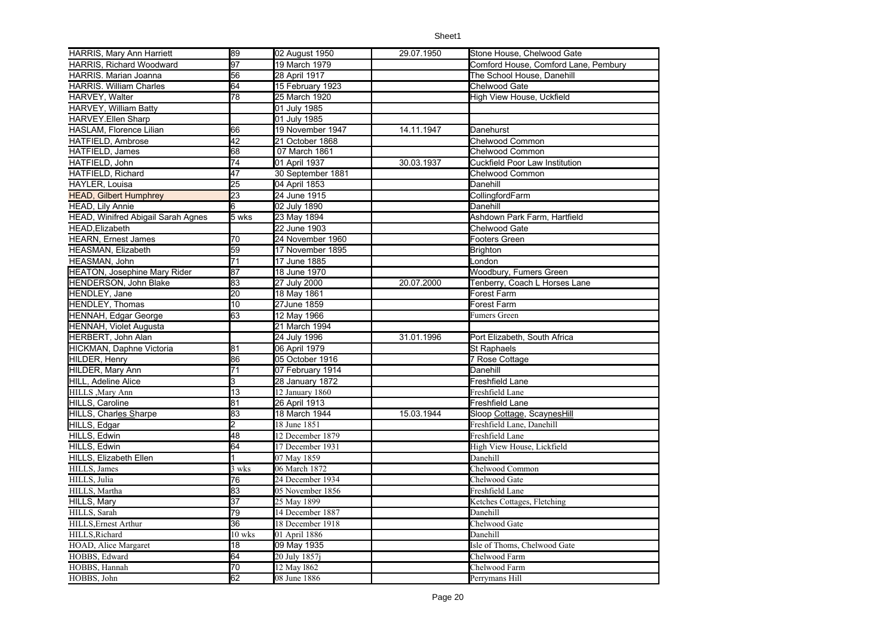| HARRIS, Mary Ann Harriett | 89 | 02 August 1950 | 29.07.1950 | Stone House, Chelwood Gate |
|---|---|---|---|---|
| HARRIS, Richard Woodward | 97 | 19 March 1979 | | Comford House, Comford Lane, Pembury |
| HARRIS. Marian Joanna | 56 | 28 April 1917 | | The School House, Danehill |
| HARRIS. William Charles | 64 | 15 February 1923 | | Chelwood Gate |
| HARVEY, Walter | 78 | 25 March 1920 | | High View House, Uckfield |
| HARVEY, William Batty | | 01 July 1985 | | |
| HARVEY.Ellen Sharp | | 01 July 1985 | | |
| HASLAM, Florence Lilian | 66 | 19 November 1947 | 14.11.1947 | Danehurst |
| HATFIELD, Ambrose | 42 | 21 October 1868 | | Chelwood Common |
| HATFIELD, James | 68 | 07 March 1861 | | Chelwood Common |
| HATFIELD, John | 74 | 01 April 1937 | 30.03.1937 | Cuckfield Poor Law Institution |
| HATFIELD, Richard | 47 | 30 September 1881 | | Chelwood Common |
| HAYLER, Louisa | 25 | 04 April 1853 | | Danehill |
| HEAD, Gilbert Humphrey | 23 | 24 June 1915 | | CollingfordFarm |
| HEAD, Lily Annie | 6 | 02 July 1890 | | Danehill |
| HEAD, Winifred Abigail Sarah Agnes | 5 wks | 23 May 1894 | | Ashdown Park Farm, Hartfield |
| HEAD,Elizabeth | | 22 June 1903 | | Chelwood Gate |
| HEARN, Ernest James | 70 | 24 November 1960 | | Footers Green |
| HEASMAN, Elizabeth | 59 | 17 November 1895 | | Brighton |
| HEASMAN, John | 71 | 17 June 1885 | | London |
| HEATON, Josephine Mary Rider | 87 | 18 June 1970 | | Woodbury, Fumers Green |
| HENDERSON, John Blake | 83 | 27 July 2000 | 20.07.2000 | Tenberry, Coach L Horses Lane |
| HENDLEY, Jane | 20 | 18 May 1861 | | Forest Farm |
| HENDLEY, Thomas | 10 | 27June 1859 | | Forest Farm |
| HENNAH, Edgar George | 63 | 12 May 1966 | | Fumers Green |
| HENNAH, Violet Augusta | | 21 March 1994 | | |
| HERBERT, John Alan | | 24 July 1996 | 31.01.1996 | Port Elizabeth, South Africa |
| HICKMAN, Daphne Victoria | 81 | 06 April 1979 | | St Raphaels |
| HILDER, Henry | 86 | 05 October 1916 | | 7 Rose Cottage |
| HILDER, Mary Ann | 71 | 07 February 1914 | | Danehill |
| HILL, Adeline Alice | 3 | 28 January 1872 | | Freshfield Lane |
| HILLS ,Mary Ann | 13 | 12 January 1860 | | Freshfield Lane |
| HILLS, Caroline | 81 | 26 April 1913 | | Freshfield Lane |
| HILLS, Charles Sharpe | 83 | 18 March 1944 | 15.03.1944 | Sloop Cottage, ScaynesHill |
| HILLS, Edgar | 2 | 18 June 1851 | | Freshfield Lane, Danehill |
| HILLS, Edwin | 48 | 12 December 1879 | | Freshfield Lane |
| HILLS, Edwin | 64 | 17 December 1931 | | High View House, Lickfield |
| HILLS, Elizabeth Ellen | 1 | 07 May 1859 | | Danehill |
| HILLS, James | 3 wks | 06 March 1872 | | Chelwood Common |
| HILLS, Julia | 76 | 24 December 1934 | | Chelwood Gate |
| HILLS, Martha | 83 | 05 November 1856 | | Freshfield Lane |
| HILLS, Mary | 37 | 25 May 1899 | | Ketches Cottages, Fletching |
| HILLS, Sarah | 79 | 14 December 1887 | | Danehill |
| HILLS,Ernest Arthur | 36 | 18 December 1918 | | Chelwood Gate |
| HILLS,Richard | 10 wks | 01 April 1886 | | Danehill |
| HOAD, Alice Margaret | 18 | 09 May 1935 | | Isle of Thoms, Chelwood Gate |
| HOBBS, Edward | 64 | 20 July 1857j | | Chelwood Farm |
| HOBBS, Hannah | 70 | 12 May l862 | | Chelwood Farm |
| HOBBS, John | 62 | 08 June 1886 | | Perrymans Hill |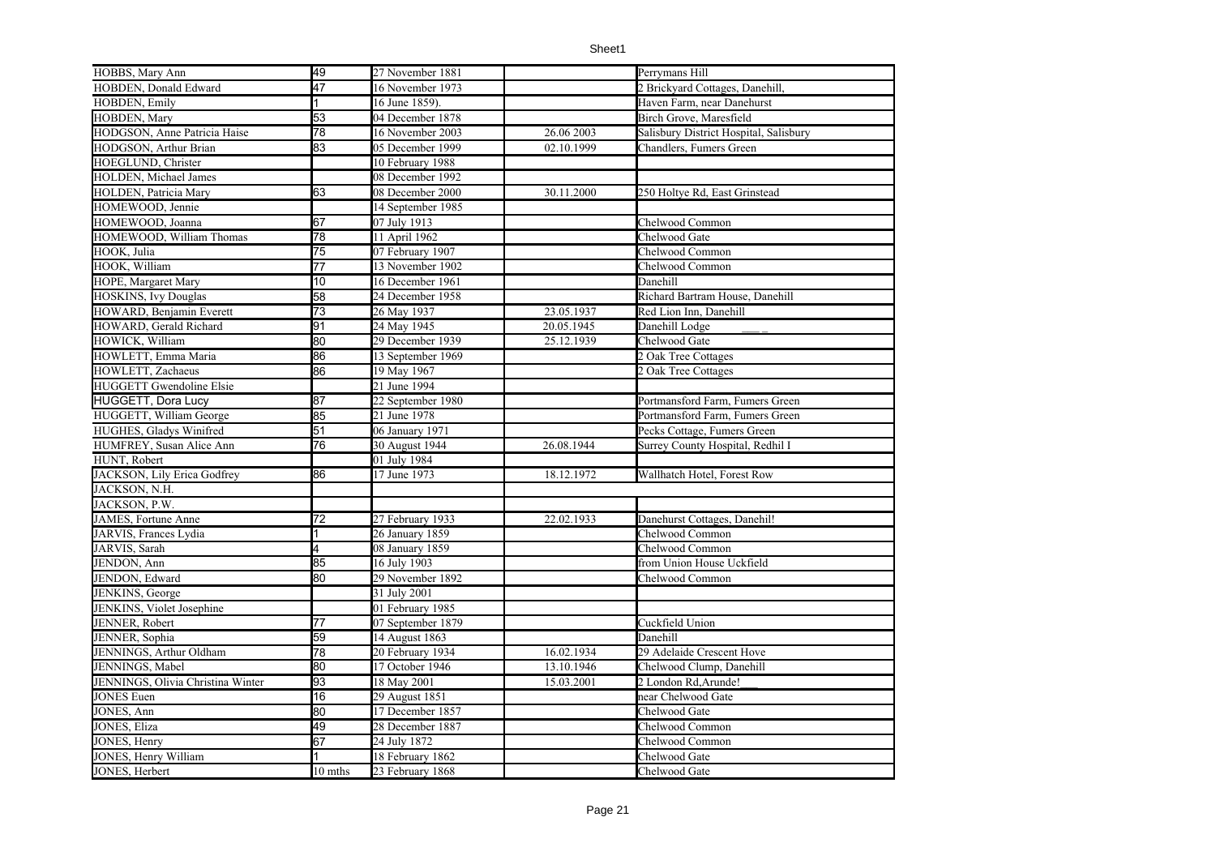| | | | | |
|---|---|---|---|---|
| HOBBS, Mary Ann | 49 | 27 November 1881 | | Perrymans Hill |
| HOBDEN, Donald Edward | 47 | 16 November 1973 | | 2 Brickyard Cottages, Danehill, |
| HOBDEN, Emily | 1 | 16 June 1859). | | Haven Farm, near Danehurst |
| HOBDEN, Mary | 53 | 04 December 1878 | | Birch Grove, Maresfield |
| HODGSON, Anne Patricia Haise | 78 | 16 November 2003 | 26.06 2003 | Salisbury District Hospital, Salisbury |
| HODGSON, Arthur Brian | 83 | 05 December 1999 | 02.10.1999 | Chandlers, Fumers Green |
| HOEGLUND, Christer | | 10 February 1988 | | |
| HOLDEN, Michael James | | 08 December 1992 | | |
| HOLDEN, Patricia Mary | 63 | 08 December 2000 | 30.11.2000 | 250 Holtye Rd, East Grinstead |
| HOMEWOOD, Jennie | | 14 September 1985 | | |
| HOMEWOOD, Joanna | 67 | 07 July 1913 | | Chelwood Common |
| HOMEWOOD, William Thomas | 78 | 11 April 1962 | | Chelwood Gate |
| HOOK, Julia | 75 | 07 February 1907 | | Chelwood Common |
| HOOK, William | 77 | 13 November 1902 | | Chelwood Common |
| HOPE, Margaret Mary | 10 | 16 December 1961 | | Danehill |
| HOSKINS, Ivy Douglas | 58 | 24 December 1958 | | Richard Bartram House, Danehill |
| HOWARD, Benjamin Everett | 73 | 26 May 1937 | 23.05.1937 | Red Lion Inn, Danehill |
| HOWARD, Gerald Richard | 91 | 24 May 1945 | 20.05.1945 | Danehill Lodge |
| HOWICK, William | 80 | 29 December 1939 | 25.12.1939 | Chelwood Gate |
| HOWLETT, Emma Maria | 86 | 13 September 1969 | | 2 Oak Tree Cottages |
| HOWLETT, Zachaeus | 86 | 19 May 1967 | | 2 Oak Tree Cottages |
| HUGGETT Gwendoline Elsie | | 21 June 1994 | | |
| HUGGETT, Dora Lucy | 87 | 22 September 1980 | | Portmansford Farm, Fumers Green |
| HUGGETT, William George | 85 | 21 June 1978 | | Portmansford Farm, Fumers Green |
| HUGHES, Gladys Winifred | 51 | 06 January 1971 | | Pecks Cottage, Fumers Green |
| HUMFREY, Susan Alice Ann | 76 | 30 August 1944 | 26.08.1944 | Surrey County Hospital, Redhil I |
| HUNT, Robert | | 01 July 1984 | | |
| JACKSON, Lily Erica Godfrey | 86 | 17 June 1973 | 18.12.1972 | Wallhatch Hotel, Forest Row |
| JACKSON, N.H. | | | | |
| JACKSON, P.W. | | | | |
| JAMES, Fortune Anne | 72 | 27 February 1933 | 22.02.1933 | Danehurst Cottages, Danehil! |
| JARVIS, Frances Lydia | 1 | 26 January 1859 | | Chelwood Common |
| JARVIS, Sarah | 4 | 08 January 1859 | | Chelwood Common |
| JENDON, Ann | 85 | 16 July 1903 | | from Union House Uckfield |
| JENDON, Edward | 80 | 29 November 1892 | | Chelwood Common |
| JENKINS, George | | 31 July 2001 | | |
| JENKINS, Violet Josephine | | 01 February 1985 | | |
| JENNER, Robert | 77 | 07 September 1879 | | Cuckfield Union |
| JENNER, Sophia | 59 | 14 August 1863 | | Danehill |
| JENNINGS, Arthur Oldham | 78 | 20 February 1934 | 16.02.1934 | 29 Adelaide Crescent Hove |
| JENNINGS, Mabel | 80 | 17 October 1946 | 13.10.1946 | Chelwood Clump, Danehill |
| JENNINGS, Olivia Christina Winter | 93 | 18 May 2001 | 15.03.2001 | 2 London Rd,Arunde! |
| JONES Euen | 16 | 29 August 1851 | | near Chelwood Gate |
| JONES, Ann | 80 | 17 December 1857 | | Chelwood Gate |
| JONES, Eliza | 49 | 28 December 1887 | | Chelwood Common |
| JONES, Henry | 67 | 24 July 1872 | | Chelwood Common |
| JONES, Henry William | 1 | 18 February 1862 | | Chelwood Gate |
| JONES, Herbert | 10 mths | 23 February 1868 | | Chelwood Gate |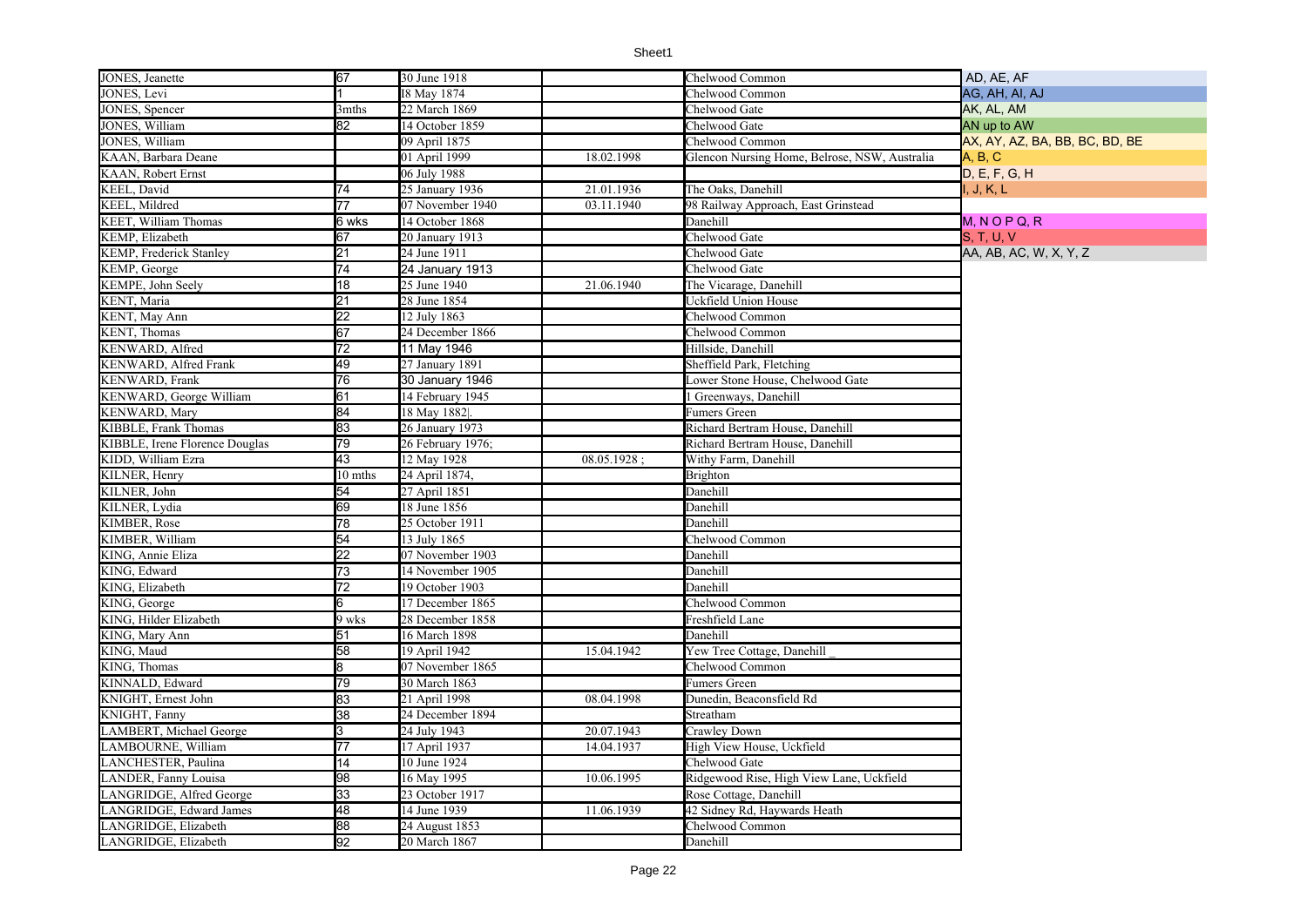| | | | | | |
|---|---|---|---|---|---|
| JONES, Jeanette | 67 | 30 June 1918 | | Chelwood Common | AD, AE, AF |
| JONES, Levi | 1 | I8 May 1874 | | Chelwood Common | AG, AH, AI, AJ |
| JONES, Spencer | 3mths | 22 March 1869 | | Chelwood Gate | AK, AL, AM |
| JONES, William | 82 | 14 October 1859 | | Chelwood Gate | AN up to AW |
| JONES, William | | 09 April 1875 | | Chelwood Common | AX, AY, AZ, BA, BB, BC, BD, BE |
| KAAN, Barbara Deane | | 01 April 1999 | 18.02.1998 | Glencon Nursing Home, Belrose, NSW, Australia | A, B, C |
| KAAN, Robert Ernst | | 06 July 1988 | | | D, E, F, G, H |
| KEEL, David | 74 | 25 January 1936 | 21.01.1936 | The Oaks, Danehill | I, J, K, L |
| KEEL, Mildred | 77 | 07 November 1940 | 03.11.1940 | 98 Railway Approach, East Grinstead | |
| KEET, William Thomas | 6 wks | 14 October 1868 | | Danehill | M, N O P Q, R |
| KEMP, Elizabeth | 67 | 20 January 1913 | | Chelwood Gate | S, T, U, V |
| KEMP, Frederick Stanley | 21 | 24 June 1911 | | Chelwood Gate | AA, AB, AC, W, X, Y, Z |
| KEMP, George | 74 | 24 January 1913 | | Chelwood Gate | |
| KEMPE, John Seely | 18 | 25 June 1940 | 21.06.1940 | The Vicarage, Danehill | |
| KENT, Maria | 21 | 28 June 1854 | | Uckfield Union House | |
| KENT, May Ann | 22 | 12 July 1863 | | Chelwood Common | |
| KENT, Thomas | 67 | 24 December 1866 | | Chelwood Common | |
| KENWARD, Alfred | 72 | 11 May 1946 | | Hillside, Danehill | |
| KENWARD, Alfred Frank | 49 | 27 January 1891 | | Sheffield Park, Fletching | |
| KENWARD, Frank | 76 | 30 January 1946 | | Lower Stone House, Chelwood Gate | |
| KENWARD, George William | 61 | 14 February 1945 | | 1 Greenways, Danehill | |
| KENWARD, Mary | 84 | 18 May 1882\|. | | Fumers Green | |
| KIBBLE, Frank Thomas | 83 | 26 January 1973 | | Richard Bertram House, Danehill | |
| KIBBLE, Irene Florence Douglas | 79 | 26 February 1976; | | Richard Bertram House, Danehill | |
| KIDD, William Ezra | 43 | 12 May 1928 | 08.05.1928 ; | Withy Farm, Danehill | |
| KILNER, Henry | 10 mths | 24 April 1874, | | Brighton | |
| KILNER, John | 54 | 27 April 1851 | | Danehill | |
| KILNER, Lydia | 69 | 18 June 1856 | | Danehill | |
| KIMBER, Rose | 78 | 25 October 1911 | | Danehill | |
| KIMBER, William | 54 | 13 July 1865 | | Chelwood Common | |
| KING, Annie Eliza | 22 | 07 November 1903 | | Danehill | |
| KING, Edward | 73 | 14 November 1905 | | Danehill | |
| KING, Elizabeth | 72 | 19 October 1903 | | Danehill | |
| KING, George | 6 | 17 December 1865 | | Chelwood Common | |
| KING, Hilder Elizabeth | 9 wks | 28 December 1858 | | Freshfield Lane | |
| KING, Mary Ann | 51 | 16 March 1898 | | Danehill | |
| KING, Maud | 58 | 19 April 1942 | 15.04.1942 | Yew Tree Cottage, Danehill _ | |
| KING, Thomas | 8 | 07 November 1865 | | Chelwood Common | |
| KINNALD, Edward | 79 | 30 March 1863 | | Fumers Green | |
| KNIGHT, Ernest John | 83 | 21 April 1998 | 08.04.1998 | Dunedin, Beaconsfield Rd | |
| KNIGHT, Fanny | 38 | 24 December 1894 | | Streatham | |
| LAMBERT, Michael George | 3 | 24 July 1943 | 20.07.1943 | Crawley Down | |
| LAMBOURNE, William | 77 | 17 April 1937 | 14.04.1937 | High View House, Uckfield | |
| LANCHESTER, Paulina | 14 | 10 June 1924 | | Chelwood Gate | |
| LANDER, Fanny Louisa | 98 | 16 May 1995 | 10.06.1995 | Ridgewood Rise, High View Lane, Uckfield | |
| LANGRIDGE, Alfred George | 33 | 23 October 1917 | | Rose Cottage, Danehill | |
| LANGRIDGE, Edward James | 48 | 14 June 1939 | 11.06.1939 | 42 Sidney Rd, Haywards Heath | |
| LANGRIDGE, Elizabeth | 88 | 24 August 1853 | | Chelwood Common | |
| LANGRIDGE, Elizabeth | 92 | 20 March 1867 | | Danehill | |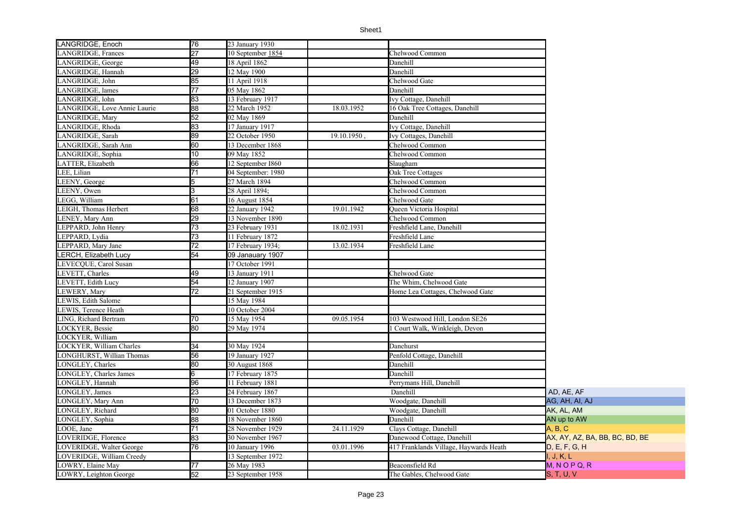| LANGRIDGE, Enoch | 76 | 23 January 1930 | | | |
|---|---|---|---|---|---|
| LANGRIDGE, Frances | 27 | 10 September 1854 | | Chelwood Common | |
| LANGRIDGE, George | 49 | 18 April 1862 | | Danehill | |
| LANGRIDGE, Hannah | 29 | 12 May 1900 | | Danehill | |
| LANGRIDGE, John | 85 | 11 April 1918 | | Chelwood Gate | |
| LANGRIDGE, lames | 77 | 05 May 1862 | | Danehill | |
| LANGRIDGE, lohn | 83 | 13 February 1917 | | Ivy Cottage, Danehill | |
| LANGRIDGE, Love Annie Laurie | 88 | 22 March 1952 | 18.03.1952 | 16 Oak Tree Cottages, Danehill | |
| LANGRIDGE, Mary | 52 | 02 May 1869 | | Danehill | |
| LANGRIDGE, Rhoda | 83 | 17 January 1917 | | Ivy Cottage, Danehill | |
| LANGRIDGE, Sarah | 89 | 22 October 1950 | 19.10.1950 , | Ivy Cottages, Danehill | |
| LANGRIDGE, Sarah Ann | 60 | 13 December 1868 | | Chelwood Common | |
| LANGRIDGE, Sophia | 10 | 09 May 1852 | | Chelwood Common | |
| LATTER, Elizabeth | 66 | 12 September 1860 | | Slaugham | |
| LEE, Lilian | 71 | 04 September: 1980 | | Oak Tree Cottages | |
| LEENY, George | 5 | 27 March 1894 | | Chelwood Common | |
| LEENY, Owen | 3 | 28 April 1894; | | Chelwood Common | |
| LEGG, William | 61 | 16 August 1854 | | Chelwood Gate | |
| LEIGH, Thomas Herbert | 68 | 22 January 1942 | 19.01.1942 | Queen Victoria Hospital | |
| LENEY, Mary Ann | 29 | 13 November 1890 | | Chelwood Common | |
| LEPPARD, John Henry | 73 | 23 February 1931 | 18.02.1931 | Freshfield Lane, Danehill | |
| LEPPARD, Lydia | 73 | 11 February 1872 | | Freshfield Lane | |
| LEPPARD, Mary Jane | 72 | 17 February 1934; | 13.02.1934 | Freshfield Lane | |
| LERCH, Elizabeth Lucy | 54 | 09 Janauary 1907 | | | |
| LEVECQUE, Carol Susan | | 17 October 1991 | | | |
| LEVETT, Charles | 49 | 13 January 1911 | | Chelwood Gate | |
| LEVETT, Edith Lucy | 54 | 12 January 1907 | | The Whim, Chelwood Gate | |
| LEWERY, Mary | 72 | 21 September 1915 | | Home Lea Cottages, Chelwood Gate | |
| LEWIS, Edith Salome | | 15 May 1984 | | | |
| LEWIS, Terence Heath | | 10 October 2004 | | | |
| LING, Richard Bertram | 70 | 15 May 1954 | 09.05.1954 | 103 Westwood Hill, London SE26 | |
| LOCKYER, Bessie | 80 | 29 May 1974 | | 1 Court Walk, Winkleigh, Devon | |
| LOCKYER, William | | | | | |
| LOCKYER, William Charles | 34 | 30 May 1924 | | Danehurst | |
| LONGHURST, Willian Thomas | 56 | 19 January 1927 | | Penfold Cottage, Danehill | |
| LONGLEY, Charles | 80 | 30 August 1868 | | Danehill | |
| LONGLEY, Charles James | 6 | 17 February 1875 | | Danehill | |
| LONGLEY, Hannah | 96 | 11 February 1881 | | Perrymans Hill, Danehill | |
| LONGLEY, James | 23 | 24 February 1867 | | Danehill | AD, AE, AF |
| LONGLEY, Mary Ann | 70 | 13 December 1873 | | Woodgate, Danehill | AG, AH, AI, AJ |
| LONGLEY, Richard | 80 | 01 October 1880 | | Woodgate, Danehill | AK, AL, AM |
| LONGLEY, Sophia | 88 | 18 November 1860 | | Danehill | AN up to AW |
| LOOE, Jane | 71 | 28 November 1929 | 24.11.1929 | Clays Cottage, Danehill | A, B, C |
| LOVERIDGE, Florence | 83 | 30 November 1967 | | Danewood Cottage, Danehill | AX, AY, AZ, BA, BB, BC, BD, BE |
| LOVERIDGE, Walter George | 76 | 10 January 1996 | 03.01.1996 | 417 Franklands Village, Haywards Heath | D, E, F, G, H |
| LOVERIDGE, William Creedy | | 13 September 1972 | | | I, J, K, L |
| LOWRY, Elaine May | 77 | 26 May 1983 | | Beaconsfield Rd | M, N O P Q, R |
| LOWRY, Leighton George | 52 | 23 September 1958 | | The Gables, Chelwood Gate | S, T, U, V |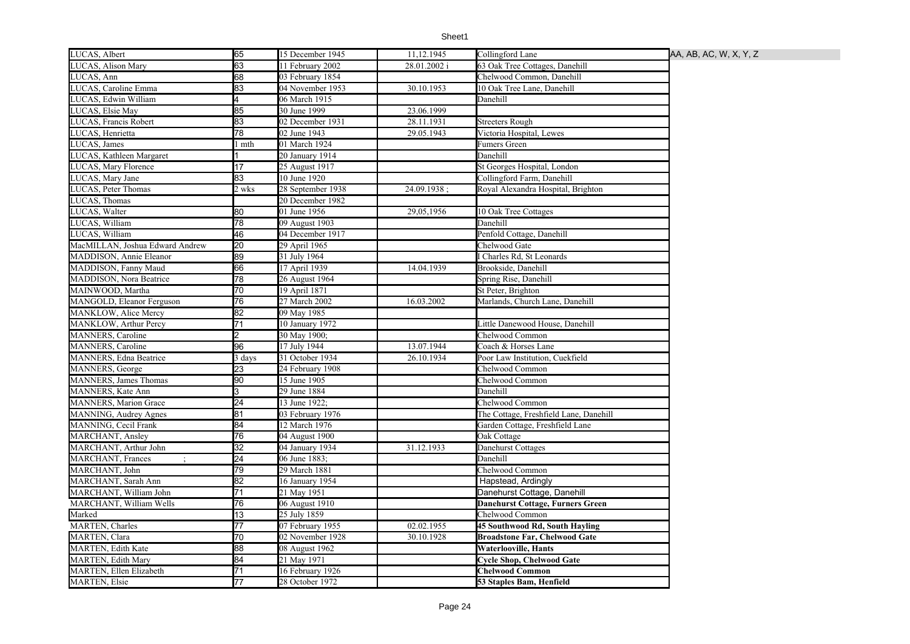| LUCAS, Albert | 65 | 15 December 1945 | 11,12.1945 | Collingford Lane | AA, AB, AC, W, X, Y, Z |
|---|---|---|---|---|---|
| LUCAS, Alison Mary | 63 | 11 February 2002 | 28.01.2002 i | 63 Oak Tree Cottages, Danehill | |
| LUCAS, Ann | 68 | 03 February 1854 | | Chelwood Common, Danehill | |
| LUCAS, Caroline Emma | 83 | 04 November 1953 | 30.10.1953 | 10 Oak Tree Lane, Danehill | |
| LUCAS, Edwin William | 4 | 06 March 1915 | | Danehill | |
| LUCAS, Elsie May | 85 | 30 June 1999 | 23.06.1999 | | |
| LUCAS, Francis Robert | 83 | 02 December 1931 | 28.11.1931 | Streeters Rough | |
| LUCAS, Henrietta | 78 | 02 June 1943 | 29.05.1943 | Victoria Hospital, Lewes | |
| LUCAS, James | 1 mth | 01 March 1924 | | Fumers Green | |
| LUCAS, Kathleen Margaret | 1 | 20 January 1914 | | Danehill | |
| LUCAS, Mary Florence | 17 | 25 August 1917 | | St Georges Hospital, London | |
| LUCAS, Mary Jane | 83 | 10 June 1920 | | Collingford Farm, Danehill | |
| LUCAS, Peter Thomas | 2 wks | 28 September 1938 | 24.09.1938 ; | Royal Alexandra Hospital, Brighton | |
| LUCAS, Thomas | | 20 December 1982 | | | |
| LUCAS, Walter | 80 | 01 June 1956 | 29,05,1956 | 10 Oak Tree Cottages | |
| LUCAS, William | 78 | 09 August 1903 | | Danehill | |
| LUCAS, William | 46 | 04 December 1917 | | Penfold Cottage, Danehill | |
| MacMILLAN, Joshua Edward Andrew | 20 | 29 April 1965 | | Chelwood Gate | |
| MADDISON, Annie Eleanor | 89 | 31 July 1964 | | I Charles Rd, St Leonards | |
| MADDISON, Fanny Maud | 66 | 17 April 1939 | 14.04.1939 | Brookside, Danehill | |
| MADDISON, Nora Beatrice | 78 | 26 August 1964 | | Spring Rise, Danehill | |
| MAINWOOD, Martha | 70 | 19 April 1871 | | St Peter, Brighton | |
| MANGOLD, Eleanor Ferguson | 76 | 27 March 2002 | 16.03.2002 | Marlands, Church Lane, Danehill | |
| MANKLOW, Alice Mercy | 82 | 09 May 1985 | | | |
| MANKLOW, Arthur Percy | 71 | 10 January 1972 | | Little Danewood House, Danehill | |
| MANNERS, Caroline | 2 | 30 May 1900; | | Chelwood Common | |
| MANNERS, Caroline | 96 | 17 July 1944 | 13.07.1944 | Coach & Horses Lane | |
| MANNERS, Edna Beatrice | 3 days | 31 October 1934 | 26.10.1934 | Poor Law Institution, Cuekfield | |
| MANNERS, George | 23 | 24 February 1908 | | Chelwood Common | |
| MANNERS, James Thomas | 90 | 15 June 1905 | | Chelwood Common | |
| MANNERS, Kate Ann | 3 | 29 June 1884 | | Danehill | |
| MANNERS, Marion Grace | 24 | 13 June 1922; | | Chelwood Common | |
| MANNING, Audrey Agnes | 81 | 03 February 1976 | | The Cottage, Freshfield Lane, Danehill | |
| MANNING, Cecil Frank | 84 | 12 March 1976 | | Garden Cottage, Freshfield Lane | |
| MARCHANT, Ansley | 76 | 04 August 1900 | | Oak Cottage | |
| MARCHANT, Arthur John | 32 | 04 January 1934 | 31.12.1933 | Danehurst Cottages | |
| MARCHANT, Frances ; | 24 | 06 June 1883; | | Danehill | |
| MARCHANT, John | 79 | 29 March 1881 | | Chelwood Common | |
| MARCHANT, Sarah Ann | 82 | 16 January 1954 | | Hapstead, Ardingly | |
| MARCHANT, William John | 71 | 21 May 1951 | | Danehurst Cottage, Danehill | |
| MARCHANT, William Wells | 76 | 06 August 1910 | | **Danehurst Cottage, Furners Green** | |
| Marked | 13 | 25 July 1859 | | Chelwood Common | |
| MARTEN, Charles | 77 | 07 February 1955 | 02.02.1955 | **45 Southwood Rd, South Hayling** | |
| MARTEN, Clara | 70 | 02 November 1928 | 30.10.1928 | **Broadstone Far, Chelwood Gate** | |
| MARTEN, Edith Kate | 88 | 08 August 1962 | | **Waterlooville, Hants** | |
| MARTEN, Edith Mary | 84 | 21 May 1971 | | **Cycle Shop, Chelwood Gate** | |
| MARTEN, Ellen Elizabeth | 71 | 16 February 1926 | | **Chelwood Common** | |
| MARTEN, Elsie | 77 | 28 October 1972 | | **53 Staples Bam, Henfield** | |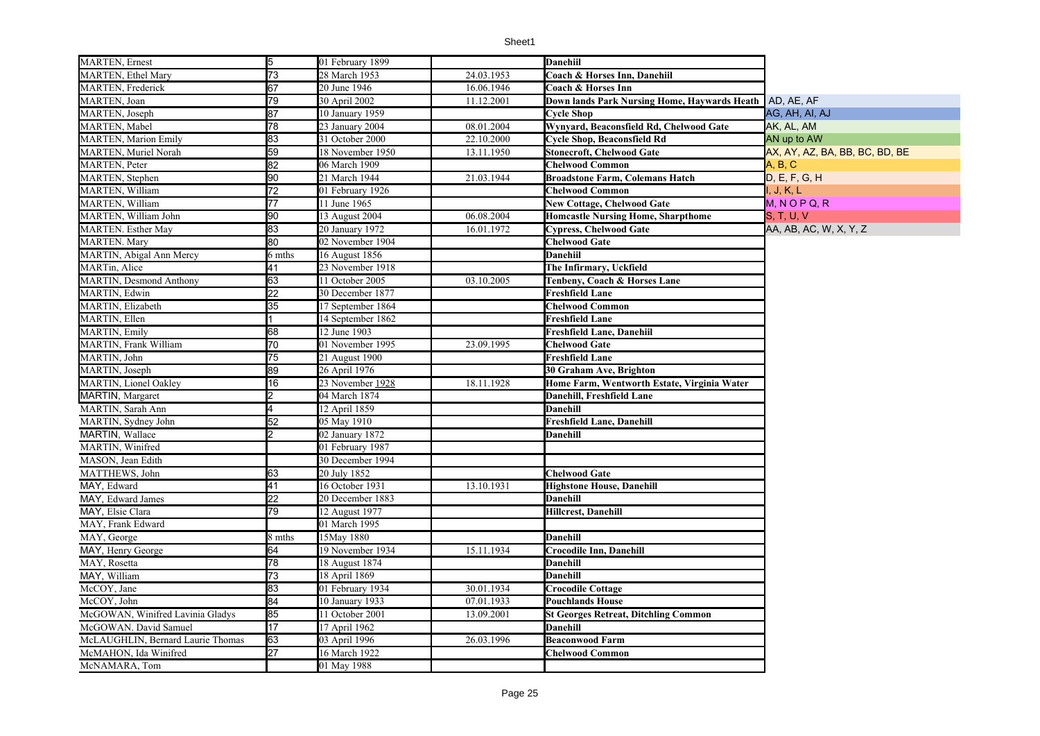| | | | | | |
|---|---|---|---|---|---|
| MARTEN, Ernest | 5 | 01 February 1899 | | Danehiil | |
| MARTEN, Ethel Mary | 73 | 28 March 1953 | 24.03.1953 | Coach & Horses Inn, Danehiil | |
| MARTEN, Frederick | 67 | 20 June 1946 | 16.06.1946 | Coach & Horses Inn | |
| MARTEN, Joan | 79 | 30 April 2002 | 11.12.2001 | Down lands Park Nursing Home, Haywards Heath | AD, AE, AF |
| MARTEN, Joseph | 87 | 10 January 1959 | | Cycle Shop | AG, AH, AI, AJ |
| MARTEN, Mabel | 78 | 23 January 2004 | 08.01.2004 | Wynyard, Beaconsfield Rd, Chelwood Gate | AK, AL, AM |
| MARTEN, Marion Emily | 83 | 31 October 2000 | 22.10.2000 | Cycle Shop, Beaconsfield Rd | AN up to AW |
| MARTEN, Muriel Norah | 59 | 18 November 1950 | 13.11.1950 | Stonecroft, Chelwood Gate | AX, AY, AZ, BA, BB, BC, BD, BE |
| MARTEN, Peter | 82 | 06 March 1909 | | Chelwood Common | A, B, C |
| MARTEN, Stephen | 90 | 21 March 1944 | 21.03.1944 | Broadstone Farm, Colemans Hatch | D, E, F, G, H |
| MARTEN, William | 72 | 01 February 1926 | | Chelwood Common | I, J, K, L |
| MARTEN, William | 77 | 11 June 1965 | | New Cottage, Chelwood Gate | M, N O P Q, R |
| MARTEN, William John | 90 | 13 August 2004 | 06.08.2004 | Homcastle Nursing Home, Sharpthome | S, T, U, V |
| MARTEN. Esther May | 83 | 20 January 1972 | 16.01.1972 | Cypress, Chelwood Gate | AA, AB, AC, W, X, Y, Z |
| MARTEN. Mary | 80 | 02 November 1904 | | Chelwood Gate | |
| MARTIN, Abigal Ann Mercy | 6 mths | 16 August 1856 | | Danehiil | |
| MARTin, Alice | 41 | 23 November 1918 | | The Infirmary, Uckfield | |
| MARTIN, Desmond Anthony | 63 | 11 October 2005 | 03.10.2005 | Tenbeny, Coach & Horses Lane | |
| MARTIN, Edwin | 22 | 30 December 1877 | | Freshfield Lane | |
| MARTIN, Elizabeth | 35 | 17 September 1864 | | Chelwood Common | |
| MARTIN, Ellen | 1 | 14 September 1862 | | Freshfield Lane | |
| MARTIN, Emily | 68 | 12 June 1903 | | Freshfield Lane, Danehiil | |
| MARTIN, Frank William | 70 | 01 November 1995 | 23.09.1995 | Chelwood Gate | |
| MARTIN, John | 75 | 21 August 1900 | | Freshfield Lane | |
| MARTIN, Joseph | 89 | 26 April 1976 | | 30 Graham Ave, Brighton | |
| MARTIN, Lionel Oakley | 16 | 23 November 1928 | 18.11.1928 | Home Farm, Wentworth Estate, Virginia Water | |
| MARTIN, Margaret | 2 | 04 March 1874 | | Danehill, Freshfield Lane | |
| MARTIN, Sarah Ann | 4 | 12 April 1859 | | Danehill | |
| MARTIN, Sydney John | 52 | 05 May 1910 | | Freshfield Lane, Danehill | |
| MARTIN, Wallace | 2 | 02 January 1872 | | Danehill | |
| MARTIN, Winifred | | 01 February 1987 | | | |
| MASON, Jean Edith | | 30 December 1994 | | | |
| MATTHEWS, John | 63 | 20 July 1852 | | Chelwood Gate | |
| MAY, Edward | 41 | 16 October 1931 | 13.10.1931 | Highstone House, Danehill | |
| MAY, Edward James | 22 | 20 December 1883 | | Danehill | |
| MAY, Elsie Clara | 79 | 12 August 1977 | | Hillcrest, Danehill | |
| MAY, Frank Edward | | 01 March 1995 | | | |
| MAY, George | 8 mths | 15May 1880 | | Danehill | |
| MAY, Henry George | 64 | 19 November 1934 | 15.11.1934 | Crocodile Inn, Danehill | |
| MAY, Rosetta | 78 | 18 August 1874 | | Danehill | |
| MAY, William | 73 | 18 April 1869 | | Danehill | |
| McCOY, Jane | 83 | 01 February 1934 | 30.01.1934 | Crocodile Cottage | |
| McCOY, John | 84 | 10 January 1933 | 07.01.1933 | Pouchlands House | |
| McGOWAN, Winifred Lavinia Gladys | 85 | 11 October 2001 | 13.09.2001 | St Georges Retreat, Ditchling Common | |
| McGOWAN. David Samuel | 17 | 17 April 1962 | | Danehill | |
| McLAUGHLIN, Bernard Laurie Thomas | 63 | 03 April 1996 | 26.03.1996 | Beaconwood Farm | |
| McMAHON, Ida Winifred | 27 | 16 March 1922 | | Chelwood Common | |
| McNAMARA, Tom | | 01 May 1988 | | | |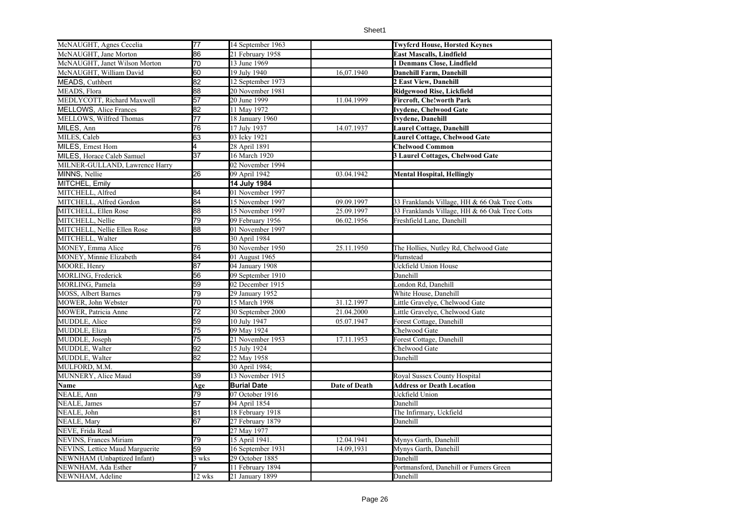| McNAUGHT, Agnes Cecelia | 77 | 14 September 1963 | | **Twyferd House, Horsted Keynes** |
|---|---|---|---|---|
| McNAUGHT, Jane Morton | 86 | 21 February 1958 | | **East Mascalls, Lindfield** |
| McNAUGHT, Janet Wilson Morton | 70 | 13 June 1969 | | **1 Denmans Close, Lindfield** |
| McNAUGHT, William David | 60 | 19 July 1940 | 16,07.1940 | **Danehill Farm, Danehill** |
| MEADS, Cuthbert | 82 | 12 September 1973 | | **2 East View, Danehill** |
| MEADS, Flora | 88 | 20 November 1981 | | **Ridgewood Rise, Lickfield** |
| MEDLYCOTT, Richard Maxwell | 57 | 20 June 1999 | 11.04.1999 | **Fircroft, Che!worth Park** |
| MELLOWS, Alice Frances | 82 | 11 May 1972 | | **Ivydene, Chelwood Gate** |
| MELLOWS, Wilfred Thomas | 77 | 18 January 1960 | | **Ivydene, Danehill** |
| MILES, Ann | 76 | 17 July 1937 | 14.07.1937 | **Laurel Cottage, Danehill** |
| MILES, Caleb | 63 | 03 Icky 1921 | | **Laurel Cottage, Chelwood Gate** |
| MILES, Ernest Hom | 4 | 28 April 1891 | | **Chelwood Common** |
| MILES, Horace Caleb Samuel | 37 | 16 March 1920 | | **3 Laurel Cottages, Chelwood Gate** |
| MILNER-GULLAND, Lawrence Harry | | 02 November 1994 | | |
| MINNS, Nellie | 26 | 09 April 1942 | 03.04.1942 | **Mental Hospital, Hellingly** |
| MITCHEL, Emily | | **14 July 1984** | | |
| MITCHELL, Alfred | 84 | 01 November 1997 | | |
| MITCHELL, Alfred Gordon | 84 | 15 November 1997 | 09.09.1997 | 33 Franklands Village, HH & 66 Oak Tree Cotts |
| MITCHELL, Ellen Rose | 88 | 15 November 1997 | 25.09.1997 | 33 Franklands Village, HH & 66 Oak Tree Cotts |
| MITCHELL, Nellie | 79 | 09 February 1956 | 06.02.1956 | Freshfield Lane, Danehill |
| MITCHELL, Nellie Ellen Rose | 88 | 01 November 1997 | | |
| MITCHELL, Walter | | 30 April 1984 | | |
| MONEY, Emma Alice | 76 | 30 November 1950 | 25.11.1950 | The Hollies, Nutley Rd, Chelwood Gate |
| MONEY, Minnie Elizabeth | 84 | 01 August 1965 | | Plumstead |
| MOORE, Henry | 87 | 04 January 1908 | | Uckfield Union House |
| MORLING, Frederick | 56 | 09 September 1910 | | Danehill |
| MORLING, Pamela | 59 | 02 December 1915 | | London Rd, Danehill |
| MOSS, Albert Barnes | 79 | 29 January 1952 | | White House, Danehill |
| MOWER, John Webster | 70 | 15 March 1998 | 31.12.1997 | Little Gravelye, Chelwood Gate |
| MOWER, Patricia Anne | 72 | 30 September 2000 | 21.04.2000 | Little Gravelye, Chelwood Gate |
| MUDDLE, Alice | 59 | 10 July 1947 | 05.07.1947 | Forest Cottage, Danehill |
| MUDDLE, Eliza | 75 | 09 May 1924 | | Chelwood Gate |
| MUDDLE, Joseph | 75 | 21 November 1953 | 17.11.1953 | Forest Cottage, Danehill |
| MUDDLE, Walter | 92 | 15 July 1924 | | Chelwood Gate |
| MUDDLE, Walter | 82 | 22 May 1958 | | Danehill |
| MULFORD, M.M. | | 30 April 1984; | | |
| MUNNERY, Alice Maud | 39 | 13 November 1915 | | Royal Sussex County Hospital |
| **Name** | **Age** | **Burial Date** | **Date of Death** | **Address or Death Location** |
| NEALE, Ann | 79 | 07 October 1916 | | Uckfield Union |
| NEALE, James | 57 | 04 April 1854 | | Danehill |
| NEALE, John | 81 | 18 February 1918 | | The Infirmary, Uckfield |
| NEALE, Mary | 67 | 27 February 1879 | | Danehill |
| NEVE, Frida Read | | 27 May 1977 | | |
| NEVINS, Frances Miriam | 79 | 15 April 1941. | 12.04.1941 | Mynys Garth, Danehill |
| NEVINS, Lettice Maud Marguerite | 59 | 16 September 1931 | 14.09,1931 | Mynys Garth, Danehill |
| NEWNHAM (Unbaptized Infant) | 3 wks | 29 October 1885 | | Danehill |
| NEWNHAM, Ada Esther | 7 | 11 February 1894 | | Portmansford, Danehill or Fumers Green |
| NEWNHAM, Adeline | 12 wks | 21 January 1899 | | Danehill |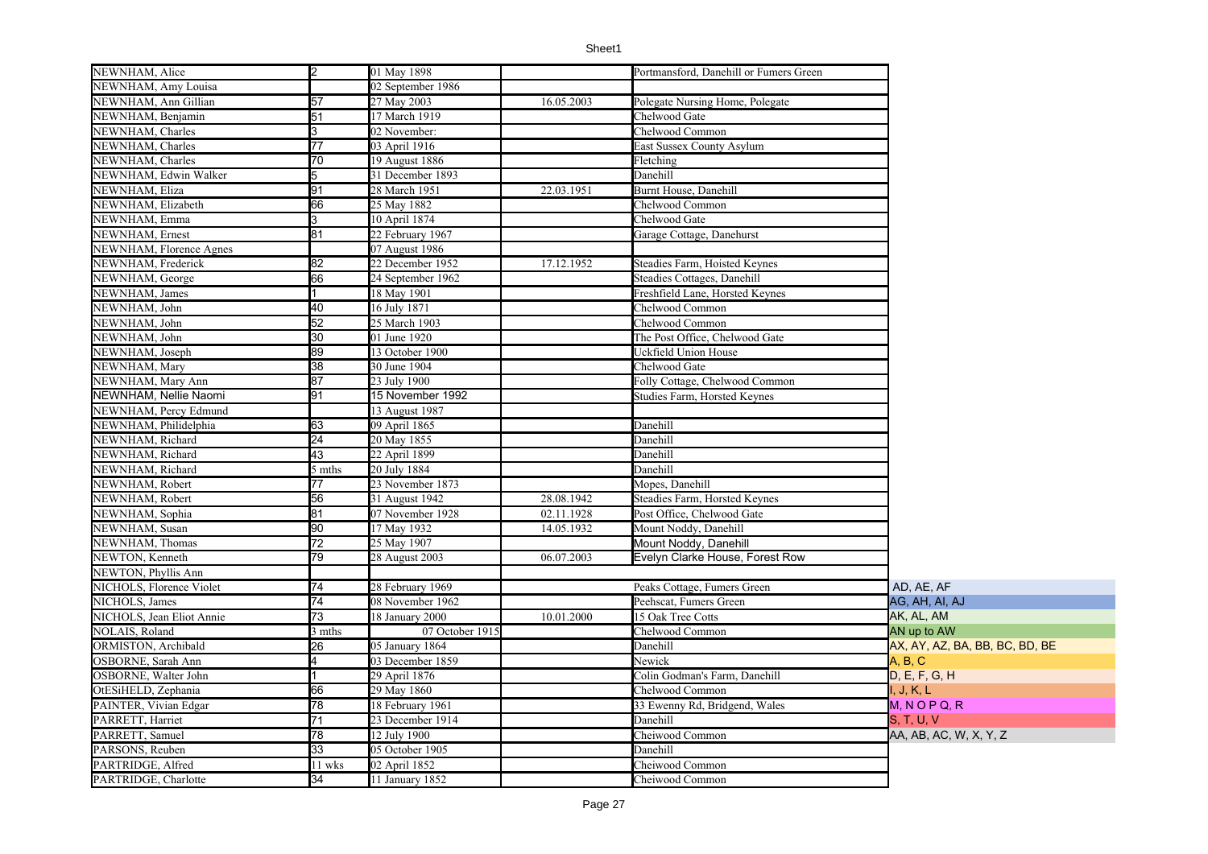| | | | | | |
|---|---|---|---|---|---|
| NEWNHAM, Alice | 2 | 01 May 1898 | | Portmansford, Danehill or Fumers Green | |
| NEWNHAM, Amy Louisa | | 02 September 1986 | | | |
| NEWNHAM, Ann Gillian | 57 | 27 May 2003 | 16.05.2003 | Polegate Nursing Home, Polegate | |
| NEWNHAM, Benjamin | 51 | 17 March 1919 | | Chelwood Gate | |
| NEWNHAM, Charles | 3 | 02 November: | | Chelwood Common | |
| NEWNHAM, Charles | 77 | 03 April 1916 | | East Sussex County Asylum | |
| NEWNHAM, Charles | 70 | 19 August 1886 | | Fletching | |
| NEWNHAM, Edwin Walker | 5 | 31 December 1893 | | Danehill | |
| NEWNHAM, Eliza | 91 | 28 March 1951 | 22.03.1951 | Burnt House, Danehill | |
| NEWNHAM, Elizabeth | 66 | 25 May 1882 | | Chelwood Common | |
| NEWNHAM, Emma | 3 | 10 April 1874 | | Chelwood Gate | |
| NEWNHAM, Ernest | 81 | 22 February 1967 | | Garage Cottage, Danehurst | |
| NEWNHAM, Florence Agnes | | 07 August 1986 | | | |
| NEWNHAM, Frederick | 82 | 22 December 1952 | 17.12.1952 | Steadies Farm, Hoisted Keynes | |
| NEWNHAM, George | 66 | 24 September 1962 | | Steadies Cottages, Danehill | |
| NEWNHAM, James | 1 | 18 May 1901 | | Freshfield Lane, Horsted Keynes | |
| NEWNHAM, John | 40 | 16 July 1871 | | Chelwood Common | |
| NEWNHAM, John | 52 | 25 March 1903 | | Chelwood Common | |
| NEWNHAM, John | 30 | 01 June 1920 | | The Post Office, Chelwood Gate | |
| NEWNHAM, Joseph | 89 | 13 October 1900 | | Uckfield Union House | |
| NEWNHAM, Mary | 38 | 30 June 1904 | | Chelwood Gate | |
| NEWNHAM, Mary Ann | 87 | 23 July 1900 | | Folly Cottage, Chelwood Common | |
| NEWNHAM, Nellie Naomi | 91 | 15 November 1992 | | Studies Farm, Horsted Keynes | |
| NEWNHAM, Percy Edmund | | 13 August 1987 | | | |
| NEWNHAM, Philidelphia | 63 | 09 April 1865 | | Danehill | |
| NEWNHAM, Richard | 24 | 20 May 1855 | | Danehill | |
| NEWNHAM, Richard | 43 | 22 April 1899 | | Danehill | |
| NEWNHAM, Richard | 5 mths | 20 July 1884 | | Danehill | |
| NEWNHAM, Robert | 77 | 23 November 1873 | | Mopes, Danehill | |
| NEWNHAM, Robert | 56 | 31 August 1942 | 28.08.1942 | Steadies Farm, Horsted Keynes | |
| NEWNHAM, Sophia | 81 | 07 November 1928 | 02.11.1928 | Post Office, Chelwood Gate | |
| NEWNHAM, Susan | 90 | 17 May 1932 | 14.05.1932 | Mount Noddy, Danehill | |
| NEWNHAM, Thomas | 72 | 25 May 1907 | | Mount Noddy, Danehill | |
| NEWTON, Kenneth | 79 | 28 August 2003 | 06.07.2003 | Evelyn Clarke House, Forest Row | |
| NEWTON, Phyllis Ann | | | | | |
| NICHOLS, Florence Violet | 74 | 28 February 1969 | | Peaks Cottage, Fumers Green | AD, AE, AF |
| NICHOLS, James | 74 | 08 November 1962 | | Peehscat, Fumers Green | AG, AH, AI, AJ |
| NICHOLS, Jean Eliot Annie | 73 | 18 January 2000 | 10.01.2000 | 15 Oak Tree Cotts | AK, AL, AM |
| NOLAIS, Roland | 3 mths | 07 October 1915 | | Chelwood Common | AN up to AW |
| ORMISTON, Archibald | 26 | 05 January 1864 | | Danehill | AX, AY, AZ, BA, BB, BC, BD, BE |
| OSBORNE, Sarah Ann | 4 | 03 December 1859 | | Newick | A, B, C |
| OSBORNE, Walter John | 1 | 29 April 1876 | | Colin Godman's Farm, Danehill | D, E, F, G, H |
| OtESiHELD, Zephania | 66 | 29 May 1860 | | Chelwood Common | I, J, K, L |
| PAINTER, Vivian Edgar | 78 | 18 February 1961 | | 33 Ewenny Rd, Bridgend, Wales | M, N O P Q, R |
| PARRETT, Harriet | 71 | 23 December 1914 | | Danehill | S, T, U, V |
| PARRETT, Samuel | 78 | 12 July 1900 | | Cheiwood Common | AA, AB, AC, W, X, Y, Z |
| PARSONS, Reuben | 33 | 05 October 1905 | | Danehill | |
| PARTRIDGE, Alfred | 11 wks | 02 April 1852 | | Cheiwood Common | |
| PARTRIDGE, Charlotte | 34 | 11 January 1852 | | Cheiwood Common | |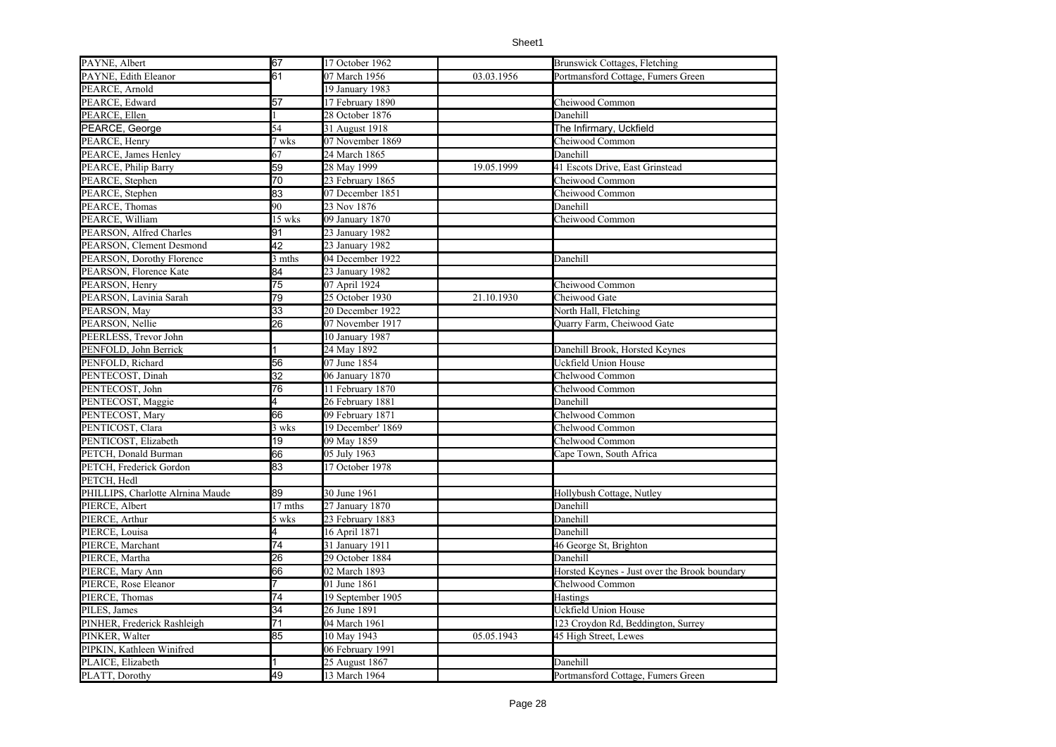| | | | | |
|---|---|---|---|---|
| PAYNE, Albert | 67 | 17 October 1962 | | Brunswick Cottages, Fletching |
| PAYNE, Edith Eleanor | 61 | 07 March 1956 | 03.03.1956 | Portmansford Cottage, Fumers Green |
| PEARCE, Arnold | | 19 January 1983 | | |
| PEARCE, Edward | 57 | 17 February 1890 | | Cheiwood Common |
| PEARCE, Ellen | 1 | 28 October 1876 | | Danehill |
| PEARCE, George | 54 | 31 August 1918 | | The Infirmary, Uckfield |
| PEARCE, Henry | 7 wks | 07 November 1869 | | Cheiwood Common |
| PEARCE, James Henley | 67 | 24 March 1865 | | Danehill |
| PEARCE, Philip Barry | 59 | 28 May 1999 | 19.05.1999 | 41 Escots Drive, East Grinstead |
| PEARCE, Stephen | 70 | 23 February 1865 | | Cheiwood Common |
| PEARCE, Stephen | 83 | 07 December 1851 | | Cheiwood Common |
| PEARCE, Thomas | 90 | 23 Nov 1876 | | Danehill |
| PEARCE, William | 15 wks | 09 January 1870 | | Cheiwood Common |
| PEARSON, Alfred Charles | 91 | 23 January 1982 | | |
| PEARSON, Clement Desmond | 42 | 23 January 1982 | | |
| PEARSON, Dorothy Florence | 3 mths | 04 December 1922 | | Danehill |
| PEARSON, Florence Kate | 84 | 23 January 1982 | | |
| PEARSON, Henry | 75 | 07 April 1924 | | Cheiwood Common |
| PEARSON, Lavinia Sarah | 79 | 25 October 1930 | 21.10.1930 | Cheiwood Gate |
| PEARSON, May | 33 | 20 December 1922 | | North Hall, Fletching |
| PEARSON, Nellie | 26 | 07 November 1917 | | Quarry Farm, Cheiwood Gate |
| PEERLESS, Trevor John | | 10 January 1987 | | |
| PENFOLD, John Berrick | 1 | 24 May 1892 | | Danehill Brook, Horsted Keynes |
| PENFOLD, Richard | 56 | 07 June 1854 | | Uckfield Union House |
| PENTECOST, Dinah | 32 | 06 January 1870 | | Chelwood Common |
| PENTECOST, John | 76 | 11 February 1870 | | Chelwood Common |
| PENTECOST, Maggie | 4 | 26 February 1881 | | Danehill |
| PENTECOST, Mary | 66 | 09 February 1871 | | Chelwood Common |
| PENTICOST, Clara | 3 wks | 19 December' 1869 | | Chelwood Common |
| PENTICOST, Elizabeth | 19 | 09 May 1859 | | Chelwood Common |
| PETCH, Donald Burman | 66 | 05 July 1963 | | Cape Town, South Africa |
| PETCH, Frederick Gordon | 83 | 17 October 1978 | | |
| PETCH, Hedl | | | | |
| PHILLIPS, Charlotte Alrnina Maude | 89 | 30 June 1961 | | Hollybush Cottage, Nutley |
| PIERCE, Albert | 17 mths | 27 January 1870 | | Danehill |
| PIERCE, Arthur | 5 wks | 23 February 1883 | | Danehill |
| PIERCE, Louisa | 4 | 16 April 1871 | | Danehill |
| PIERCE, Marchant | 74 | 31 January 1911 | | 46 George St, Brighton |
| PIERCE, Martha | 26 | 29 October 1884 | | Danehill |
| PIERCE, Mary Ann | 66 | 02 March 1893 | | Horsted Keynes - Just over the Brook boundary |
| PIERCE, Rose Eleanor | 7 | 01 June 1861 | | Chelwood Common |
| PIERCE, Thomas | 74 | 19 September 1905 | | Hastings |
| PILES, James | 34 | 26 June 1891 | | Uckfield Union House |
| PINHER, Frederick Rashleigh | 71 | 04 March 1961 | | 123 Croydon Rd, Beddington, Surrey |
| PINKER, Walter | 85 | 10 May 1943 | 05.05.1943 | 45 High Street, Lewes |
| PIPKIN, Kathleen Winifred | | 06 February 1991 | | |
| PLAICE, Elizabeth | 1 | 25 August 1867 | | Danehill |
| PLATT, Dorothy | 49 | 13 March 1964 | | Portmansford Cottage, Fumers Green |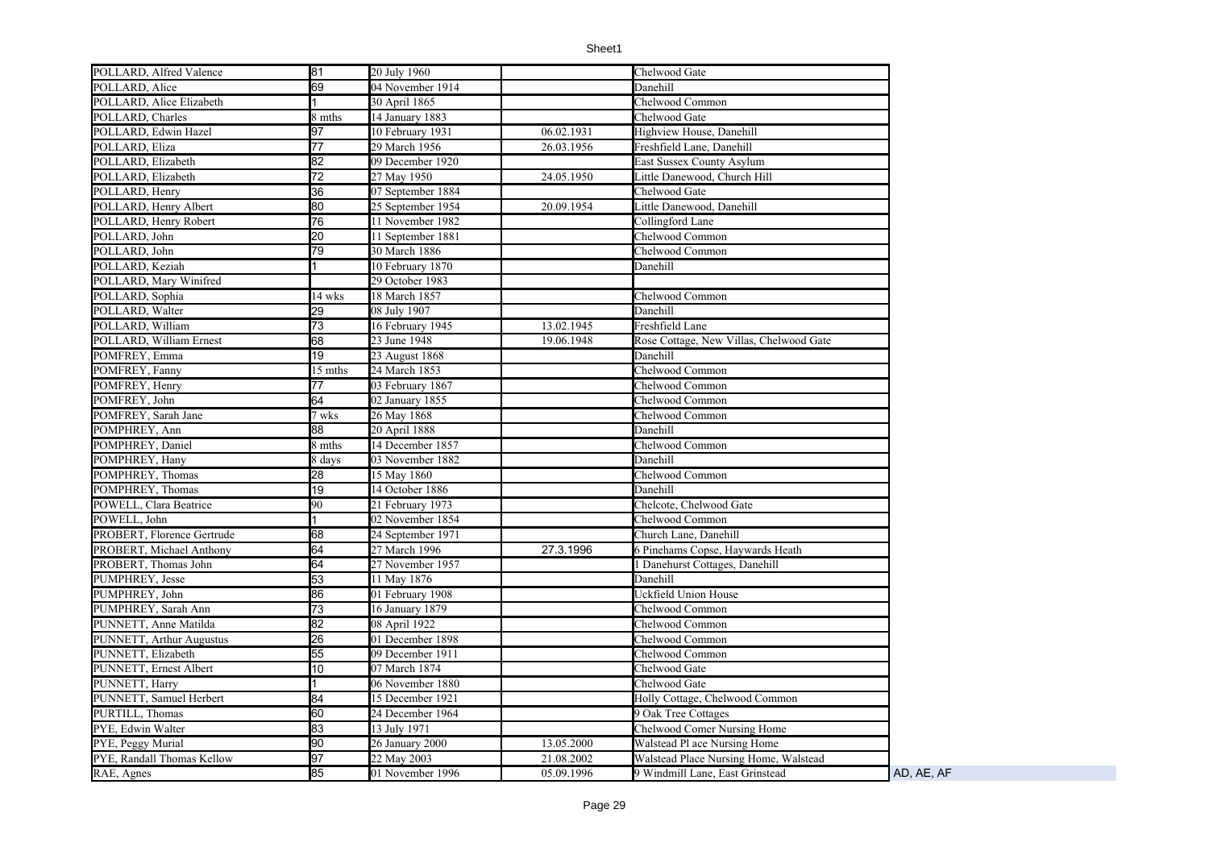| | | | | | |
|---|---|---|---|---|---|
| POLLARD, Alfred Valence | 81 | 20 July 1960 | | Chelwood Gate | |
| POLLARD, Alice | 69 | 04 November 1914 | | Danehill | |
| POLLARD, Alice Elizabeth | 1 | 30 April 1865 | | Chelwood Common | |
| POLLARD, Charles | 8 mths | 14 January 1883 | | Chelwood Gate | |
| POLLARD, Edwin Hazel | 97 | 10 February 1931 | 06.02.1931 | Highview House, Danehill | |
| POLLARD, Eliza | 77 | 29 March 1956 | 26.03.1956 | Freshfield Lane, Danehill | |
| POLLARD, Elizabeth | 82 | 09 December 1920 | | East Sussex County Asylum | |
| POLLARD, Elizabeth | 72 | 27 May 1950 | 24.05.1950 | Little Danewood, Church Hill | |
| POLLARD, Henry | 36 | 07 September 1884 | | Chelwood Gate | |
| POLLARD, Henry Albert | 80 | 25 September 1954 | 20.09.1954 | Little Danewood, Danehill | |
| POLLARD, Henry Robert | 76 | 11 November 1982 | | Collingford Lane | |
| POLLARD, John | 20 | 11 September 1881 | | Chelwood Common | |
| POLLARD, John | 79 | 30 March 1886 | | Chelwood Common | |
| POLLARD, Keziah | 1 | 10 February 1870 | | Danehill | |
| POLLARD, Mary Winifred | | 29 October 1983 | | | |
| POLLARD, Sophia | 14 wks | 18 March 1857 | | Chelwood Common | |
| POLLARD, Walter | 29 | 08 July 1907 | | Danehill | |
| POLLARD, William | 73 | 16 February 1945 | 13.02.1945 | Freshfield Lane | |
| POLLARD, William Ernest | 68 | 23 June 1948 | 19.06.1948 | Rose Cottage, New Villas, Chelwood Gate | |
| POMFREY, Emma | 19 | 23 August 1868 | | Danehill | |
| POMFREY, Fanny | 15 mths | 24 March 1853 | | Chelwood Common | |
| POMFREY, Henry | 77 | 03 February 1867 | | Chelwood Common | |
| POMFREY, John | 64 | 02 January 1855 | | Chelwood Common | |
| POMFREY, Sarah Jane | 7 wks | 26 May 1868 | | Chelwood Common | |
| POMPHREY, Ann | 88 | 20 April 1888 | | Danehill | |
| POMPHREY, Daniel | 8 mths | 14 December 1857 | | Chelwood Common | |
| POMPHREY, Hany | 8 days | 03 November 1882 | | Danehill | |
| POMPHREY, Thomas | 28 | 15 May 1860 | | Chelwood Common | |
| POMPHREY, Thomas | 19 | 14 October 1886 | | Danehill | |
| POWELL, Clara Beatrice | 90 | 21 February 1973 | | Chelcote, Chelwood Gate | |
| POWELL, John | 1 | 02 November 1854 | | Chelwood Common | |
| PROBERT, Florence Gertrude | 68 | 24 September 1971 | | Church Lane, Danehill | |
| PROBERT, Michael Anthony | 64 | 27 March 1996 | 27.3.1996 | 6 Pinehams Copse, Haywards Heath | |
| PROBERT, Thomas John | 64 | 27 November 1957 | | 1 Danehurst Cottages, Danehill | |
| PUMPHREY, Jesse | 53 | 11 May 1876 | | Danehill | |
| PUMPHREY, John | 86 | 01 February 1908 | | Uckfield Union House | |
| PUMPHREY, Sarah Ann | 73 | 16 January 1879 | | Chelwood Common | |
| PUNNETT, Anne Matilda | 82 | 08 April 1922 | | Chelwood Common | |
| PUNNETT, Arthur Augustus | 26 | 01 December 1898 | | Chelwood Common | |
| PUNNETT, Elizabeth | 55 | 09 December 1911 | | Chelwood Common | |
| PUNNETT, Ernest Albert | 10 | 07 March 1874 | | Chelwood Gate | |
| PUNNETT, Harry | 1 | 06 November 1880 | | Chelwood Gate | |
| PUNNETT, Samuel Herbert | 84 | 15 December 1921 | | Holly Cottage, Chelwood Common | |
| PURTILL, Thomas | 60 | 24 December 1964 | | 9 Oak Tree Cottages | |
| PYE, Edwin Walter | 83 | 13 July 1971 | | Chelwood Comer Nursing Home | |
| PYE, Peggy Murial | 90 | 26 January 2000 | 13.05.2000 | Walstead Pl ace Nursing Home | |
| PYE, Randall Thomas Kellow | 97 | 22 May 2003 | 21.08.2002 | Walstead Place Nursing Home, Walstead | |
| RAE, Agnes | 85 | 01 November 1996 | 05.09.1996 | 9 Windmill Lane, East Grinstead | AD, AE, AF |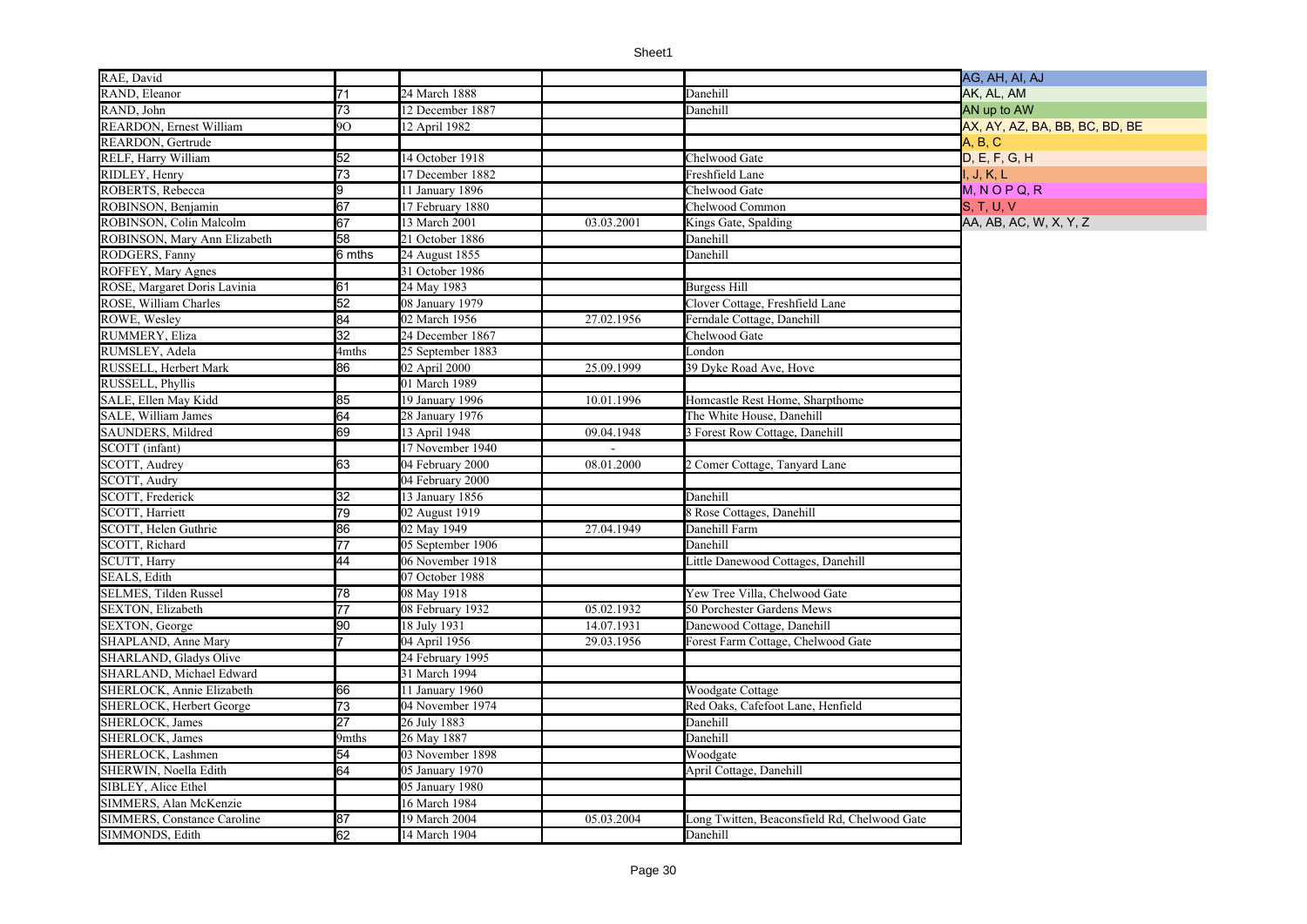| | | | | | |
|---|---|---|---|---|---|
| RAE, David | | | | | AG, AH, AI, AJ |
| RAND, Eleanor | 71 | 24 March 1888 | | Danehill | AK, AL, AM |
| RAND, John | 73 | 12 December 1887 | | Danehill | AN up to AW |
| REARDON, Ernest William | 9O | 12 April 1982 | | | AX, AY, AZ, BA, BB, BC, BD, BE |
| REARDON, Gertrude | | | | | A, B, C |
| RELF, Harry William | 52 | 14 October 1918 | | Chelwood Gate | D, E, F, G, H |
| RIDLEY, Henry | 73 | 17 December 1882 | | Freshfield Lane | I, J, K, L |
| ROBERTS, Rebecca | 9 | 11 January 1896 | | Chelwood Gate | M, N O P Q, R |
| ROBINSON, Benjamin | 67 | 17 February 1880 | | Chelwood Common | S, T, U, V |
| ROBINSON, Colin Malcolm | 67 | 13 March 2001 | 03.03.2001 | Kings Gate, Spalding | AA, AB, AC, W, X, Y, Z |
| ROBINSON, Mary Ann Elizabeth | 58 | 21 October 1886 | | Danehill | |
| RODGERS, Fanny | 6 mths | 24 August 1855 | | Danehill | |
| ROFFEY, Mary Agnes | | 31 October 1986 | | | |
| ROSE, Margaret Doris Lavinia | 61 | 24 May 1983 | | Burgess Hill | |
| ROSE, William Charles | 52 | 08 January 1979 | | Clover Cottage, Freshfield Lane | |
| ROWE, Wesley | 84 | 02 March 1956 | 27.02.1956 | Ferndale Cottage, Danehill | |
| RUMMERY, Eliza | 32 | 24 December 1867 | | Chelwood Gate | |
| RUMSLEY, Adela | 4mths | 25 September 1883 | | London | |
| RUSSELL, Herbert Mark | 86 | 02 April 2000 | 25.09.1999 | 39 Dyke Road Ave, Hove | |
| RUSSELL, Phyllis | | 01 March 1989 | | | |
| SALE, Ellen May Kidd | 85 | 19 January 1996 | 10.01.1996 | Homcastle Rest Home, Sharpthome | |
| SALE, William James | 64 | 28 January 1976 | | The White House, Danehill | |
| SAUNDERS, Mildred | 69 | 13 April 1948 | 09.04.1948 | 3 Forest Row Cottage, Danehill | |
| SCOTT (infant) | | 17 November 1940 | - | | |
| SCOTT, Audrey | 63 | 04 February 2000 | 08.01.2000 | 2 Comer Cottage, Tanyard Lane | |
| SCOTT, Audry | | 04 February 2000 | | | |
| SCOTT, Frederick | 32 | 13 January 1856 | | Danehill | |
| SCOTT, Harriett | 79 | 02 August 1919 | | 8 Rose Cottages, Danehill | |
| SCOTT, Helen Guthrie | 86 | 02 May 1949 | 27.04.1949 | Danehill Farm | |
| SCOTT, Richard | 77 | 05 September 1906 | | Danehill | |
| SCUTT, Harry | 44 | 06 November 1918 | | Little Danewood Cottages, Danehill | |
| SEALS, Edith | | 07 October 1988 | | | |
| SELMES, Tilden Russel | 78 | 08 May 1918 | | Yew Tree Villa, Chelwood Gate | |
| SEXTON, Elizabeth | 77 | 08 February 1932 | 05.02.1932 | 50 Porchester Gardens Mews | |
| SEXTON, George | 90 | 18 July 1931 | 14.07.1931 | Danewood Cottage, Danehill | |
| SHAPLAND, Anne Mary | 7 | 04 April 1956 | 29.03.1956 | Forest Farm Cottage, Chelwood Gate | |
| SHARLAND, Gladys Olive | | 24 February 1995 | | | |
| SHARLAND, Michael Edward | | 31 March 1994 | | | |
| SHERLOCK, Annie Elizabeth | 66 | 11 January 1960 | | Woodgate Cottage | |
| SHERLOCK, Herbert George | 73 | 04 November 1974 | | Red Oaks, Cafefoot Lane, Henfield | |
| SHERLOCK, James | 27 | 26 July 1883 | | Danehill | |
| SHERLOCK, James | 9mths | 26 May 1887 | | Danehill | |
| SHERLOCK, Lashmen | 54 | 03 November 1898 | | Woodgate | |
| SHERWIN, Noella Edith | 64 | 05 January 1970 | | April Cottage, Danehill | |
| SIBLEY, Alice Ethel | | 05 January 1980 | | | |
| SIMMERS, Alan McKenzie | | 16 March 1984 | | | |
| SIMMERS, Constance Caroline | 87 | 19 March 2004 | 05.03.2004 | Long Twitten, Beaconsfield Rd, Chelwood Gate | |
| SIMMONDS, Edith | 62 | 14 March 1904 | | Danehill | |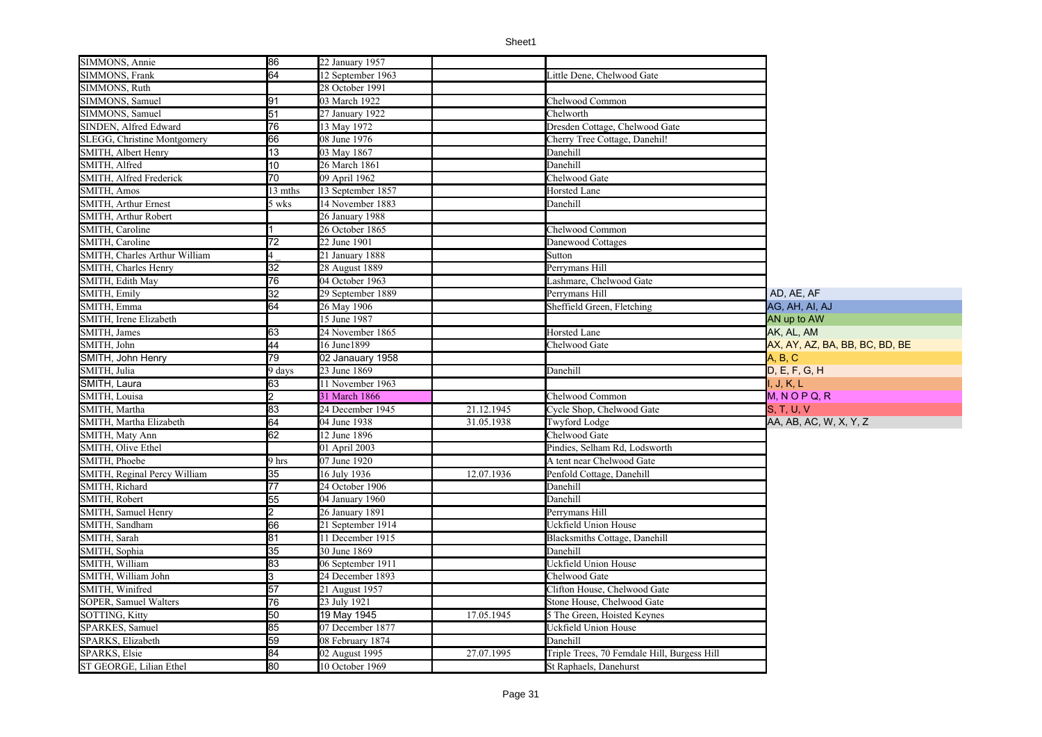| | | | | |
|---|---|---|---|---|
| SIMMONS, Annie | 86 | 22 January 1957 | | |
| SIMMONS, Frank | 64 | 12 September 1963 | | Little Dene, Chelwood Gate |
| SIMMONS, Ruth | | 28 October 1991 | | |
| SIMMONS, Samuel | 91 | 03 March 1922 | | Chelwood Common |
| SIMMONS, Samuel | 51 | 27 January 1922 | | Chelworth |
| SINDEN, Alfred Edward | 76 | 13 May 1972 | | Dresden Cottage, Chelwood Gate |
| SLEGG, Christine Montgomery | 66 | 08 June 1976 | | Cherry Tree Cottage, Danehil! |
| SMITH, Albert Henry | 13 | 03 May 1867 | | Danehill |
| SMITH, Alfred | 10 | 26 March 1861 | | Danehill |
| SMITH, Alfred Frederick | 70 | 09 April 1962 | | Chelwood Gate |
| SMITH, Amos | 13 mths | 13 September 1857 | | Horsted Lane |
| SMITH, Arthur Ernest | 5 wks | 14 November 1883 | | Danehill |
| SMITH, Arthur Robert | | 26 January 1988 | | |
| SMITH, Caroline | 1 | 26 October 1865 | | Chelwood Common |
| SMITH, Caroline | 72 | 22 June 1901 | | Danewood Cottages |
| SMITH, Charles Arthur William | 4 _ | 21 January 1888 | | Sutton |
| SMITH, Charles Henry | 32 | 28 August 1889 | | Perrymans Hill |
| SMITH, Edith May | 76 | 04 October 1963 | | Lashmare, Chelwood Gate |
| SMITH, Emily | 32 | 29 September 1889 | | Perrymans Hill |
| SMITH, Emma | 64 | 26 May 1906 | | Sheffield Green, Fletching |
| SMITH, Irene Elizabeth | | 15 June 1987 | | |
| SMITH, James | 63 | 24 November 1865 | | Horsted Lane |
| SMITH, John | 44 | 16 June1899 | | Chelwood Gate |
| SMITH, John Henry | 79 | 02 Janauary 1958 | | |
| SMITH, Julia | 9 days | 23 June 1869 | | Danehill |
| SMITH, Laura | 63 | 11 November 1963 | | |
| SMITH, Louisa | 2 | 31 March 1866 | | Chelwood Common |
| SMITH, Martha | 83 | 24 December 1945 | 21.12.1945 | Cycle Shop, Chelwood Gate |
| SMITH, Martha Elizabeth | 64 | 04 June 1938 | 31.05.1938 | Twyford Lodge |
| SMITH, Maty Ann | 62 | 12 June 1896 | | Chelwood Gate |
| SMITH, Olive Ethel | | 01 April 2003 | | Pindies, Selham Rd, Lodsworth |
| SMITH, Phoebe | 9 hrs | 07 June 1920 | | A tent near Chelwood Gate |
| SMITH, Reginal Percy William | 35 | 16 July 1936 | 12.07.1936 | Penfold Cottage, Danehill |
| SMITH, Richard | 77 | 24 October 1906 | | Danehill |
| SMITH, Robert | 55 | 04 January 1960 | | Danehill |
| SMITH, Samuel Henry | 2 | 26 January 1891 | | Perrymans Hill |
| SMITH, Sandham | 66 | 21 September 1914 | | Uckfield Union House |
| SMITH, Sarah | 81 | 11 December 1915 | | Blacksmiths Cottage, Danehill |
| SMITH, Sophia | 35 | 30 June 1869 | | Danehill |
| SMITH, William | 83 | 06 September 1911 | | Uckfield Union House |
| SMITH, William John | 3 | 24 December 1893 | | Chelwood Gate |
| SMITH, Winifred | 57 | 21 August 1957 | | Clifton House, Chelwood Gate |
| SOPER, Samuel Walters | 76 | 23 July 1921 | | Stone House, Chelwood Gate |
| SOTTING, Kitty | 50 | 19 May 1945 | 17.05.1945 | 5 The Green, Hoisted Keynes |
| SPARKES, Samuel | 85 | 07 December 1877 | | Uckfield Union House |
| SPARKS, Elizabeth | 59 | 08 February 1874 | | Danehill |
| SPARKS, Elsie | 84 | 02 August 1995 | 27.07.1995 | Triple Trees, 70 Femdale Hill, Burgess Hill |
| ST GEORGE, Lilian Ethel | 80 | 10 October 1969 | | St Raphaels, Danehurst |

AD, AE, AF
AG, AH, AI, AJ
AN up to AW
AK, AL, AM
AX, AY, AZ, BA, BB, BC, BD, BE
A, B, C
D, E, F, G, H
I, J, K, L
M, N O P Q, R
S, T, U, V
AA, AB, AC, W, X, Y, Z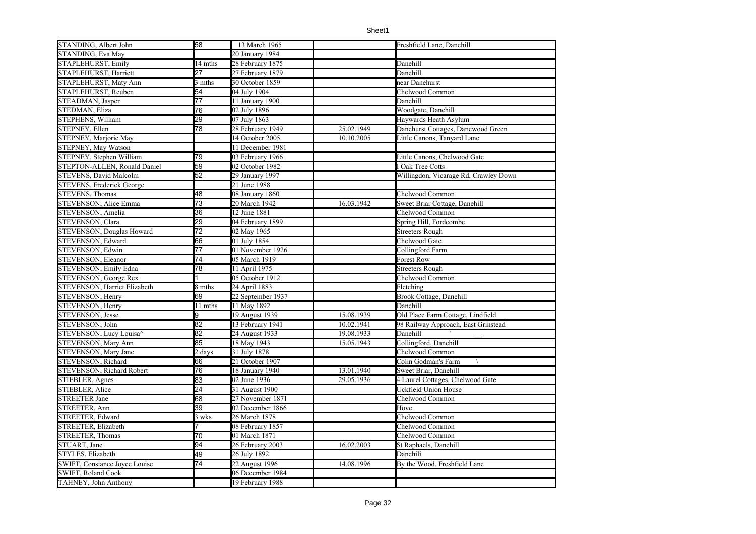| STANDING, Albert John | 58 | 13 March 1965 | | Freshfield Lane, Danehill |
|---|---|---|---|---|
| STANDING, Eva May | | 20 January 1984 | | |
| STAPLEHURST, Emily | 14 mths | 28 February 1875 | | Danehill |
| STAPLEHURST, Harriett | 27 | 27 February 1879 | | Danehill |
| STAPLEHURST, Maty Ann | 3 mths | 30 October 1859 | | near Danehurst |
| STAPLEHURST, Reuben | 54 | 04 July 1904 | | Chelwood Common |
| STEADMAN, Jasper | 77 | 11 January 1900 | | Danehill |
| STEDMAN, Eliza | 76 | 02 July 1896 | | Woodgate, Danehill |
| STEPHENS, William | 29 | 07 July 1863 | | Haywards Heath Asylum |
| STEPNEY, Ellen | 78 | 28 February 1949 | 25.02.1949 | Danehurst Cottages, Danewood Green |
| STEPNEY, Marjorie May | | 14 October 2005 | 10.10.2005 | Little Canons, Tanyard Lane |
| STEPNEY, May Watson | | 11 December 1981 | | |
| STEPNEY, Stephen William | 79 | 03 February 1966 | | Little Canons, Chelwood Gate |
| STEPTON-ALLEN, Ronald Daniel | 59 | 02 October 1982 | | I Oak Tree Cotts |
| STEVENS, David Malcolm | 52 | 29 January 1997 | | Willingdon, Vicarage Rd, Crawley Down |
| STEVENS, Frederick George | | 21 June 1988 | | |
| STEVENS, Thomas | 48 | 08 January 1860 | | Chelwood Common |
| STEVENSON, Alice Emma | 73 | 20 March 1942 | 16.03.1942 | Sweet Briar Cottage, Danehill |
| STEVENSON, Amelia | 36 | 12 June 1881 | | Chelwood Common |
| STEVENSON, Clara | 29 | 04 February 1899 | | Spring Hill, Fordcombe |
| STEVENSON, Douglas Howard | 72 | 02 May 1965 | | Streeters Rough |
| STEVENSON, Edward | 66 | 01 July 1854 | | Chelwood Gate |
| STEVENSON, Edwin | 77 | 01 November 1926 | | Collingford Farm |
| STEVENSON, Eleanor | 74 | 05 March 1919 | | Forest Row |
| STEVENSON, Emily Edna | 78 | 11 April 1975 | | Streeters Rough |
| STEVENSON, George Rex | 1 | 05 October 1912 | | Chelwood Common |
| STEVENSON, Harriet Elizabeth | 8 mths | 24 April 1883 | | Fletching |
| STEVENSON, Henry | 69 | 22 September 1937 | | Brook Cottage, Danehill |
| STEVENSON, Henry | 11 mths | 11 May 1892 | | Danehill |
| STEVENSON, Jesse | 9 | 19 August 1939 | 15.08.1939 | Old Place Farm Cottage, Lindfield |
| STEVENSON, John | 82 | 13 February 1941 | 10.02.1941 | 98 Railway Approach, East Grinstead |
| STEVENSON, Lucy Louisa^ | 82 | 24 August 1933 | 19.08.1933 | Danehill |
| STEVENSON, Mary Ann | 85 | 18 May 1943 | 15.05.1943 | Collingford, Danehill |
| STEVENSON, Mary Jane | 2 days | 31 July 1878 | | Chelwood Common |
| STEVENSON, Richard | 66 | 21 October 1907 | | Colin Godman's Farm |
| STEVENSON, Richard Robert | 76 | 18 January 1940 | 13.01.1940 | Sweet Briar, Danehill |
| STIEBLER, Agnes | 83 | 02 June 1936 | 29.05.1936 | 4 Laurel Cottages, Chelwood Gate |
| STIEBLER, Alice | 24 | 31 August 1900 | | Uckfield Union House |
| STREETER Jane | 68 | 27 November 1871 | | Chelwood Common |
| STREETER, Ann | 39 | 02 December 1866 | | Hove |
| STREETER, Edward | 3 wks | 26 March 1878 | | Chelwood Common |
| STREETER, Elizabeth | 7 | 08 February 1857 | | Chelwood Common |
| STREETER, Thomas | 70 | 01 March 1871 | | Chelwood Common |
| STUART, Jane | 94 | 26 February 2003 | 16,02.2003 | St Raphaels, Danehill |
| STYLES, Elizabeth | 49 | 26 July 1892 | | Danehili |
| SWIFT, Constance Joyce Louise | 74 | 22 August 1996 | 14.08.1996 | By the Wood. Freshfield Lane |
| SWIFT, Roland Cook | | 06 December 1984 | | |
| TAHNEY, John Anthony | | 19 February 1988 | | |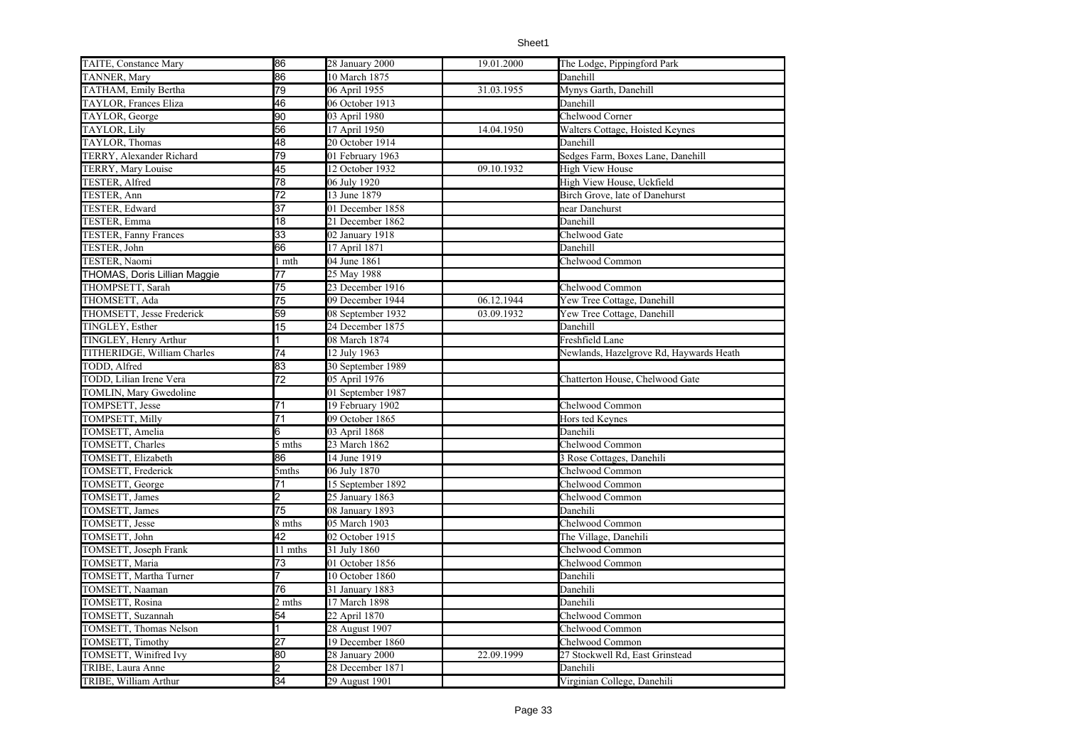| | | | | |
|---|---|---|---|---|
| TAITE, Constance Mary | 86 | 28 January 2000 | 19.01.2000 | The Lodge, Pippingford Park |
| TANNER, Mary | 86 | 10 March 1875 | | Danehill |
| TATHAM, Emily Bertha | 79 | 06 April 1955 | 31.03.1955 | Mynys Garth, Danehill |
| TAYLOR, Frances Eliza | 46 | 06 October 1913 | | Danehill |
| TAYLOR, George | 90 | 03 April 1980 | | Chelwood Corner |
| TAYLOR, Lily | 56 | 17 April 1950 | 14.04.1950 | Walters Cottage, Hoisted Keynes |
| TAYLOR, Thomas | 48 | 20 October 1914 | | Danehill |
| TERRY, Alexander Richard | 79 | 01 February 1963 | | Sedges Farm, Boxes Lane, Danehill |
| TERRY, Mary Louise | 45 | 12 October 1932 | 09.10.1932 | High View House |
| TESTER, Alfred | 78 | 06 July 1920 | | High View House, Uckfield |
| TESTER, Ann | 72 | 13 June 1879 | | Birch Grove, late of Danehurst |
| TESTER, Edward | 37 | 01 December 1858 | | near Danehurst |
| TESTER, Emma | 18 | 21 December 1862 | | Danehill |
| TESTER, Fanny Frances | 33 | 02 January 1918 | | Chelwood Gate |
| TESTER, John | 66 | 17 April 1871 | | Danehill |
| TESTER, Naomi | 1 mth | 04 June 1861 | | Chelwood Common |
| THOMAS, Doris Lillian Maggie | 77 | 25 May 1988 | | |
| THOMPSETT, Sarah | 75 | 23 December 1916 | | Chelwood Common |
| THOMSETT, Ada | 75 | 09 December 1944 | 06.12.1944 | Yew Tree Cottage, Danehill |
| THOMSETT, Jesse Frederick | 59 | 08 September 1932 | 03.09.1932 | Yew Tree Cottage, Danehill |
| TINGLEY, Esther | 15 | 24 December 1875 | | Danehill |
| TINGLEY, Henry Arthur | 1 | 08 March 1874 | | Freshfield Lane |
| TITHERIDGE, William Charles | 74 | 12 July 1963 | | Newlands, Hazelgrove Rd, Haywards Heath |
| TODD, Alfred | 83 | 30 September 1989 | | |
| TODD, Lilian Irene Vera | 72 | 05 April 1976 | | Chatterton House, Chelwood Gate |
| TOMLIN, Mary Gwedoline | | 01 September 1987 | | |
| TOMPSETT, Jesse | 71 | 19 February 1902 | | Chelwood Common |
| TOMPSETT, Milly | 71 | 09 October 1865 | | Hors ted Keynes |
| TOMSETT, Amelia | 6 | 03 April 1868 | | Danehili |
| TOMSETT, Charles | 5 mths | 23 March 1862 | | Chelwood Common |
| TOMSETT, Elizabeth | 86 | 14 June 1919 | | 3 Rose Cottages, Danehili |
| TOMSETT, Frederick | 5mths | 06 July 1870 | | Chelwood Common |
| TOMSETT, George | 71 | 15 September 1892 | | Chelwood Common |
| TOMSETT, James | 2 | 25 January 1863 | | Chelwood Common |
| TOMSETT, James | 75 | 08 January 1893 | | Danehili |
| TOMSETT, Jesse | 8 mths | 05 March 1903 | | Chelwood Common |
| TOMSETT, John | 42 | 02 October 1915 | | The Village, Danehili |
| TOMSETT, Joseph Frank | 11 mths | 31 July 1860 | | Chelwood Common |
| TOMSETT, Maria | 73 | 01 October 1856 | | Chelwood Common |
| TOMSETT, Martha Turner | 7 | 10 October 1860 | | Danehili |
| TOMSETT, Naaman | 76 | 31 January 1883 | | Danehili |
| TOMSETT, Rosina | 2 mths | 17 March 1898 | | Danehili |
| TOMSETT, Suzannah | 54 | 22 April 1870 | | Chelwood Common |
| TOMSETT, Thomas Nelson | 1 | 28 August 1907 | | Chelwood Common |
| TOMSETT, Timothy | 27 | 19 December 1860 | | Chelwood Common |
| TOMSETT, Winifred Ivy | 80 | 28 January 2000 | 22.09.1999 | 27 Stockwell Rd, East Grinstead |
| TRIBE, Laura Anne | 2 | 28 December 1871 | | Danehili |
| TRIBE, William Arthur | 34 | 29 August 1901 | | Virginian College, Danehili |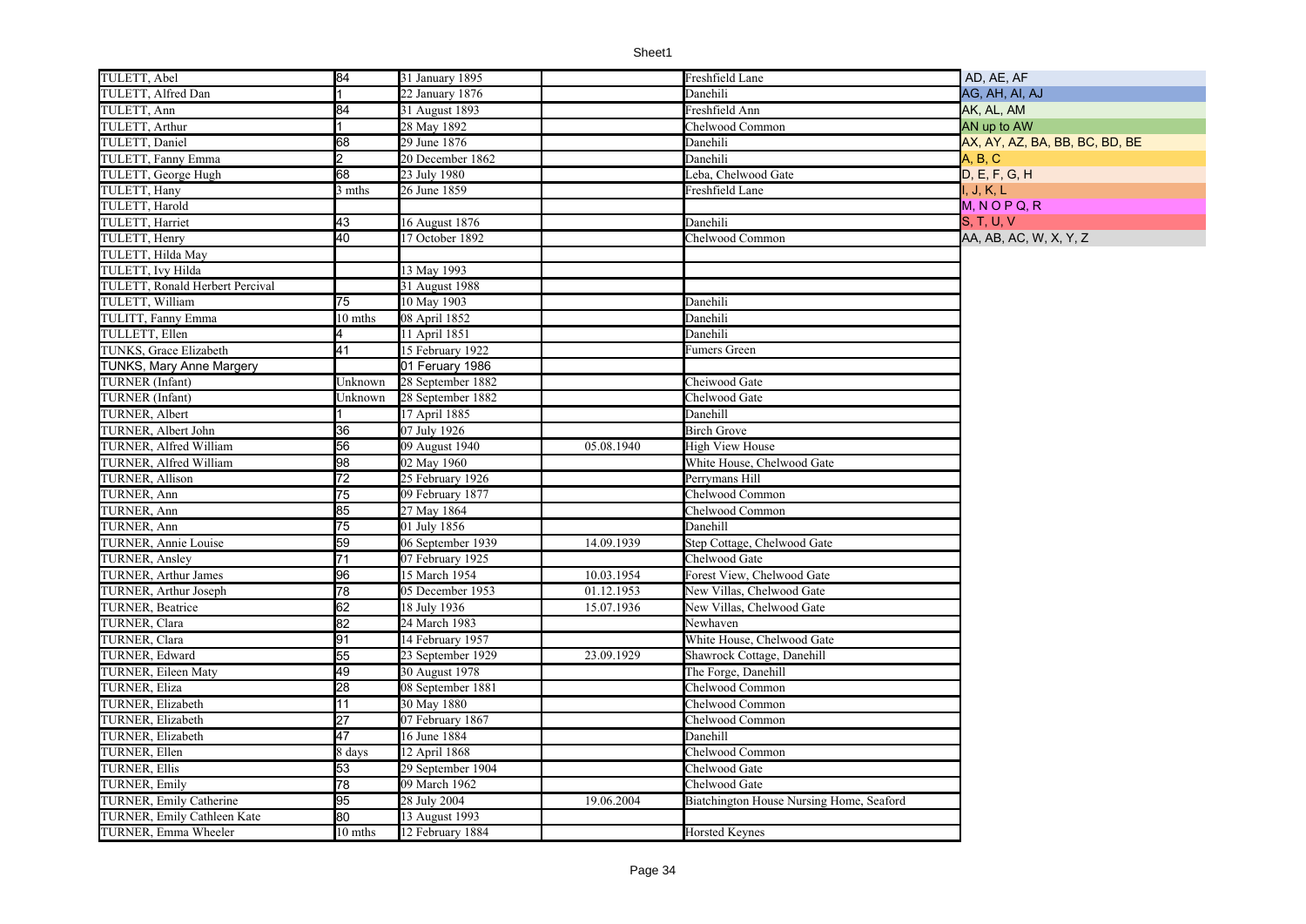| | | | | | |
|---|---|---|---|---|---|
| TULETT, Abel | 84 | 31 January 1895 | | Freshfield Lane | AD, AE, AF |
| TULETT, Alfred Dan | 1 | 22 January 1876 | | Danehili | AG, AH, AI, AJ |
| TULETT, Ann | 84 | 31 August 1893 | | Freshfield Ann | AK, AL, AM |
| TULETT, Arthur | 1 | 28 May 1892 | | Chelwood Common | AN up to AW |
| TULETT, Daniel | 68 | 29 June 1876 | | Danehili | AX, AY, AZ, BA, BB, BC, BD, BE |
| TULETT, Fanny Emma | 2 | 20 December 1862 | | Danehili | A, B, C |
| TULETT, George Hugh | 68 | 23 July 1980 | | Leba, Chelwood Gate | D, E, F, G, H |
| TULETT, Hany | 3 mths | 26 June 1859 | | Freshfield Lane | I, J, K, L |
| TULETT, Harold | | | | | M, N O P Q, R |
| TULETT, Harriet | 43 | 16 August 1876 | | Danehili | S, T, U, V |
| TULETT, Henry | 40 | 17 October 1892 | | Chelwood Common | AA, AB, AC, W, X, Y, Z |
| TULETT, Hilda May | | | | | |
| TULETT, Ivy Hilda | | 13 May 1993 | | | |
| TULETT, Ronald Herbert Percival | | 31 August 1988 | | | |
| TULETT, William | 75 | 10 May 1903 | | Danehili | |
| TULITT, Fanny Emma | 10 mths | 08 April 1852 | | Danehili | |
| TULLETT, Ellen | 4 | 11 April 1851 | | Danehili | |
| TUNKS, Grace Elizabeth | 41 | 15 February 1922 | | Fumers Green | |
| TUNKS, Mary Anne Margery | | 01 Feruary 1986 | | | |
| TURNER (Infant) | Unknown | 28 September 1882 | | Cheiwood Gate | |
| TURNER (Infant) | Unknown | 28 September 1882 | | Chelwood Gate | |
| TURNER, Albert | 1 | 17 April 1885 | | Danehill | |
| TURNER, Albert John | 36 | 07 July 1926 | | Birch Grove | |
| TURNER, Alfred William | 56 | 09 August 1940 | 05.08.1940 | High View House | |
| TURNER, Alfred William | 98 | 02 May 1960 | | White House, Chelwood Gate | |
| TURNER, Allison | 72 | 25 February 1926 | | Perrymans Hill | |
| TURNER, Ann | 75 | 09 February 1877 | | Chelwood Common | |
| TURNER, Ann | 85 | 27 May 1864 | | Chelwood Common | |
| TURNER, Ann | 75 | 01 July 1856 | | Danehill | |
| TURNER, Annie Louise | 59 | 06 September 1939 | 14.09.1939 | Step Cottage, Chelwood Gate | |
| TURNER, Ansley | 71 | 07 February 1925 | | Chelwood Gate | |
| TURNER, Arthur James | 96 | 15 March 1954 | 10.03.1954 | Forest View, Chelwood Gate | |
| TURNER, Arthur Joseph | 78 | 05 December 1953 | 01.12.1953 | New Villas, Chelwood Gate | |
| TURNER, Beatrice | 62 | 18 July 1936 | 15.07.1936 | New Villas, Chelwood Gate | |
| TURNER, Clara | 82 | 24 March 1983 | | Newhaven | |
| TURNER, Clara | 91 | 14 February 1957 | | White House, Chelwood Gate | |
| TURNER, Edward | 55 | 23 September 1929 | 23.09.1929 | Shawrock Cottage, Danehill | |
| TURNER, Eileen Maty | 49 | 30 August 1978 | | The Forge, Danehill | |
| TURNER, Eliza | 28 | 08 September 1881 | | Chelwood Common | |
| TURNER, Elizabeth | 11 | 30 May 1880 | | Chelwood Common | |
| TURNER, Elizabeth | 27 | 07 February 1867 | | Chelwood Common | |
| TURNER, Elizabeth | 47 | 16 June 1884 | | Danehill | |
| TURNER, Ellen | 8 days | 12 April 1868 | | Chelwood Common | |
| TURNER, Ellis | 53 | 29 September 1904 | | Chelwood Gate | |
| TURNER, Emily | 78 | 09 March 1962 | | Chelwood Gate | |
| TURNER, Emily Catherine | 95 | 28 July 2004 | 19.06.2004 | Biatchington House Nursing Home, Seaford | |
| TURNER, Emily Cathleen Kate | 80 | 13 August 1993 | | | |
| TURNER, Emma Wheeler | 10 mths | 12 February 1884 | | Horsted Keynes | |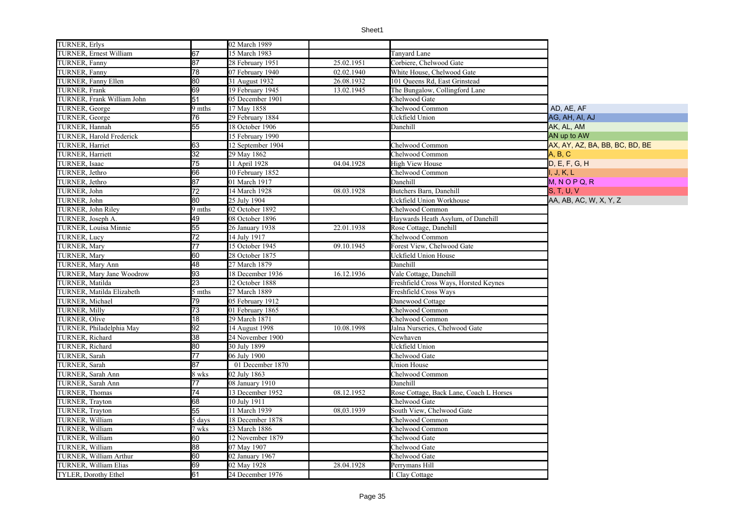| TURNER, Erlys | | 02 March 1989 | | | |
|---|---|---|---|---|---|
| TURNER, Ernest William | 67 | 15 March 1983 | | Tanyard Lane | |
| TURNER, Fanny | 87 | 28 February 1951 | 25.02.1951 | Corbiere, Chelwood Gate | |
| TURNER, Fanny | 78 | 07 February 1940 | 02.02.1940 | White House, Chelwood Gate | |
| TURNER, Fanny Ellen | 80 | 31 August 1932 | 26.08.1932 | 101 Queens Rd, East Grinstead | |
| TURNER, Frank | 69 | 19 February 1945 | 13.02.1945 | The Bungalow, Collingford Lane | |
| TURNER, Frank William John | 51 | 05 December 1901 | | Chelwood Gate | |
| TURNER, George | 9 mths | 17 May 1858 | | Chelwood Common | AD, AE, AF |
| TURNER, George | 76 | 29 February 1884 | | Uckfield Union | AG, AH, AI, AJ |
| TURNER, Hannah | 55 | 18 October 1906 | | Danehill | AK, AL, AM |
| TURNER, Harold Frederick | | 15 February 1990 | | | AN up to AW |
| TURNER, Harriet | 63 | 12 September 1904 | | Chelwood Common | AX, AY, AZ, BA, BB, BC, BD, BE |
| TURNER, Harriett | 32 | 29 May 1862 | | Chelwood Common | A, B, C |
| TURNER, Isaac | 75 | 11 April 1928 | 04.04.1928 | High View House | D, E, F, G, H |
| TURNER, Jethro | 66 | 10 February 1852 | | Chelwood Common | I, J, K, L |
| TURNER, Jethro | 87 | 01 March 1917 | | Danehill | M, N O P Q, R |
| TURNER, John | 72 | 14 March 1928 | 08.03.1928 | Butchers Barn, Danehill | S, T, U, V |
| TURNER, John | 80 | 25 July 1904 | | Uckfield Union Workhouse | AA, AB, AC, W, X, Y, Z |
| TURNER, John Riley | 9 mths | 02 October 1892 | | Chelwood Common | |
| TURNER, Joseph A. | 49 | 08 October 1896 | | Haywards Heath Asylum, of Danehill | |
| TURNER, Louisa Minnie | 55 | 26 January 1938 | 22.01.1938 | Rose Cottage, Danehill | |
| TURNER, Lucy | 72 | 14 July 1917 | | Chelwood Common | |
| TURNER, Mary | 77 | 15 October 1945 | 09.10.1945 | Forest View, Chelwood Gate | |
| TURNER, Mary | 60 | 28 October 1875 | | Uckfield Union House | |
| TURNER, Mary Ann | 48 | 27 March 1879 | | Danehill | |
| TURNER, Mary Jane Woodrow | 93 | 18 December 1936 | 16.12.1936 | Vale Cottage, Danehill | |
| TURNER, Matilda | 23 | 12 October 1888 | | Freshfield Cross Ways, Horsted Keynes | |
| TURNER, Matilda Elizabeth | 5 mths | 27 March 1889 | | Freshfield Cross Ways | |
| TURNER, Michael | 79 | 05 February 1912 | | Danewood Cottage | |
| TURNER, Milly | 73 | 01 February 1865 | | Chelwood Common | |
| TURNER, Olive | 18 | 29 March 1871 | | Chelwood Common | |
| TURNER, Philadelphia May | 92 | 14 August 1998 | 10.08.1998 | Jalna Nurseries, Chelwood Gate | |
| TURNER, Richard | 38 | 24 November 1900 | | Newhaven | |
| TURNER, Richard | 80 | 30 July 1899 | | Uckfield Union | |
| TURNER, Sarah | 77 | 06 July 1900 | | Chelwood Gate | |
| TURNER, Sarah | 87 | 01 December 1870 | | Union House | |
| TURNER, Sarah Ann | 8 wks | 02 July 1863 | | Chelwood Common | |
| TURNER, Sarah Ann | 77 | 08 January 1910 | | Danehill | |
| TURNER, Thomas | 74 | 13 December 1952 | 08.12.1952 | Rose Cottage, Back Lane, Coach L Horses | |
| TURNER, Trayton | 68 | 10 July 1911 | | Chelwood Gate | |
| TURNER, Trayton | 55 | 11 March 1939 | 08,03.1939 | South View, Chelwood Gate | |
| TURNER, William | 5 days | 18 December 1878 | | Chelwood Common | |
| TURNER, William | 7 wks | 23 March 1886 | | Chelwood Common | |
| TURNER, William | 60 | 12 November 1879 | | Chelwood Gate | |
| TURNER, William | 88 | 07 May 1907 | | Chelwood Gate | |
| TURNER, William Arthur | 60 | 02 January 1967 | | Chelwood Gate | |
| TURNER, William Elias | 69 | 02 May 1928 | 28.04.1928 | Perrymans Hill | |
| TYLER, Dorothy Ethel | 61 | 24 December 1976 | | 1 Clay Cottage | |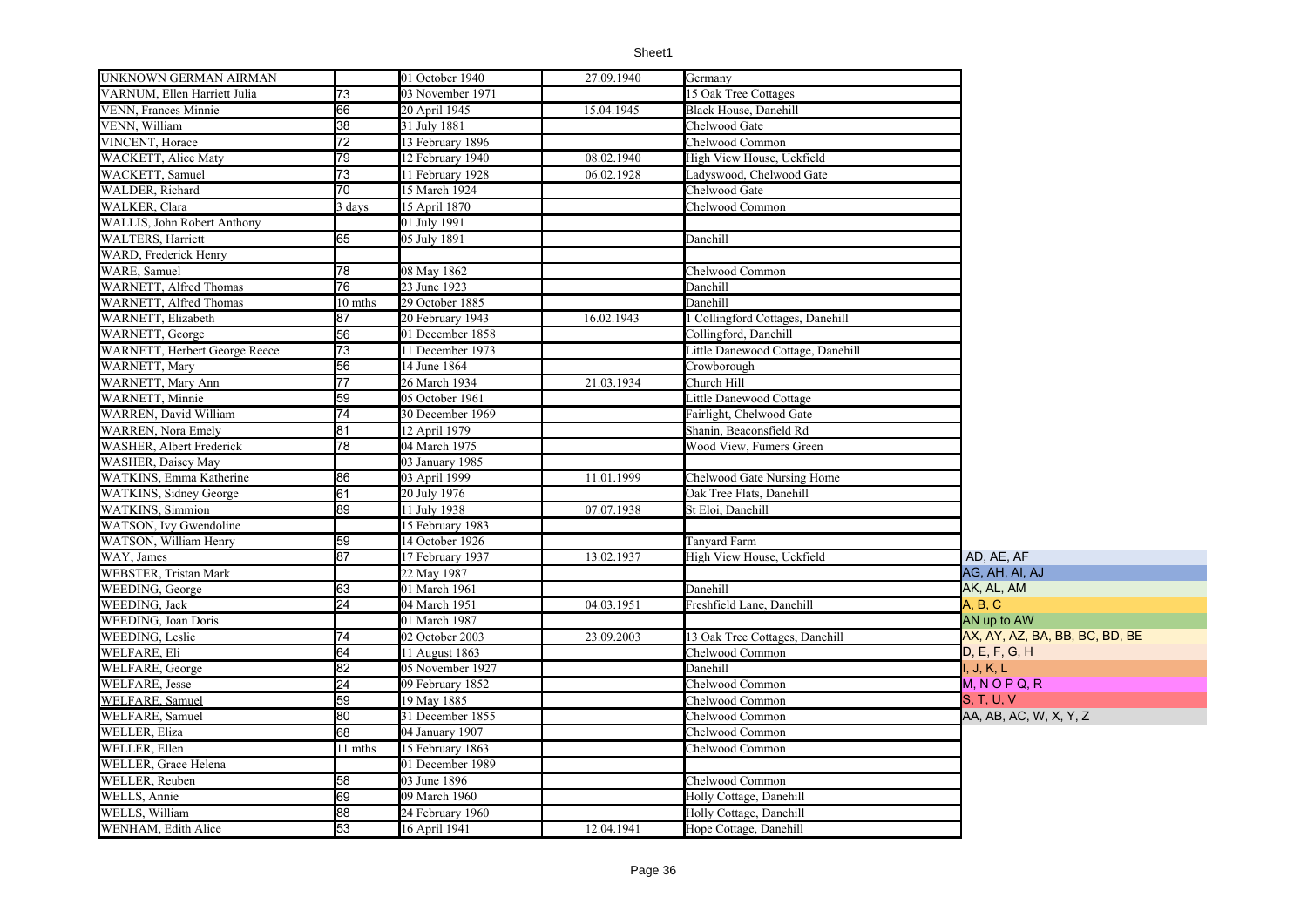| UNKNOWN GERMAN AIRMAN | | 01 October 1940 | 27.09.1940 | Germany |
|---|---|---|---|---|
| VARNUM, Ellen Harriett Julia | 73 | 03 November 1971 | | 15 Oak Tree Cottages |
| VENN, Frances Minnie | 66 | 20 April 1945 | 15.04.1945 | Black House, Danehill |
| VENN, William | 38 | 31 July 1881 | | Chelwood Gate |
| VINCENT, Horace | 72 | 13 February 1896 | | Chelwood Common |
| WACKETT, Alice Maty | 79 | 12 February 1940 | 08.02.1940 | High View House, Uckfield |
| WACKETT, Samuel | 73 | 11 February 1928 | 06.02.1928 | Ladyswood, Chelwood Gate |
| WALDER, Richard | 70 | 15 March 1924 | | Chelwood Gate |
| WALKER, Clara | 3 days | 15 April 1870 | | Chelwood Common |
| WALLIS, John Robert Anthony | | 01 July 1991 | | |
| WALTERS, Harriett | 65 | 05 July 1891 | | Danehill |
| WARD, Frederick Henry | | | | |
| WARE, Samuel | 78 | 08 May 1862 | | Chelwood Common |
| WARNETT, Alfred Thomas | 76 | 23 June 1923 | | Danehill |
| WARNETT, Alfred Thomas | 10 mths | 29 October 1885 | | Danehill |
| WARNETT, Elizabeth | 87 | 20 February 1943 | 16.02.1943 | 1 Collingford Cottages, Danehill |
| WARNETT, George | 56 | 01 December 1858 | | Collingford, Danehill |
| WARNETT, Herbert George Reece | 73 | 11 December 1973 | | Little Danewood Cottage, Danehill |
| WARNETT, Mary | 56 | 14 June 1864 | | Crowborough |
| WARNETT, Mary Ann | 77 | 26 March 1934 | 21.03.1934 | Church Hill |
| WARNETT, Minnie | 59 | 05 October 1961 | | Little Danewood Cottage |
| WARREN, David William | 74 | 30 December 1969 | | Fairlight, Chelwood Gate |
| WARREN, Nora Emely | 81 | 12 April 1979 | | Shanin, Beaconsfield Rd |
| WASHER, Albert Frederick | 78 | 04 March 1975 | | Wood View, Fumers Green |
| WASHER, Daisey May | | 03 January 1985 | | |
| WATKINS, Emma Katherine | 86 | 03 April 1999 | 11.01.1999 | Chelwood Gate Nursing Home |
| WATKINS, Sidney George | 61 | 20 July 1976 | | Oak Tree Flats, Danehill |
| WATKINS, Simmion | 89 | 11 July 1938 | 07.07.1938 | St Eloi, Danehill |
| WATSON, Ivy Gwendoline | | 15 February 1983 | | |
| WATSON, William Henry | 59 | 14 October 1926 | | Tanyard Farm |
| WAY, James | 87 | 17 February 1937 | 13.02.1937 | High View House, Uckfield |
| WEBSTER, Tristan Mark | | 22 May 1987 | | |
| WEEDING, George | 63 | 01 March 1961 | | Danehill |
| WEEDING, Jack | 24 | 04 March 1951 | 04.03.1951 | Freshfield Lane, Danehill |
| WEEDING, Joan Doris | | 01 March 1987 | | |
| WEEDING, Leslie | 74 | 02 October 2003 | 23.09.2003 | 13 Oak Tree Cottages, Danehill |
| WELFARE, Eli | 64 | 11 August 1863 | | Chelwood Common |
| WELFARE, George | 82 | 05 November 1927 | | Danehill |
| WELFARE, Jesse | 24 | 09 February 1852 | | Chelwood Common |
| WELFARE, Samuel | 59 | 19 May 1885 | | Chelwood Common |
| WELFARE, Samuel | 80 | 31 December 1855 | | Chelwood Common |
| WELLER, Eliza | 68 | 04 January 1907 | | Chelwood Common |
| WELLER, Ellen | 11 mths | 15 February 1863 | | Chelwood Common |
| WELLER, Grace Helena | | 01 December 1989 | | |
| WELLER, Reuben | 58 | 03 June 1896 | | Chelwood Common |
| WELLS, Annie | 69 | 09 March 1960 | | Holly Cottage, Danehill |
| WELLS, William | 88 | 24 February 1960 | | Holly Cottage, Danehill |
| WENHAM, Edith Alice | 53 | 16 April 1941 | 12.04.1941 | Hope Cottage, Danehill |

AD, AE, AF
AG, AH, AI, AJ
AK, AL, AM
A, B, C
AN up to AW
AX, AY, AZ, BA, BB, BC, BD, BE
D, E, F, G, H
I, J, K, L
M, N O P Q, R
S, T, U, V
AA, AB, AC, W, X, Y, Z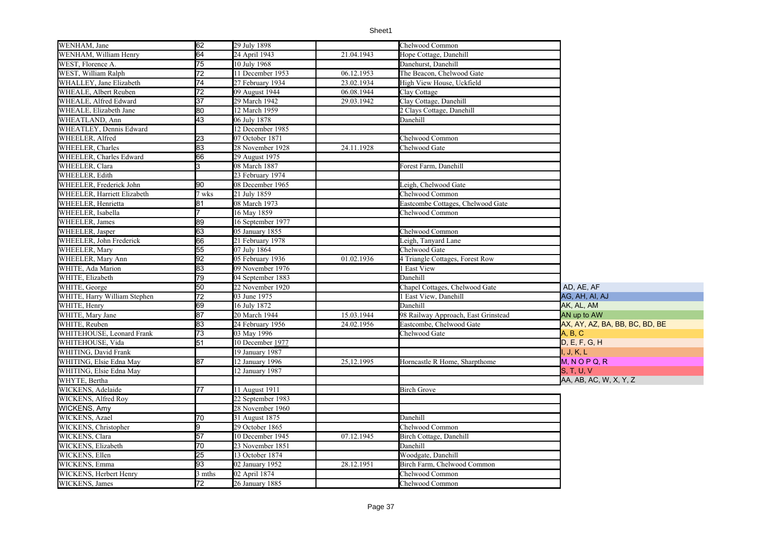| | | | | | |
|---|---|---|---|---|---|
| WENHAM, Jane | 62 | 29 July 1898 | | Chelwood Common | |
| WENHAM, William Henry | 64 | 24 April 1943 | 21.04.1943 | Hope Cottage, Danehill | |
| WEST, Florence A. | 75 | 10 July 1968 | | Danehurst, Danehill | |
| WEST, William Ralph | 72 | 11 December 1953 | 06.12.1953 | The Beacon, Chelwood Gate | |
| WHALLEY, Jane Elizabeth | 74 | 27 February 1934 | 23.02.1934 | High View House, Uckfield | |
| WHEALE, Albert Reuben | 72 | 09 August 1944 | 06.08.1944 | Clay Cottage | |
| WHEALE, Alfred Edward | 37 | 29 March 1942 | 29.03.1942 | Clay Cottage, Danehill | |
| WHEALE, Elizabeth Jane | 80 | 12 March 1959 | | 2 Clays Cottage, Danehill | |
| WHEATLAND, Ann | 43 | 06 July 1878 | | Danehill | |
| WHEATLEY, Dennis Edward | | 12 December 1985 | | | |
| WHEELER, Alfred | 23 | 07 October 1871 | | Chelwood Common | |
| WHEELER, Charles | 83 | 28 November 1928 | 24.11.1928 | Chelwood Gate | |
| WHEELER, Charles Edward | 66 | 29 August 1975 | | | |
| WHEELER, Clara | 3 | 08 March 1887 | | Forest Farm, Danehill | |
| WHEELER, Edith | | 23 February 1974 | | | |
| WHEELER, Frederick John | 90 | 08 December 1965 | | Leigh, Chelwood Gate | |
| WHEELER, Harriett Elizabeth | 7 wks | 21 July 1859 | | Chelwood Common | |
| WHEELER, Henrietta | 81 | 08 March 1973 | | Eastcombe Cottages, Chelwood Gate | |
| WHEELER, Isabella | 7 | 16 May 1859 | | Chelwood Common | |
| WHEELER, James | 89 | 16 September 1977 | | | |
| WHEELER, Jasper | 63 | 05 January 1855 | | Chelwood Common | |
| WHEELER, John Frederick | 66 | 21 February 1978 | | Leigh, Tanyard Lane | |
| WHEELER, Mary | 55 | 07 July 1864 | | Chelwood Gate | |
| WHEELER, Mary Ann | 92 | 05 February 1936 | 01.02.1936 | 4 Triangle Cottages, Forest Row | |
| WHITE, Ada Marion | 83 | 09 November 1976 | | 1 East View | |
| WHITE, Elizabeth | 79 | 04 September 1883 | | Danehill | |
| WHITE, George | 50 | 22 November 1920 | | Chapel Cottages, Chelwood Gate | AD, AE, AF |
| WHITE, Harry William Stephen | 72 | 03 June 1975 | | 1 East View, Danehill | AG, AH, AI, AJ |
| WHITE, Henry | 69 | 16 July 1872 | | Danehill | AK, AL, AM |
| WHITE, Mary Jane | 87 | 20 March 1944 | 15.03.1944 | 98 Railway Approach, East Grinstead | AN up to AW |
| WHITE, Reuben | 83 | 24 February 1956 | 24.02.1956 | Eastcombe, Chelwood Gate | AX, AY, AZ, BA, BB, BC, BD, BE |
| WHITEHOUSE, Leonard Frank | 73 | 03 May 1996 | | Chelwood Gate | A, B, C |
| WHITEHOUSE, Vida | 51 | 10 December 1977 | | | D, E, F, G, H |
| WHITING, David Frank | | 19 January 1987 | | | I, J, K, L |
| WHITING, Elsie Edna May | 87 | 12 January 1996 | 25,12.1995 | Horncastle R Home, Sharpthome | M, N O P Q, R |
| WHITING, Elsie Edna May | | 12 January 1987 | | | S, T, U, V |
| WHYTE, Bertha | | | | | AA, AB, AC, W, X, Y, Z |
| WICKENS, Adelaide | 77 | 11 August 1911 | | Birch Grove | |
| WICKENS, Alfred Roy | | 22 September 1983 | | | |
| WICKENS, Amy | | 28 November 1960 | | | |
| WICKENS, Azael | 70 | 31 August 1875 | | Danehill | |
| WICKENS, Christopher | 9 | 29 October 1865 | | Chelwood Common | |
| WICKENS, Clara | 57 | 10 December 1945 | 07.12.1945 | Birch Cottage, Danehill | |
| WICKENS, Elizabeth | 70 | 23 November 1851 | | Danehill | |
| WICKENS, Ellen | 25 | 13 October 1874 | | Woodgate, Danehill | |
| WICKENS, Emma | 93 | 02 January 1952 | 28.12.1951 | Birch Farm, Chelwood Common | |
| WICKENS, Herbert Henry | 3 mths | 02 April 1874 | | Chelwood Common | |
| WICKENS, James | 72 | 26 January 1885 | | Chelwood Common | |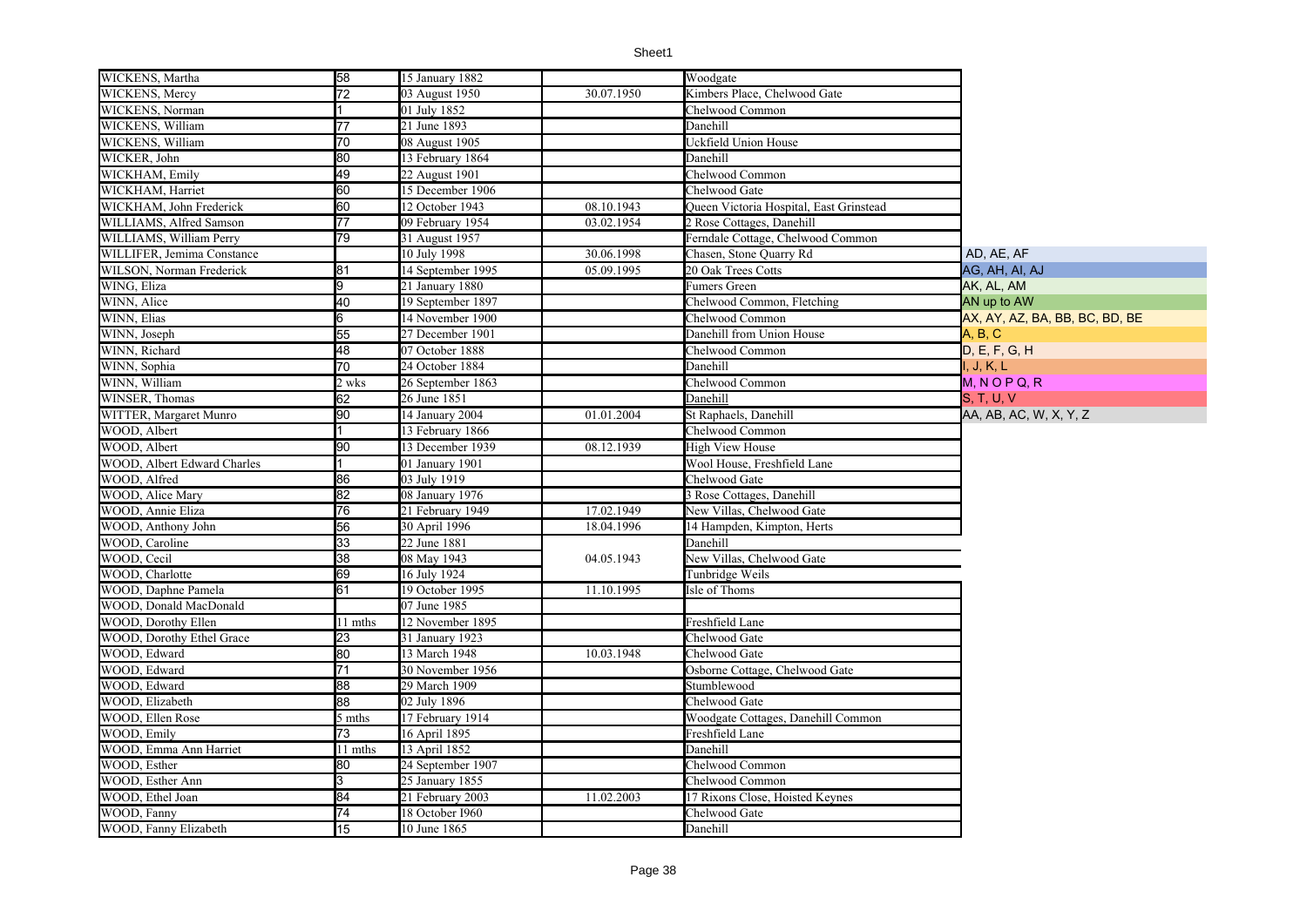| | | | | | |
|---|---|---|---|---|---|
| WICKENS, Martha | 58 | 15 January 1882 | | Woodgate | |
| WICKENS, Mercy | 72 | 03 August 1950 | 30.07.1950 | Kimbers Place, Chelwood Gate | |
| WICKENS, Norman | 1 | 01 July 1852 | | Chelwood Common | |
| WICKENS, William | 77 | 21 June 1893 | | Danehill | |
| WICKENS, William | 70 | 08 August 1905 | | Uckfield Union House | |
| WICKER, John | 80 | 13 February 1864 | | Danehill | |
| WICKHAM, Emily | 49 | 22 August 1901 | | Chelwood Common | |
| WICKHAM, Harriet | 60 | 15 December 1906 | | Chelwood Gate | |
| WICKHAM, John Frederick | 60 | 12 October 1943 | 08.10.1943 | Queen Victoria Hospital, East Grinstead | |
| WILLIAMS, Alfred Samson | 77 | 09 February 1954 | 03.02.1954 | 2 Rose Cottages, Danehill | |
| WILLIAMS, William Perry | 79 | 31 August 1957 | | Ferndale Cottage, Chelwood Common | |
| WILLIFER, Jemima Constance | | 10 July 1998 | 30.06.1998 | Chasen, Stone Quarry Rd | AD, AE, AF |
| WILSON, Norman Frederick | 81 | 14 September 1995 | 05.09.1995 | 20 Oak Trees Cotts | AG, AH, AI, AJ |
| WING, Eliza | 9 | 21 January 1880 | | Fumers Green | AK, AL, AM |
| WINN, Alice | 40 | 19 September 1897 | | Chelwood Common, Fletching | AN up to AW |
| WINN, Elias | 6 | 14 November 1900 | | Chelwood Common | AX, AY, AZ, BA, BB, BC, BD, BE |
| WINN, Joseph | 55 | 27 December 1901 | | Danehill from Union House | A, B, C |
| WINN, Richard | 48 | 07 October 1888 | | Chelwood Common | D, E, F, G, H |
| WINN, Sophia | 70 | 24 October 1884 | | Danehill | I, J, K, L |
| WINN, William | 2 wks | 26 September 1863 | | Chelwood Common | M, N O P Q, R |
| WINSER, Thomas | 62 | 26 June 1851 | | Danehill | S, T, U, V |
| WITTER, Margaret Munro | 90 | 14 January 2004 | 01.01.2004 | St Raphaels, Danehill | AA, AB, AC, W, X, Y, Z |
| WOOD, Albert | 1 | 13 February 1866 | | Chelwood Common | |
| WOOD, Albert | 90 | 13 December 1939 | 08.12.1939 | High View House | |
| WOOD, Albert Edward Charles | 1 | 01 January 1901 | | Wool House, Freshfield Lane | |
| WOOD, Alfred | 86 | 03 July 1919 | | Chelwood Gate | |
| WOOD, Alice Mary | 82 | 08 January 1976 | | 3 Rose Cottages, Danehill | |
| WOOD, Annie Eliza | 76 | 21 February 1949 | 17.02.1949 | New Villas, Chelwood Gate | |
| WOOD, Anthony John | 56 | 30 April 1996 | 18.04.1996 | 14 Hampden, Kimpton, Herts | |
| WOOD, Caroline | 33 | 22 June 1881 | | Danehill | |
| WOOD, Cecil | 38 | 08 May 1943 | 04.05.1943 | New Villas, Chelwood Gate | |
| WOOD, Charlotte | 69 | 16 July 1924 | | Tunbridge Weils | |
| WOOD, Daphne Pamela | 61 | 19 October 1995 | 11.10.1995 | Isle of Thoms | |
| WOOD, Donald MacDonald | | 07 June 1985 | | | |
| WOOD, Dorothy Ellen | 11 mths | 12 November 1895 | | Freshfield Lane | |
| WOOD, Dorothy Ethel Grace | 23 | 31 January 1923 | | Chelwood Gate | |
| WOOD, Edward | 80 | 13 March 1948 | 10.03.1948 | Chelwood Gate | |
| WOOD, Edward | 71 | 30 November 1956 | | Osborne Cottage, Chelwood Gate | |
| WOOD, Edward | 88 | 29 March 1909 | | Stumblewood | |
| WOOD, Elizabeth | 88 | 02 July 1896 | | Chelwood Gate | |
| WOOD, Ellen Rose | 5 mths | 17 February 1914 | | Woodgate Cottages, Danehill Common | |
| WOOD, Emily | 73 | 16 April 1895 | | Freshfield Lane | |
| WOOD, Emma Ann Harriet | 11 mths | 13 April 1852 | | Danehill | |
| WOOD, Esther | 80 | 24 September 1907 | | Chelwood Common | |
| WOOD, Esther Ann | 3 | 25 January 1855 | | Chelwood Common | |
| WOOD, Ethel Joan | 84 | 21 February 2003 | 11.02.2003 | 17 Rixons Close, Hoisted Keynes | |
| WOOD, Fanny | 74 | 18 October 1960 | | Chelwood Gate | |
| WOOD, Fanny Elizabeth | 15 | 10 June 1865 | | Danehill | |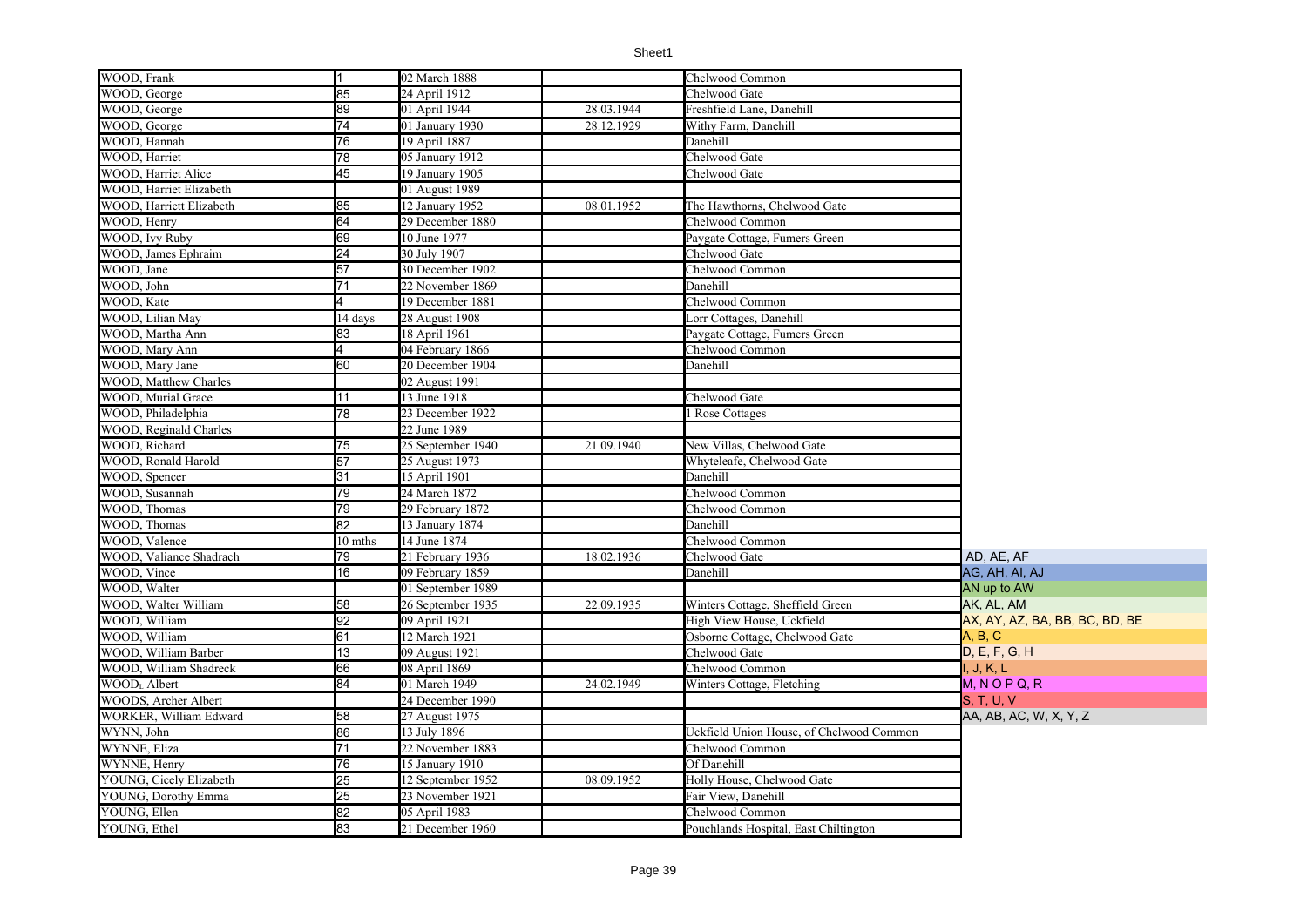| | | | | | |
|---|---|---|---|---|---|
| WOOD, Frank | 1 | 02 March 1888 | | Chelwood Common | |
| WOOD, George | 85 | 24 April 1912 | | Chelwood Gate | |
| WOOD, George | 89 | 01 April 1944 | 28.03.1944 | Freshfield Lane, Danehill | |
| WOOD, George | 74 | 01 January 1930 | 28.12.1929 | Withy Farm, Danehill | |
| WOOD, Hannah | 76 | 19 April 1887 | | Danehill | |
| WOOD, Harriet | 78 | 05 January 1912 | | Chelwood Gate | |
| WOOD, Harriet Alice | 45 | 19 January 1905 | | Chelwood Gate | |
| WOOD, Harriet Elizabeth | | 01 August 1989 | | | |
| WOOD, Harriett Elizabeth | 85 | 12 January 1952 | 08.01.1952 | The Hawthorns, Chelwood Gate | |
| WOOD, Henry | 64 | 29 December 1880 | | Chelwood Common | |
| WOOD, Ivy Ruby | 69 | 10 June 1977 | | Paygate Cottage, Fumers Green | |
| WOOD, James Ephraim | 24 | 30 July 1907 | | Chelwood Gate | |
| WOOD, Jane | 57 | 30 December 1902 | | Chelwood Common | |
| WOOD, John | 71 | 22 November 1869 | | Danehill | |
| WOOD, Kate | 4 | 19 December 1881 | | Chelwood Common | |
| WOOD, Lilian May | 14 days | 28 August 1908 | | Lorr Cottages, Danehill | |
| WOOD, Martha Ann | 83 | 18 April 1961 | | Paygate Cottage, Fumers Green | |
| WOOD, Mary Ann | 4 | 04 February 1866 | | Chelwood Common | |
| WOOD, Mary Jane | 60 | 20 December 1904 | | Danehill | |
| WOOD, Matthew Charles | | 02 August 1991 | | | |
| WOOD, Murial Grace | 11 | 13 June 1918 | | Chelwood Gate | |
| WOOD, Philadelphia | 78 | 23 December 1922 | | 1 Rose Cottages | |
| WOOD, Reginald Charles | | 22 June 1989 | | | |
| WOOD, Richard | 75 | 25 September 1940 | 21.09.1940 | New Villas, Chelwood Gate | |
| WOOD, Ronald Harold | 57 | 25 August 1973 | | Whyteleafe, Chelwood Gate | |
| WOOD, Spencer | 31 | 15 April 1901 | | Danehill | |
| WOOD, Susannah | 79 | 24 March 1872 | | Chelwood Common | |
| WOOD, Thomas | 79 | 29 February 1872 | | Chelwood Common | |
| WOOD, Thomas | 82 | 13 January 1874 | | Danehill | |
| WOOD, Valence | 10 mths | 14 June 1874 | | Chelwood Common | |
| WOOD, Valiance Shadrach | 79 | 21 February 1936 | 18.02.1936 | Chelwood Gate | AD, AE, AF |
| WOOD, Vince | 16 | 09 February 1859 | | Danehill | AG, AH, AI, AJ |
| WOOD, Walter | | 01 September 1989 | | | AN up to AW |
| WOOD, Walter William | 58 | 26 September 1935 | 22.09.1935 | Winters Cottage, Sheffield Green | AK, AL, AM |
| WOOD, William | 92 | 09 April 1921 | | High View House, Uckfield | AX, AY, AZ, BA, BB, BC, BD, BE |
| WOOD, William | 61 | 12 March 1921 | | Osborne Cottage, Chelwood Gate | A, B, C |
| WOOD, William Barber | 13 | 09 August 1921 | | Chelwood Gate | D, E, F, G, H |
| WOOD, William Shadreck | 66 | 08 April 1869 | | Chelwood Common | I, J, K, L |
| WOODs, Albert | 84 | 01 March 1949 | 24.02.1949 | Winters Cottage, Fletching | M, N O P Q, R |
| WOODS, Archer Albert | | 24 December 1990 | | | S, T, U, V |
| WORKER, William Edward | 58 | 27 August 1975 | | | AA, AB, AC, W, X, Y, Z |
| WYNN, John | 86 | 13 July 1896 | | Uckfield Union House, of Chelwood Common | |
| WYNNE, Eliza | 71 | 22 November 1883 | | Chelwood Common | |
| WYNNE, Henry | 76 | 15 January 1910 | | Of Danehill | |
| YOUNG, Cicely Elizabeth | 25 | 12 September 1952 | 08.09.1952 | Holly House, Chelwood Gate | |
| YOUNG, Dorothy Emma | 25 | 23 November 1921 | | Fair View, Danehill | |
| YOUNG, Ellen | 82 | 05 April 1983 | | Chelwood Common | |
| YOUNG, Ethel | 83 | 21 December 1960 | | Pouchlands Hospital, East Chiltington | |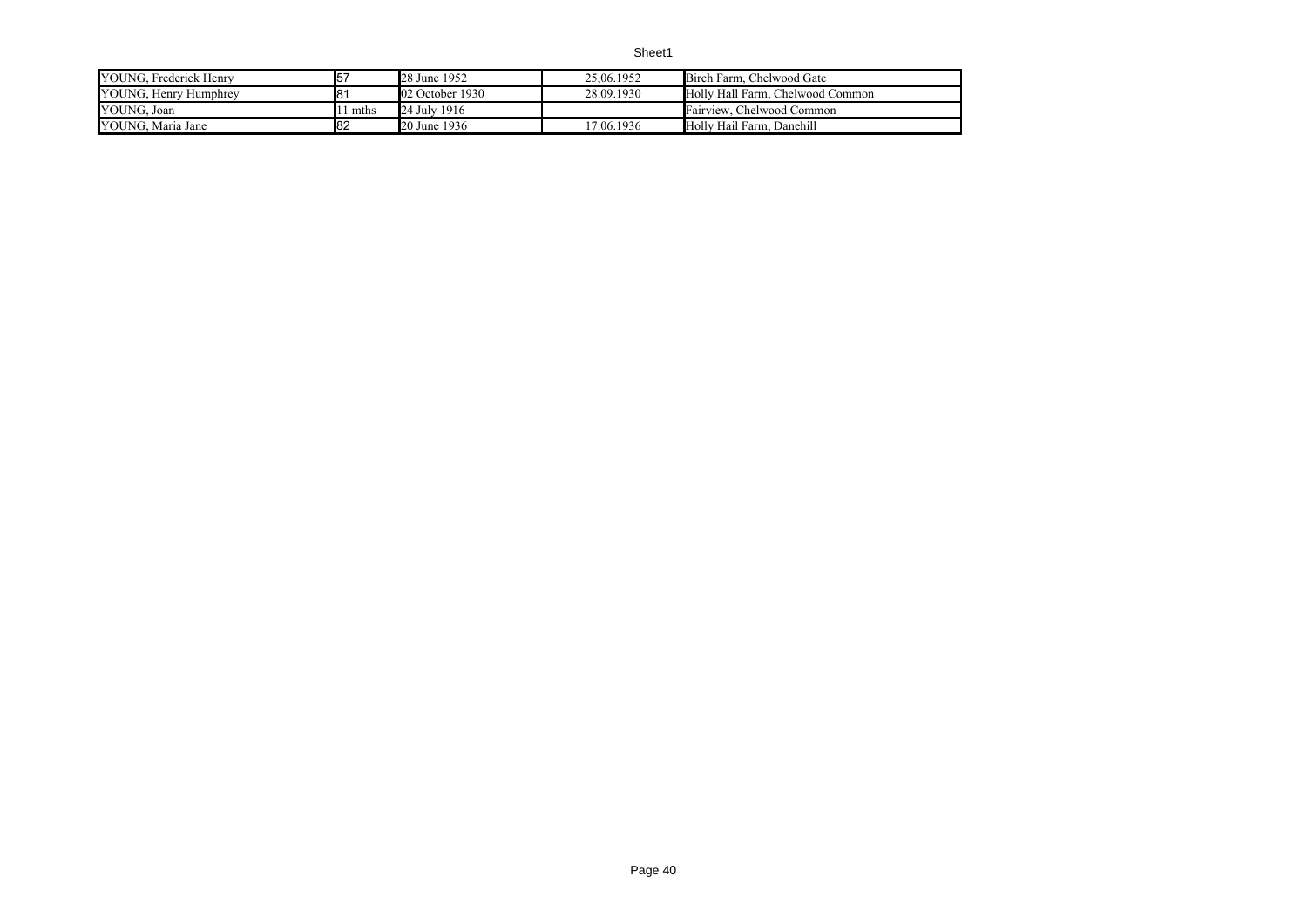| | | | | |
|---|---|---|---|---|
| YOUNG, Frederick Henry | 57 | 28 June 1952 | 25,06.1952 | Birch Farm, Chelwood Gate |
| YOUNG, Henry Humphrey | 81 | 02 October 1930 | 28.09.1930 | Holly Hall Farm, Chelwood Common |
| YOUNG, Joan | 11 mths | 24 July 1916 | | Fairview, Chelwood Common |
| YOUNG, Maria Jane | 82 | 20 June 1936 | 17.06.1936 | Holly Hail Farm, Danehill |